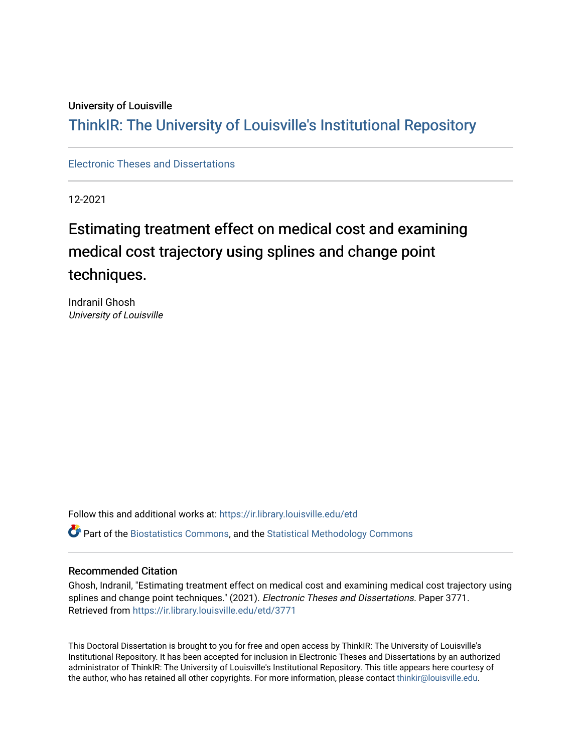University of Louisville

# ThinkIR: The University of Louisville's Institutional Repository

Electronic Theses and Dissertations

12-2021

# Estimating treatment effect on medical cost and examining medical cost trajectory using splines and change point techniques.

Indranil Ghosh
*University of Louisville*

Follow this and additional works at: https://ir.library.louisville.edu/etd

Part of the Biostatistics Commons, and the Statistical Methodology Commons

## Recommended Citation

Ghosh, Indranil, "Estimating treatment effect on medical cost and examining medical cost trajectory using splines and change point techniques." (2021). *Electronic Theses and Dissertations.* Paper 3771.
Retrieved from https://ir.library.louisville.edu/etd/3771

This Doctoral Dissertation is brought to you for free and open access by ThinkIR: The University of Louisville's Institutional Repository. It has been accepted for inclusion in Electronic Theses and Dissertations by an authorized administrator of ThinkIR: The University of Louisville's Institutional Repository. This title appears here courtesy of the author, who has retained all other copyrights. For more information, please contact thinkir@louisville.edu.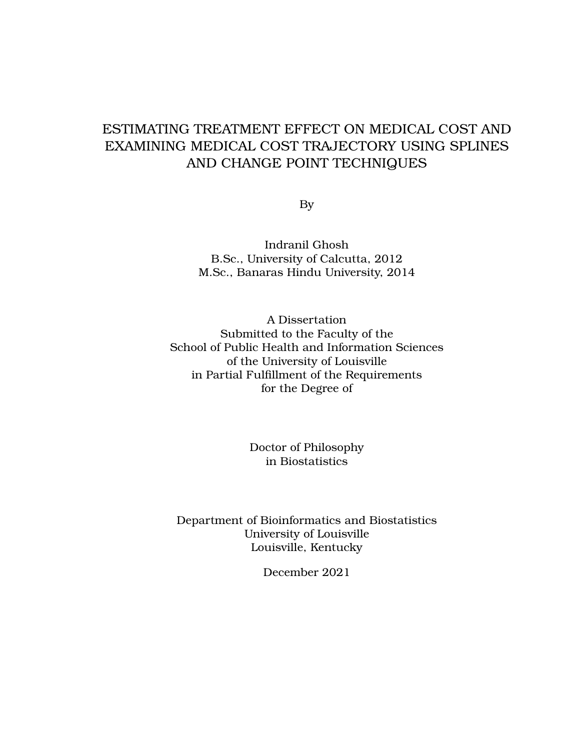# ESTIMATING TREATMENT EFFECT ON MEDICAL COST AND EXAMINING MEDICAL COST TRAJECTORY USING SPLINES AND CHANGE POINT TECHNIQUES

By

Indranil Ghosh
B.Sc., University of Calcutta, 2012
M.Sc., Banaras Hindu University, 2014

A Dissertation
Submitted to the Faculty of the
School of Public Health and Information Sciences
of the University of Louisville
in Partial Fulfillment of the Requirements
for the Degree of

Doctor of Philosophy
in Biostatistics

Department of Bioinformatics and Biostatistics
University of Louisville
Louisville, Kentucky

December 2021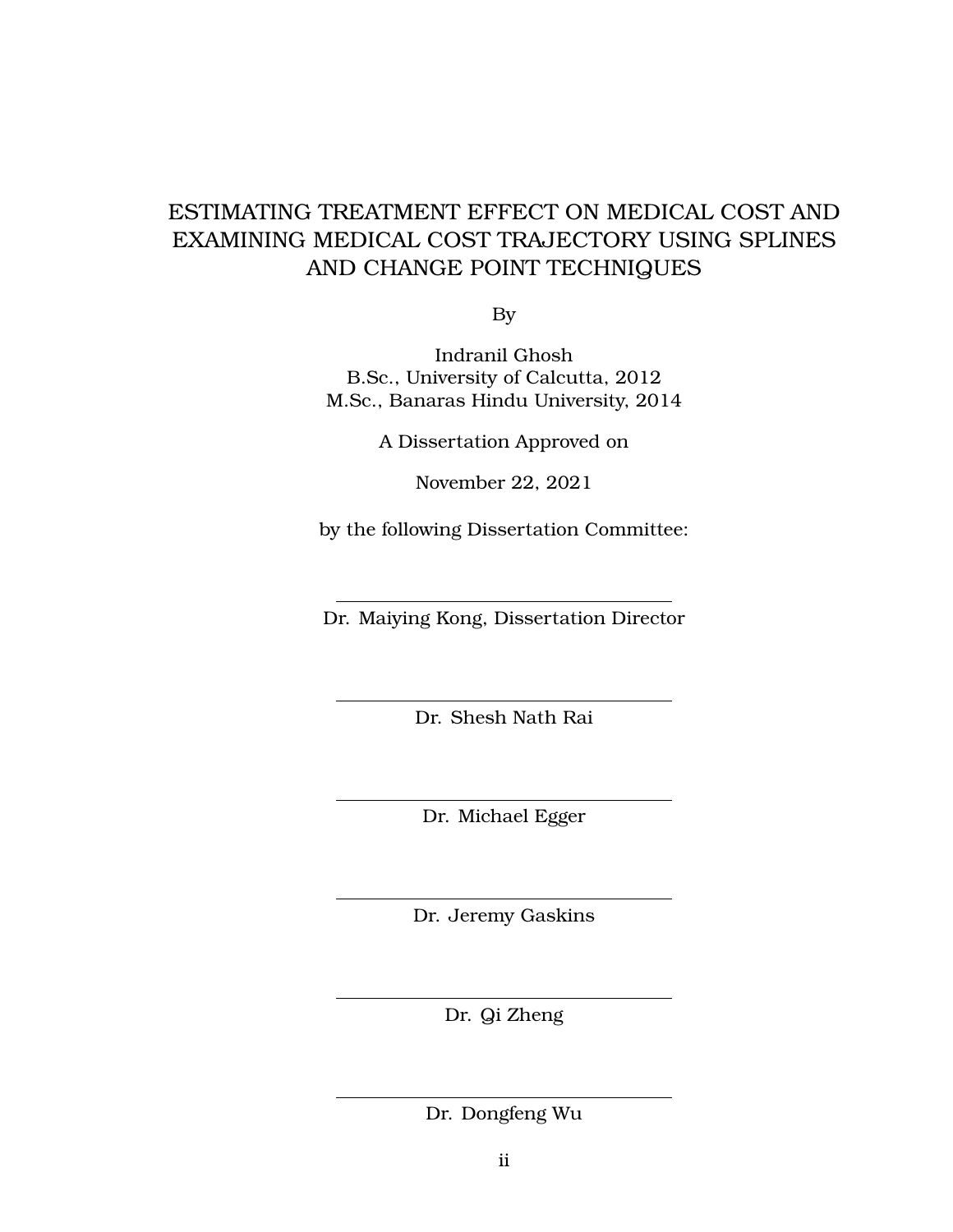# ESTIMATING TREATMENT EFFECT ON MEDICAL COST AND EXAMINING MEDICAL COST TRAJECTORY USING SPLINES AND CHANGE POINT TECHNIQUES

By

Indranil Ghosh
B.Sc., University of Calcutta, 2012
M.Sc., Banaras Hindu University, 2014

A Dissertation Approved on

November 22, 2021

by the following Dissertation Committee:

Dr. Maiying Kong, Dissertation Director

Dr. Shesh Nath Rai

Dr. Michael Egger

Dr. Jeremy Gaskins

Dr. Qi Zheng

Dr. Dongfeng Wu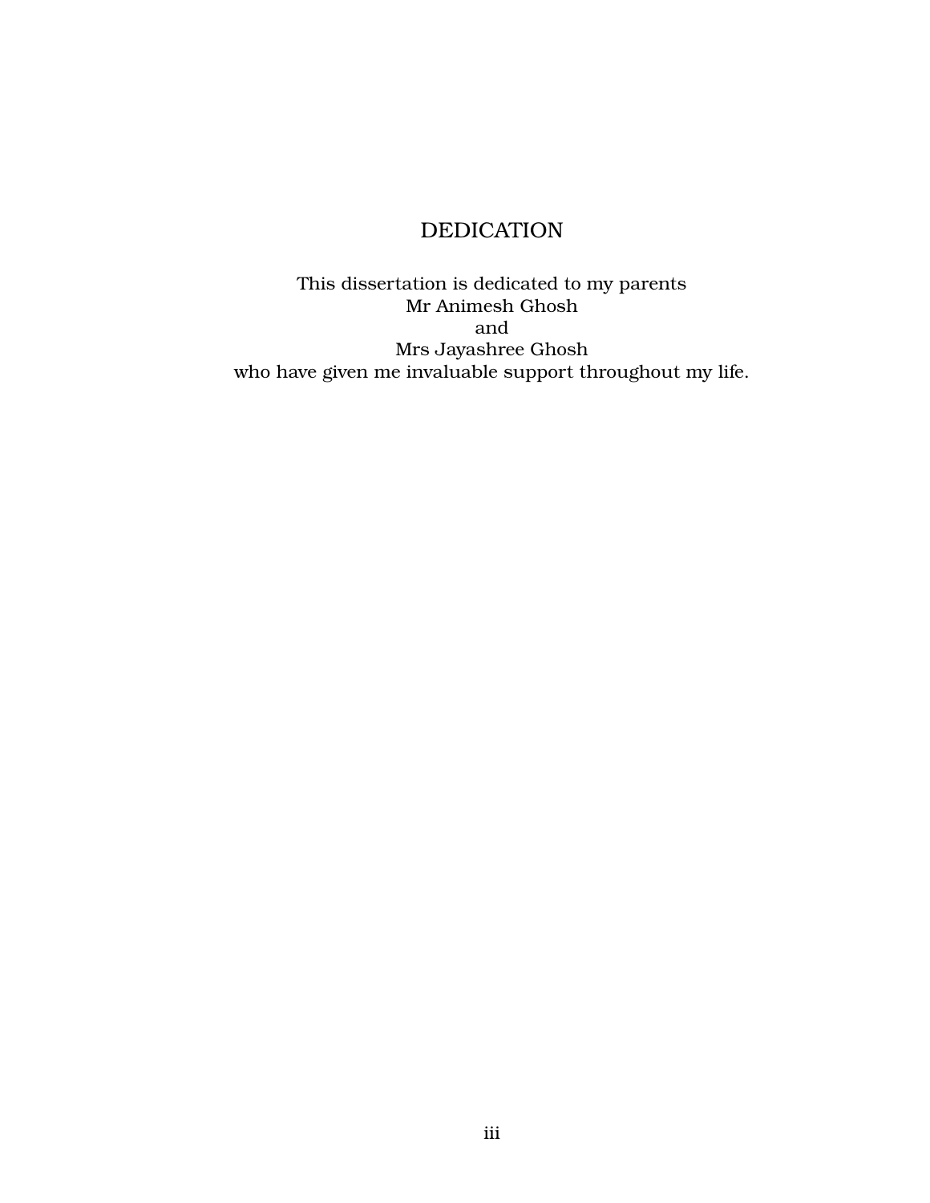# DEDICATION

This dissertation is dedicated to my parents
Mr Animesh Ghosh
and
Mrs Jayashree Ghosh
who have given me invaluable support throughout my life.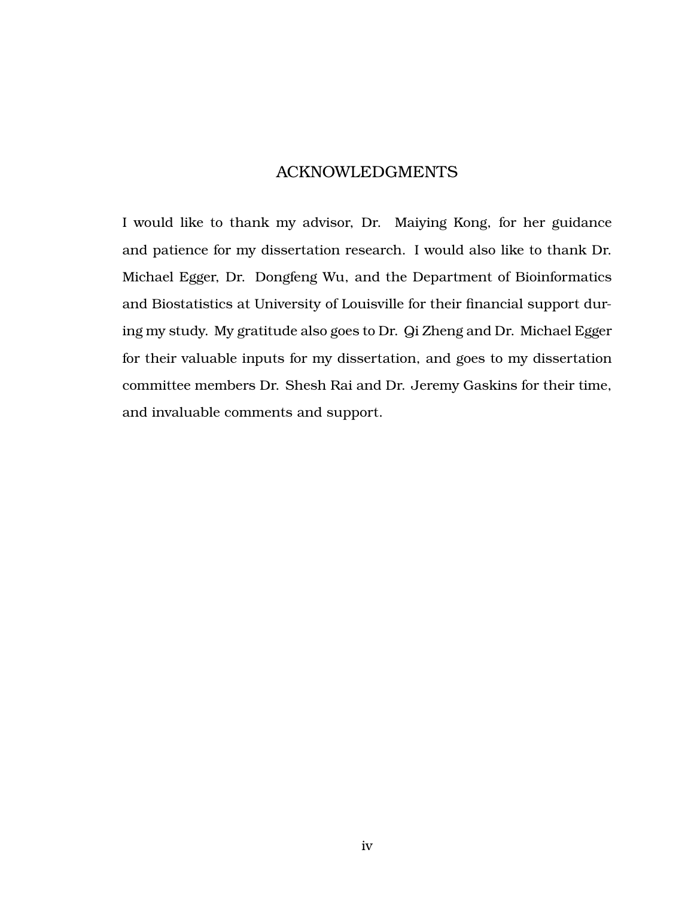# ACKNOWLEDGMENTS

I would like to thank my advisor, Dr. Maiying Kong, for her guidance and patience for my dissertation research. I would also like to thank Dr. Michael Egger, Dr. Dongfeng Wu, and the Department of Bioinformatics and Biostatistics at University of Louisville for their financial support during my study. My gratitude also goes to Dr. Qi Zheng and Dr. Michael Egger for their valuable inputs for my dissertation, and goes to my dissertation committee members Dr. Shesh Rai and Dr. Jeremy Gaskins for their time, and invaluable comments and support.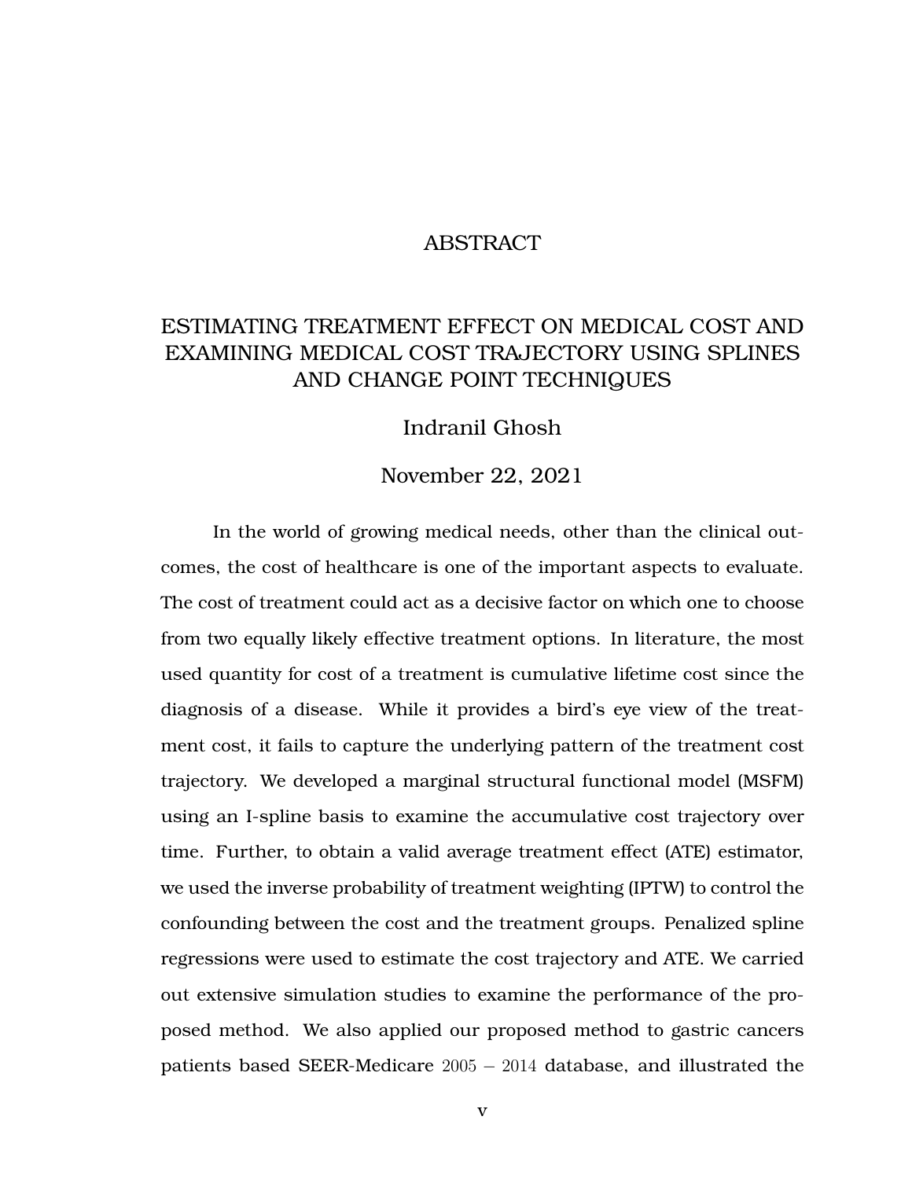# ABSTRACT

## ESTIMATING TREATMENT EFFECT ON MEDICAL COST AND EXAMINING MEDICAL COST TRAJECTORY USING SPLINES AND CHANGE POINT TECHNIQUES

Indranil Ghosh

November 22, 2021

In the world of growing medical needs, other than the clinical outcomes, the cost of healthcare is one of the important aspects to evaluate. The cost of treatment could act as a decisive factor on which one to choose from two equally likely effective treatment options. In literature, the most used quantity for cost of a treatment is cumulative lifetime cost since the diagnosis of a disease. While it provides a bird's eye view of the treatment cost, it fails to capture the underlying pattern of the treatment cost trajectory. We developed a marginal structural functional model (MSFM) using an I-spline basis to examine the accumulative cost trajectory over time. Further, to obtain a valid average treatment effect (ATE) estimator, we used the inverse probability of treatment weighting (IPTW) to control the confounding between the cost and the treatment groups. Penalized spline regressions were used to estimate the cost trajectory and ATE. We carried out extensive simulation studies to examine the performance of the proposed method. We also applied our proposed method to gastric cancers patients based SEER-Medicare $2005-2014$ database, and illustrated the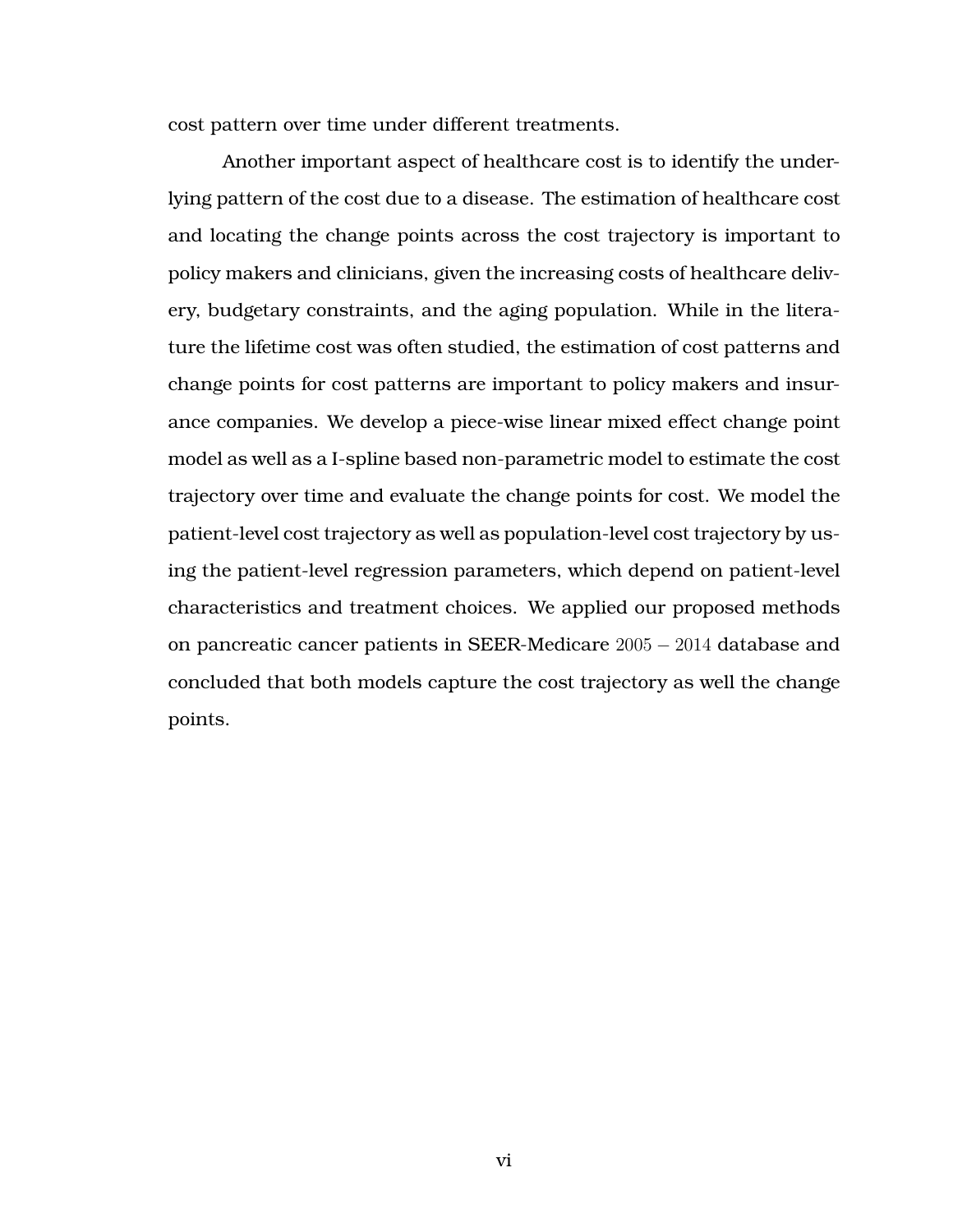cost pattern over time under different treatments.

Another important aspect of healthcare cost is to identify the underlying pattern of the cost due to a disease. The estimation of healthcare cost and locating the change points across the cost trajectory is important to policy makers and clinicians, given the increasing costs of healthcare delivery, budgetary constraints, and the aging population. While in the literature the lifetime cost was often studied, the estimation of cost patterns and change points for cost patterns are important to policy makers and insurance companies. We develop a piece-wise linear mixed effect change point model as well as a I-spline based non-parametric model to estimate the cost trajectory over time and evaluate the change points for cost. We model the patient-level cost trajectory as well as population-level cost trajectory by using the patient-level regression parameters, which depend on patient-level characteristics and treatment choices. We applied our proposed methods on pancreatic cancer patients in SEER-Medicare $2005-2014$ database and concluded that both models capture the cost trajectory as well the change points.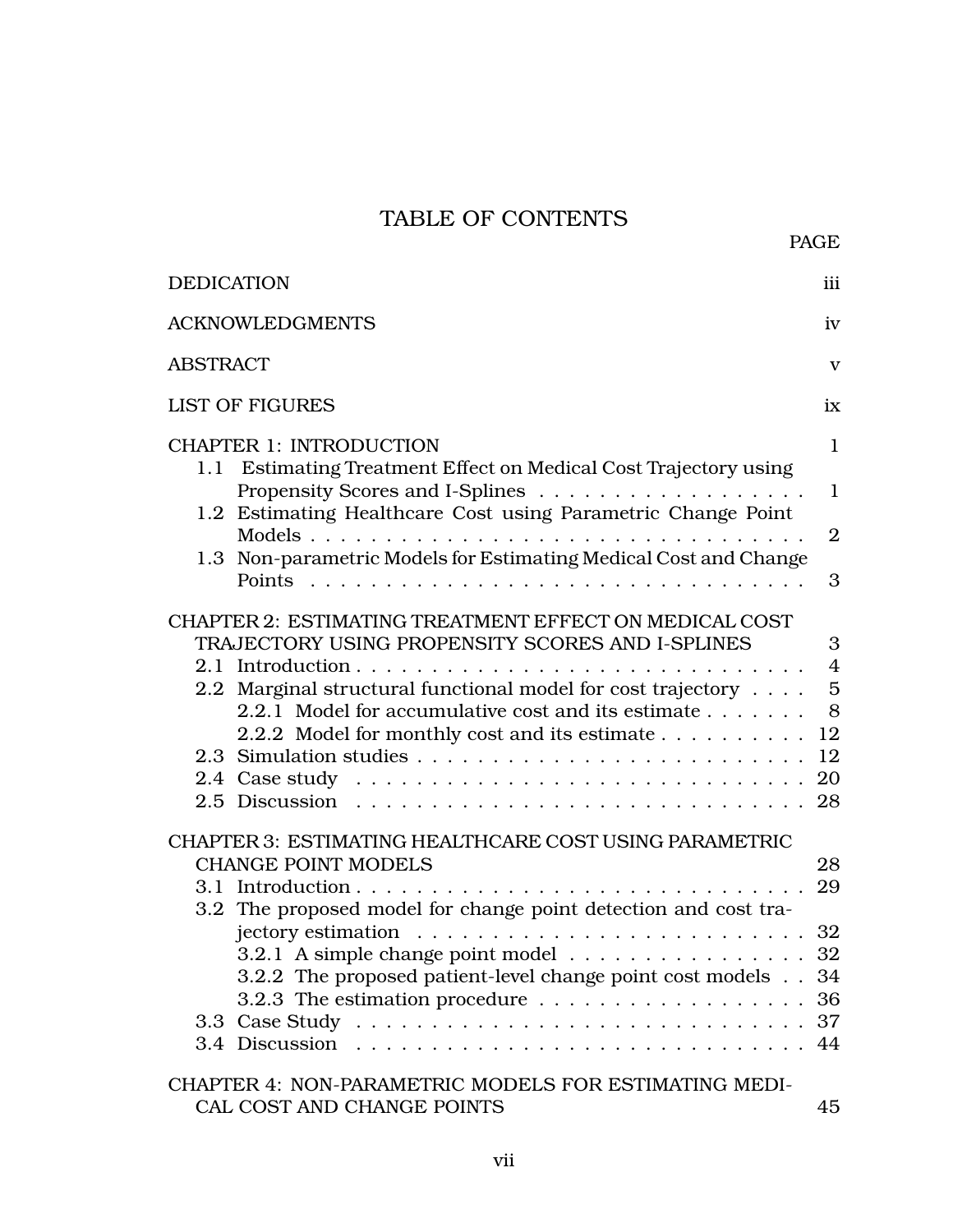# TABLE OF CONTENTS

PAGE

DEDICATION iii

ACKNOWLEDGMENTS iv

ABSTRACT v

LIST OF FIGURES ix

CHAPTER 1: INTRODUCTION 1

- 1.1 Estimating Treatment Effect on Medical Cost Trajectory using Propensity Scores and I-Splines . . . . . . . . . . . . . . . . . . 1
- 1.2 Estimating Healthcare Cost using Parametric Change Point Models . . . . . . . . . . . . . . . . . . . . . . . . . . . . . . . . . 2
- 1.3 Non-parametric Models for Estimating Medical Cost and Change Points . . . . . . . . . . . . . . . . . . . . . . . . . . . . . . . . 3

CHAPTER 2: ESTIMATING TREATMENT EFFECT ON MEDICAL COST TRAJECTORY USING PROPENSITY SCORES AND I-SPLINES 3

- 2.1 Introduction . . . . . . . . . . . . . . . . . . . . . . . . . . . . . . 4
- 2.2 Marginal structural functional model for cost trajectory . . . . 5
  - 2.2.1 Model for accumulative cost and its estimate . . . . . . . 8
  - 2.2.2 Model for monthly cost and its estimate . . . . . . . . . . 12
- 2.3 Simulation studies . . . . . . . . . . . . . . . . . . . . . . . . . . 12
- 2.4 Case study . . . . . . . . . . . . . . . . . . . . . . . . . . . . . . 20
- 2.5 Discussion . . . . . . . . . . . . . . . . . . . . . . . . . . . . . . 28

CHAPTER 3: ESTIMATING HEALTHCARE COST USING PARAMETRIC CHANGE POINT MODELS 28

- 3.1 Introduction . . . . . . . . . . . . . . . . . . . . . . . . . . . . . . 29
- 3.2 The proposed model for change point detection and cost trajectory estimation . . . . . . . . . . . . . . . . . . . . . . . . . . 32
  - 3.2.1 A simple change point model . . . . . . . . . . . . . . . . 32
  - 3.2.2 The proposed patient-level change point cost models . . 34
  - 3.2.3 The estimation procedure . . . . . . . . . . . . . . . . . . 36
- 3.3 Case Study . . . . . . . . . . . . . . . . . . . . . . . . . . . . . . 37
- 3.4 Discussion . . . . . . . . . . . . . . . . . . . . . . . . . . . . . . 44

CHAPTER 4: NON-PARAMETRIC MODELS FOR ESTIMATING MEDICAL COST AND CHANGE POINTS 45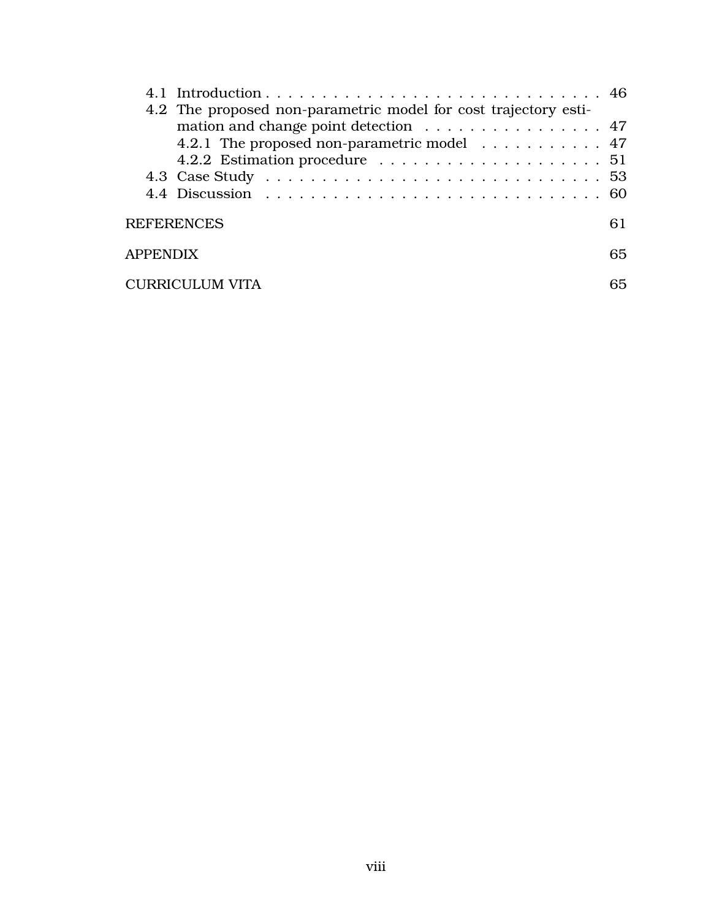- 4.1 Introduction . . . . . . . . . . . . . . . . . . . . . . . . . . . . . . . 46
- 4.2 The proposed non-parametric model for cost trajectory estimation and change point detection . . . . . . . . . . . . . . . . 47
  - 4.2.1 The proposed non-parametric model . . . . . . . . . . . 47
  - 4.2.2 Estimation procedure . . . . . . . . . . . . . . . . . . . . 51
- 4.3 Case Study . . . . . . . . . . . . . . . . . . . . . . . . . . . . . . 53
- 4.4 Discussion . . . . . . . . . . . . . . . . . . . . . . . . . . . . . . 60

REFERENCES 61

APPENDIX 65

CURRICULUM VITA 65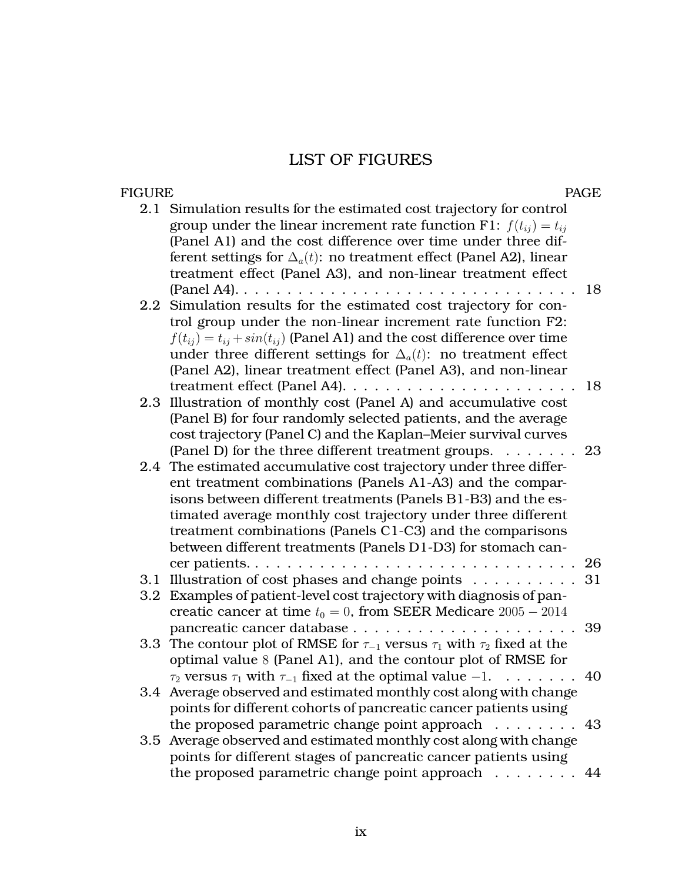# LIST OF FIGURES

| FIGURE | | PAGE |
|---|---|---|
| 2.1 | Simulation results for the estimated cost trajectory for control group under the linear increment rate function F1: $f(t_{ij}) = t_{ij}$ (Panel A1) and the cost difference over time under three different settings for $\Delta_a(t)$: no treatment effect (Panel A2), linear treatment effect (Panel A3), and non-linear treatment effect (Panel A4). | 18 |
| 2.2 | Simulation results for the estimated cost trajectory for control group under the non-linear increment rate function F2: $f(t_{ij}) = t_{ij} + sin(t_{ij})$ (Panel A1) and the cost difference over time under three different settings for $\Delta_a(t)$: no treatment effect (Panel A2), linear treatment effect (Panel A3), and non-linear treatment effect (Panel A4). | 18 |
| 2.3 | Illustration of monthly cost (Panel A) and accumulative cost (Panel B) for four randomly selected patients, and the average cost trajectory (Panel C) and the Kaplan–Meier survival curves (Panel D) for the three different treatment groups. | 23 |
| 2.4 | The estimated accumulative cost trajectory under three different treatment combinations (Panels A1-A3) and the comparisons between different treatments (Panels B1-B3) and the estimated average monthly cost trajectory under three different treatment combinations (Panels C1-C3) and the comparisons between different treatments (Panels D1-D3) for stomach cancer patients. | 26 |
| 3.1 | Illustration of cost phases and change points | 31 |
| 3.2 | Examples of patient-level cost trajectory with diagnosis of pancreatic cancer at time $t_0 = 0$, from SEER Medicare $2005 - 2014$ pancreatic cancer database | 39 |
| 3.3 | The contour plot of RMSE for $\tau_{-1}$ versus $\tau_1$ with $\tau_2$ fixed at the optimal value $8$ (Panel A1), and the contour plot of RMSE for $\tau_2$ versus $\tau_1$ with $\tau_{-1}$ fixed at the optimal value $-1$. | 40 |
| 3.4 | Average observed and estimated monthly cost along with change points for different cohorts of pancreatic cancer patients using the proposed parametric change point approach | 43 |
| 3.5 | Average observed and estimated monthly cost along with change points for different stages of pancreatic cancer patients using the proposed parametric change point approach | 44 |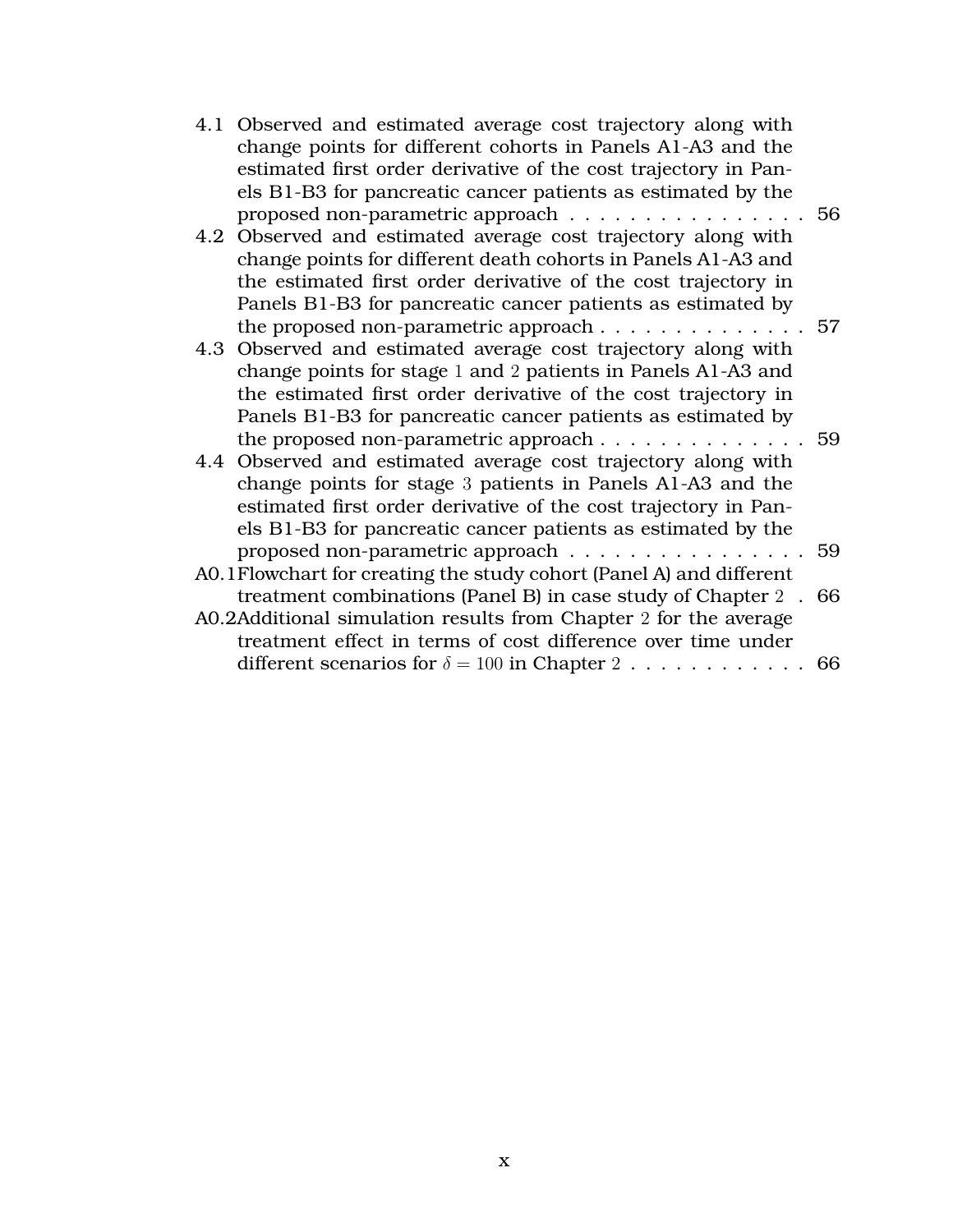4.1 Observed and estimated average cost trajectory along with change points for different cohorts in Panels A1-A3 and the estimated first order derivative of the cost trajectory in Panels B1-B3 for pancreatic cancer patients as estimated by the proposed non-parametric approach . . . . . . . . . . . . . . . . 56

4.2 Observed and estimated average cost trajectory along with change points for different death cohorts in Panels A1-A3 and the estimated first order derivative of the cost trajectory in Panels B1-B3 for pancreatic cancer patients as estimated by the proposed non-parametric approach . . . . . . . . . . . . . . 57

4.3 Observed and estimated average cost trajectory along with change points for stage $1$ and $2$ patients in Panels A1-A3 and the estimated first order derivative of the cost trajectory in Panels B1-B3 for pancreatic cancer patients as estimated by the proposed non-parametric approach . . . . . . . . . . . . . . 59

4.4 Observed and estimated average cost trajectory along with change points for stage $3$ patients in Panels A1-A3 and the estimated first order derivative of the cost trajectory in Panels B1-B3 for pancreatic cancer patients as estimated by the proposed non-parametric approach . . . . . . . . . . . . . . . . 59

A0.1 Flowchart for creating the study cohort (Panel A) and different treatment combinations (Panel B) in case study of Chapter $2$ . . 66

A0.2 Additional simulation results from Chapter $2$ for the average treatment effect in terms of cost difference over time under different scenarios for $\delta = 100$ in Chapter $2$ . . . . . . . . . . . . 66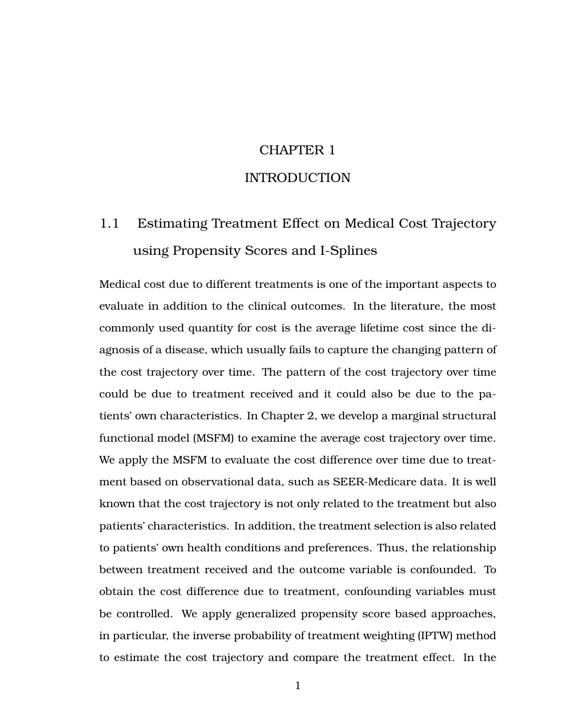# CHAPTER 1

# INTRODUCTION

## 1.1 Estimating Treatment Effect on Medical Cost Trajectory using Propensity Scores and I-Splines

Medical cost due to different treatments is one of the important aspects to evaluate in addition to the clinical outcomes. In the literature, the most commonly used quantity for cost is the average lifetime cost since the diagnosis of a disease, which usually fails to capture the changing pattern of the cost trajectory over time. The pattern of the cost trajectory over time could be due to treatment received and it could also be due to the patients' own characteristics. In Chapter 2, we develop a marginal structural functional model (MSFM) to examine the average cost trajectory over time. We apply the MSFM to evaluate the cost difference over time due to treatment based on observational data, such as SEER-Medicare data. It is well known that the cost trajectory is not only related to the treatment but also patients' characteristics. In addition, the treatment selection is also related to patients' own health conditions and preferences. Thus, the relationship between treatment received and the outcome variable is confounded. To obtain the cost difference due to treatment, confounding variables must be controlled. We apply generalized propensity score based approaches, in particular, the inverse probability of treatment weighting (IPTW) method to estimate the cost trajectory and compare the treatment effect. In the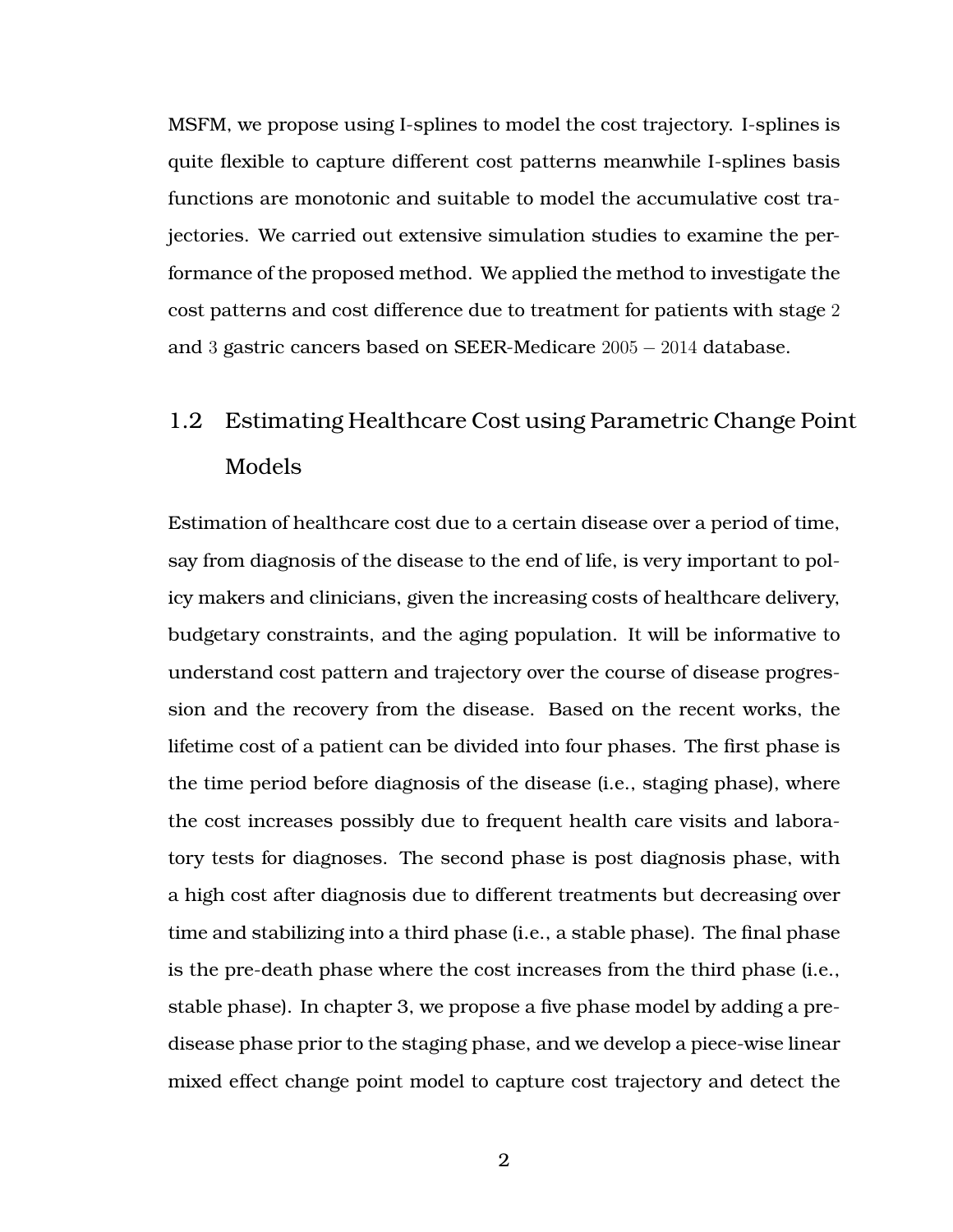MSFM, we propose using I-splines to model the cost trajectory. I-splines is quite flexible to capture different cost patterns meanwhile I-splines basis functions are monotonic and suitable to model the accumulative cost trajectories. We carried out extensive simulation studies to examine the performance of the proposed method. We applied the method to investigate the cost patterns and cost difference due to treatment for patients with stage $2$ and $3$ gastric cancers based on SEER-Medicare $2005-2014$ database.

## 1.2 Estimating Healthcare Cost using Parametric Change Point Models

Estimation of healthcare cost due to a certain disease over a period of time, say from diagnosis of the disease to the end of life, is very important to policy makers and clinicians, given the increasing costs of healthcare delivery, budgetary constraints, and the aging population. It will be informative to understand cost pattern and trajectory over the course of disease progression and the recovery from the disease. Based on the recent works, the lifetime cost of a patient can be divided into four phases. The first phase is the time period before diagnosis of the disease (i.e., staging phase), where the cost increases possibly due to frequent health care visits and laboratory tests for diagnoses. The second phase is post diagnosis phase, with a high cost after diagnosis due to different treatments but decreasing over time and stabilizing into a third phase (i.e., a stable phase). The final phase is the pre-death phase where the cost increases from the third phase (i.e., stable phase). In chapter 3, we propose a five phase model by adding a pre-disease phase prior to the staging phase, and we develop a piece-wise linear mixed effect change point model to capture cost trajectory and detect the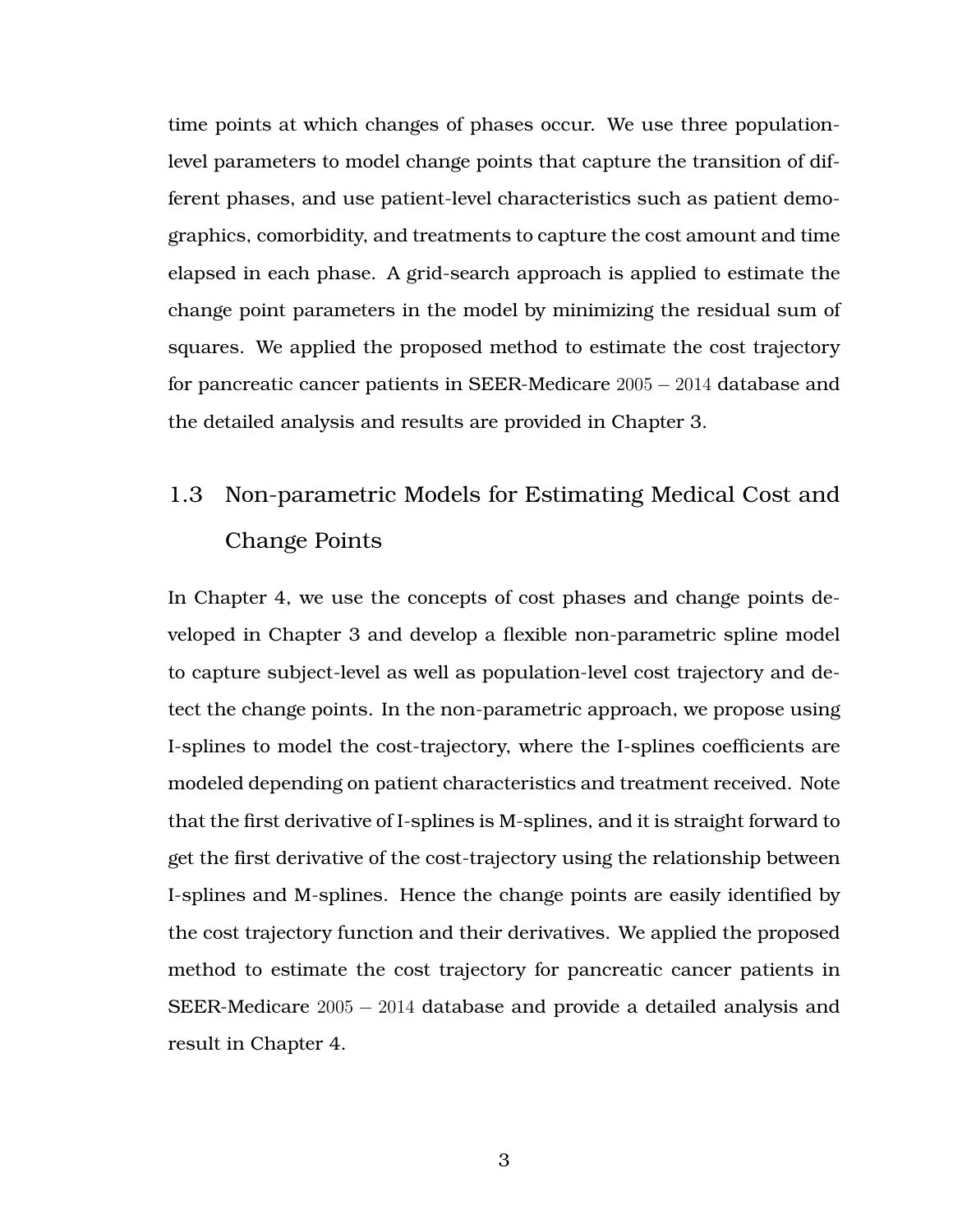time points at which changes of phases occur. We use three population-level parameters to model change points that capture the transition of different phases, and use patient-level characteristics such as patient demographics, comorbidity, and treatments to capture the cost amount and time elapsed in each phase. A grid-search approach is applied to estimate the change point parameters in the model by minimizing the residual sum of squares. We applied the proposed method to estimate the cost trajectory for pancreatic cancer patients in SEER-Medicare $2005-2014$ database and the detailed analysis and results are provided in Chapter 3.

## 1.3 Non-parametric Models for Estimating Medical Cost and Change Points

In Chapter 4, we use the concepts of cost phases and change points developed in Chapter 3 and develop a flexible non-parametric spline model to capture subject-level as well as population-level cost trajectory and detect the change points. In the non-parametric approach, we propose using I-splines to model the cost-trajectory, where the I-splines coefficients are modeled depending on patient characteristics and treatment received. Note that the first derivative of I-splines is M-splines, and it is straight forward to get the first derivative of the cost-trajectory using the relationship between I-splines and M-splines. Hence the change points are easily identified by the cost trajectory function and their derivatives. We applied the proposed method to estimate the cost trajectory for pancreatic cancer patients in SEER-Medicare $2005-2014$ database and provide a detailed analysis and result in Chapter 4.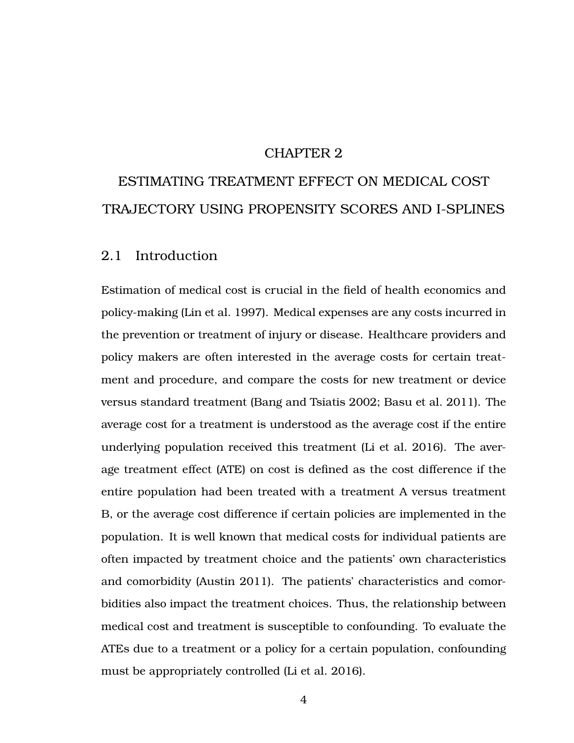# CHAPTER 2

# ESTIMATING TREATMENT EFFECT ON MEDICAL COST TRAJECTORY USING PROPENSITY SCORES AND I-SPLINES

## 2.1 Introduction

Estimation of medical cost is crucial in the field of health economics and policy-making (Lin et al. 1997). Medical expenses are any costs incurred in the prevention or treatment of injury or disease. Healthcare providers and policy makers are often interested in the average costs for certain treatment and procedure, and compare the costs for new treatment or device versus standard treatment (Bang and Tsiatis 2002; Basu et al. 2011). The average cost for a treatment is understood as the average cost if the entire underlying population received this treatment (Li et al. 2016). The average treatment effect (ATE) on cost is defined as the cost difference if the entire population had been treated with a treatment A versus treatment B, or the average cost difference if certain policies are implemented in the population. It is well known that medical costs for individual patients are often impacted by treatment choice and the patients' own characteristics and comorbidity (Austin 2011). The patients' characteristics and comorbidities also impact the treatment choices. Thus, the relationship between medical cost and treatment is susceptible to confounding. To evaluate the ATEs due to a treatment or a policy for a certain population, confounding must be appropriately controlled (Li et al. 2016).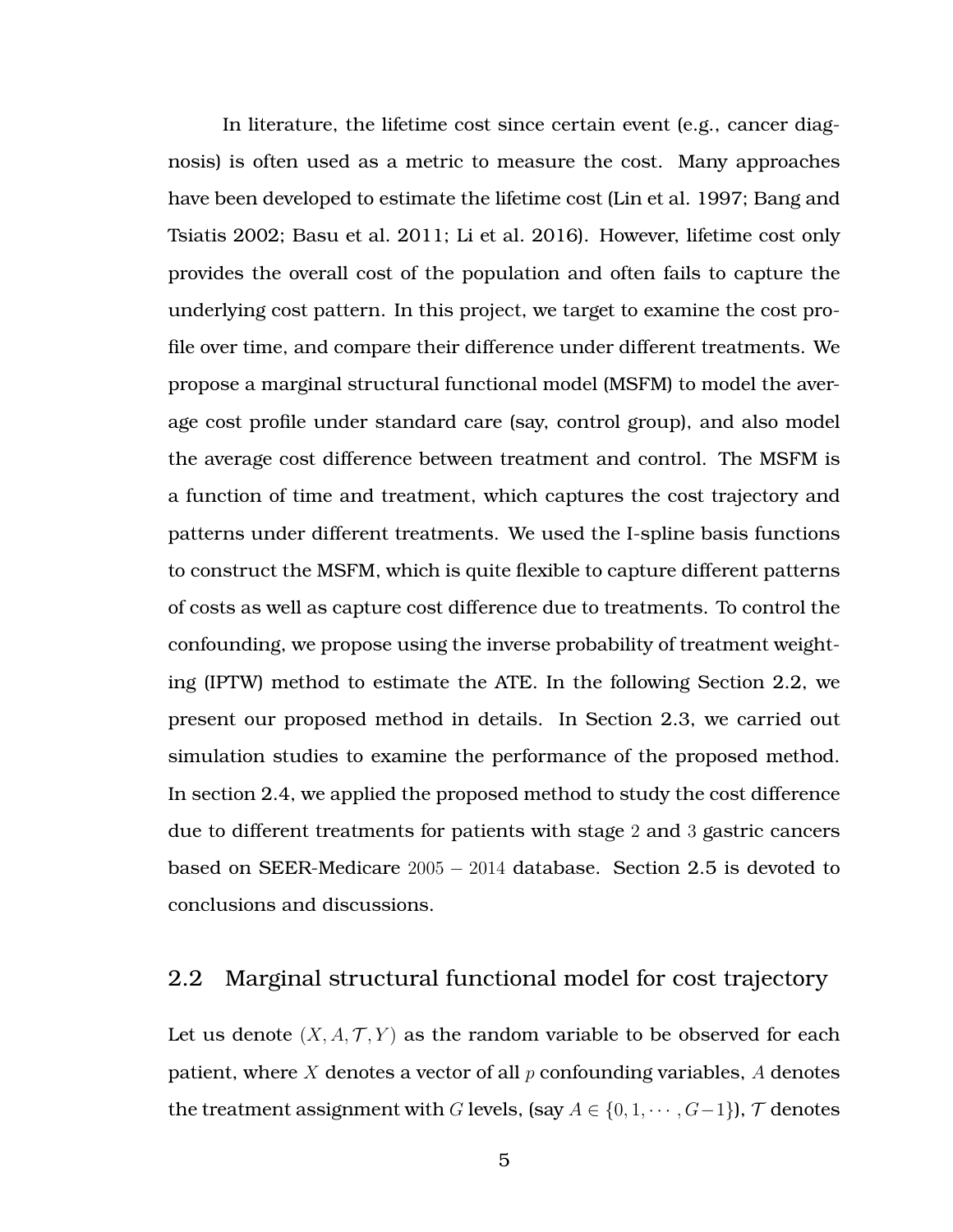In literature, the lifetime cost since certain event (e.g., cancer diagnosis) is often used as a metric to measure the cost. Many approaches have been developed to estimate the lifetime cost (Lin et al. 1997; Bang and Tsiatis 2002; Basu et al. 2011; Li et al. 2016). However, lifetime cost only provides the overall cost of the population and often fails to capture the underlying cost pattern. In this project, we target to examine the cost profile over time, and compare their difference under different treatments. We propose a marginal structural functional model (MSFM) to model the average cost profile under standard care (say, control group), and also model the average cost difference between treatment and control. The MSFM is a function of time and treatment, which captures the cost trajectory and patterns under different treatments. We used the I-spline basis functions to construct the MSFM, which is quite flexible to capture different patterns of costs as well as capture cost difference due to treatments. To control the confounding, we propose using the inverse probability of treatment weighting (IPTW) method to estimate the ATE. In the following Section 2.2, we present our proposed method in details. In Section 2.3, we carried out simulation studies to examine the performance of the proposed method. In section 2.4, we applied the proposed method to study the cost difference due to different treatments for patients with stage $2$ and $3$ gastric cancers based on SEER-Medicare $2005-2014$ database. Section 2.5 is devoted to conclusions and discussions.

## 2.2 Marginal structural functional model for cost trajectory

Let us denote $(X, A, \mathcal{T}, Y)$ as the random variable to be observed for each patient, where $X$ denotes a vector of all $p$ confounding variables, $A$ denotes the treatment assignment with $G$ levels, (say $A \in \{0, 1, \cdots, G-1\}$), $\mathcal{T}$ denotes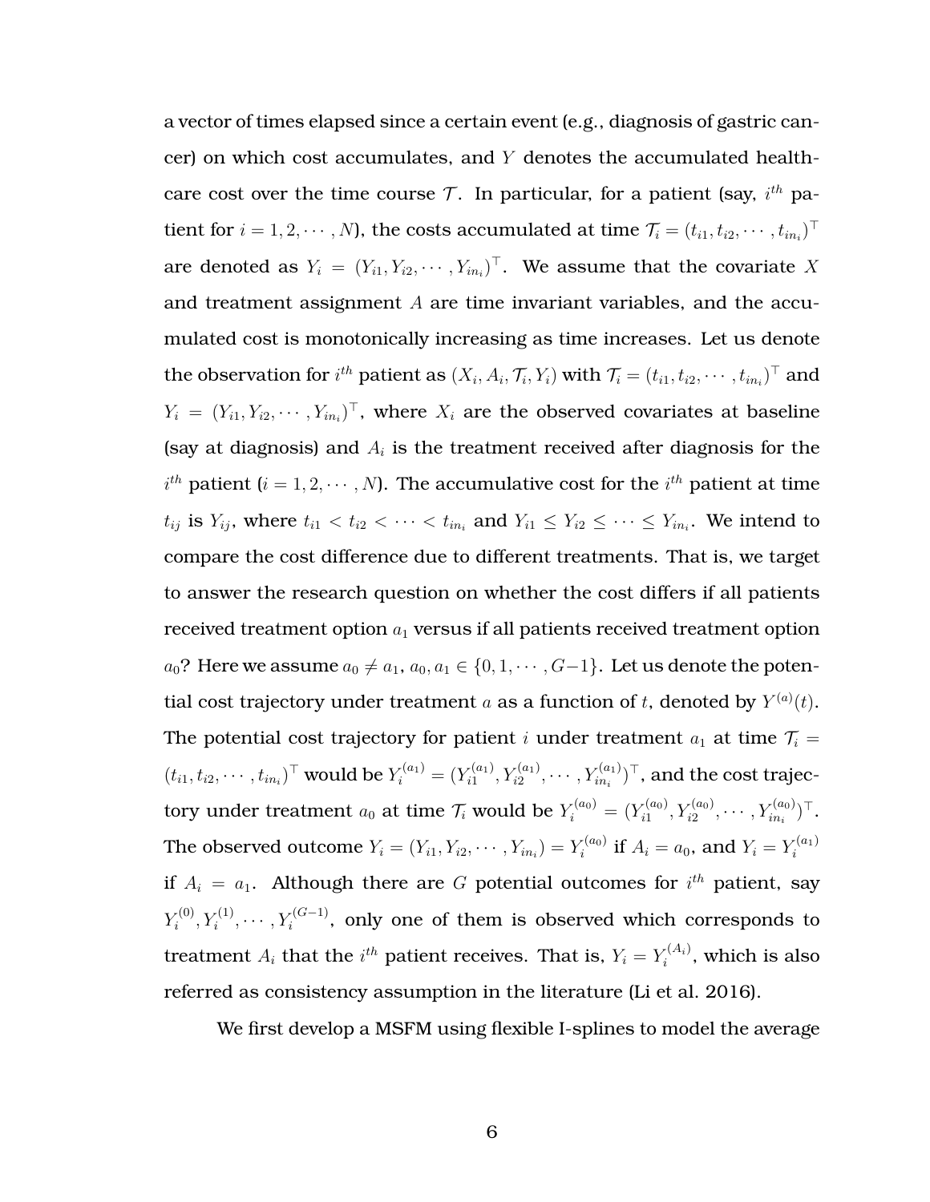a vector of times elapsed since a certain event (e.g., diagnosis of gastric cancer) on which cost accumulates, and $Y$ denotes the accumulated healthcare cost over the time course $\mathcal{T}$. In particular, for a patient (say, $i^{th}$ patient for $i = 1, 2, \cdots, N$), the costs accumulated at time $\mathcal{T}_i = (t_{i1}, t_{i2}, \cdots, t_{in_i})^\top$ are denoted as $Y_i = (Y_{i1}, Y_{i2}, \cdots, Y_{in_i})^\top$. We assume that the covariate $X$ and treatment assignment $A$ are time invariant variables, and the accumulated cost is monotonically increasing as time increases. Let us denote the observation for $i^{th}$ patient as $(X_i, A_i, \mathcal{T}_i, Y_i)$ with $\mathcal{T}_i = (t_{i1}, t_{i2}, \cdots, t_{in_i})^\top$ and $Y_i = (Y_{i1}, Y_{i2}, \cdots, Y_{in_i})^\top$, where $X_i$ are the observed covariates at baseline (say at diagnosis) and $A_i$ is the treatment received after diagnosis for the $i^{th}$ patient ($i = 1, 2, \cdots, N$). The accumulative cost for the $i^{th}$ patient at time $t_{ij}$ is $Y_{ij}$, where $t_{i1} < t_{i2} < \cdots < t_{in_i}$ and $Y_{i1} \leq Y_{i2} \leq \cdots \leq Y_{in_i}$. We intend to compare the cost difference due to different treatments. That is, we target to answer the research question on whether the cost differs if all patients received treatment option $a_1$ versus if all patients received treatment option $a_0$? Here we assume $a_0 \neq a_1$, $a_0, a_1 \in \{0, 1, \cdots, G-1\}$. Let us denote the potential cost trajectory under treatment $a$ as a function of $t$, denoted by $Y^{(a)}(t)$. The potential cost trajectory for patient $i$ under treatment $a_1$ at time $\mathcal{T}_i = (t_{i1}, t_{i2}, \cdots, t_{in_i})^\top$ would be $Y_i^{(a_1)} = (Y_{i1}^{(a_1)}, Y_{i2}^{(a_1)}, \cdots, Y_{in_i}^{(a_1)})^\top$, and the cost trajectory under treatment $a_0$ at time $\mathcal{T}_i$ would be $Y_i^{(a_0)} = (Y_{i1}^{(a_0)}, Y_{i2}^{(a_0)}, \cdots, Y_{in_i}^{(a_0)})^\top$. The observed outcome $Y_i = (Y_{i1}, Y_{i2}, \cdots, Y_{in_i}) = Y_i^{(a_0)}$ if $A_i = a_0$, and $Y_i = Y_i^{(a_1)}$ if $A_i = a_1$. Although there are $G$ potential outcomes for $i^{th}$ patient, say $Y_i^{(0)}, Y_i^{(1)}, \cdots, Y_i^{(G-1)}$, only one of them is observed which corresponds to treatment $A_i$ that the $i^{th}$ patient receives. That is, $Y_i = Y_i^{(A_i)}$, which is also referred as consistency assumption in the literature (Li et al. 2016).

We first develop a MSFM using flexible I-splines to model the average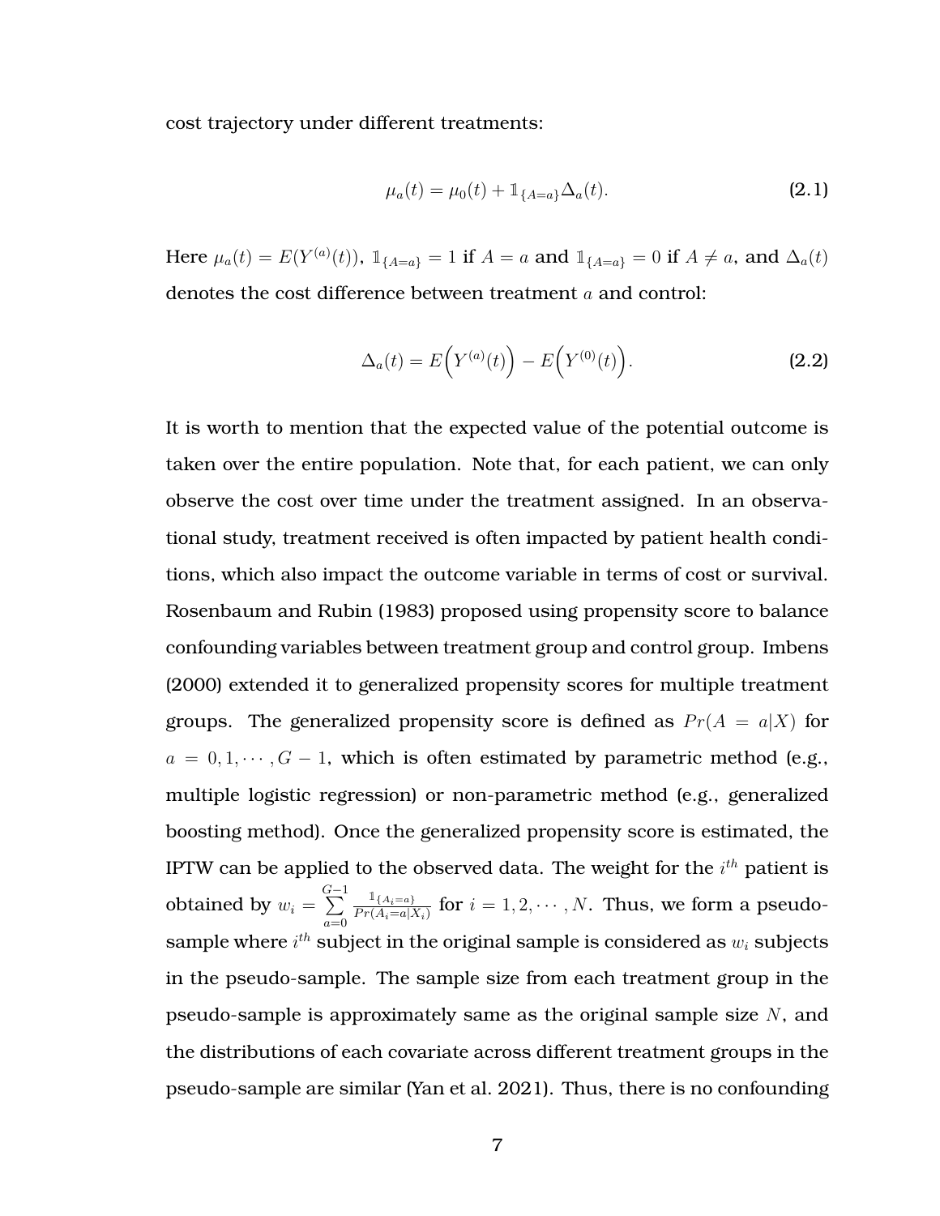cost trajectory under different treatments:

$$\mu_a(t) = \mu_0(t) + \mathbb{1}_{\{A=a\}}\Delta_a(t). \tag{2.1}$$

Here $\mu_a(t) = E(Y^{(a)}(t))$, $\mathbb{1}_{\{A=a\}} = 1$ if $A = a$ and $\mathbb{1}_{\{A=a\}} = 0$ if $A \neq a$, and $\Delta_a(t)$ denotes the cost difference between treatment $a$ and control:

$$\Delta_a(t) = E\Big(Y^{(a)}(t)\Big) - E\Big(Y^{(0)}(t)\Big). \tag{2.2}$$

It is worth to mention that the expected value of the potential outcome is taken over the entire population. Note that, for each patient, we can only observe the cost over time under the treatment assigned. In an observational study, treatment received is often impacted by patient health conditions, which also impact the outcome variable in terms of cost or survival. Rosenbaum and Rubin (1983) proposed using propensity score to balance confounding variables between treatment group and control group. Imbens (2000) extended it to generalized propensity scores for multiple treatment groups. The generalized propensity score is defined as $Pr(A = a|X)$ for $a = 0, 1, \cdots, G-1$, which is often estimated by parametric method (e.g., multiple logistic regression) or non-parametric method (e.g., generalized boosting method). Once the generalized propensity score is estimated, the IPTW can be applied to the observed data. The weight for the $i^{th}$ patient is obtained by $w_i = \sum_{a=0}^{G-1} \frac{\mathbb{1}_{\{A_i=a\}}}{Pr(A_i=a|X_i)}$ for $i = 1, 2, \cdots, N$. Thus, we form a pseudo-sample where $i^{th}$ subject in the original sample is considered as $w_i$ subjects in the pseudo-sample. The sample size from each treatment group in the pseudo-sample is approximately same as the original sample size $N$, and the distributions of each covariate across different treatment groups in the pseudo-sample are similar (Yan et al. 2021). Thus, there is no confounding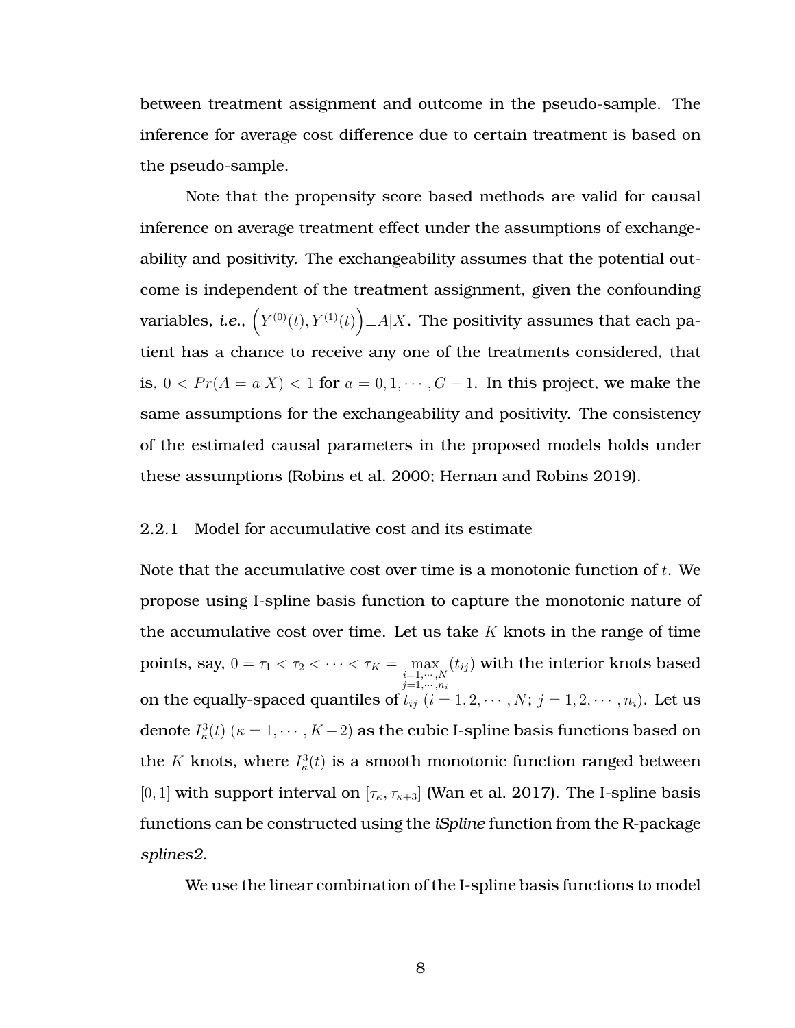between treatment assignment and outcome in the pseudo-sample. The inference for average cost difference due to certain treatment is based on the pseudo-sample.

Note that the propensity score based methods are valid for causal inference on average treatment effect under the assumptions of exchangeability and positivity. The exchangeability assumes that the potential outcome is independent of the treatment assignment, given the confounding variables, *i.e.*, $\left(Y^{(0)}(t), Y^{(1)}(t)\right) \perp A|X$. The positivity assumes that each patient has a chance to receive any one of the treatments considered, that is, $0 < Pr(A = a|X) < 1$ for $a = 0, 1, \cdots, G-1$. In this project, we make the same assumptions for the exchangeability and positivity. The consistency of the estimated causal parameters in the proposed models holds under these assumptions (Robins et al. 2000; Hernan and Robins 2019).

### 2.2.1 Model for accumulative cost and its estimate

Note that the accumulative cost over time is a monotonic function of $t$. We propose using I-spline basis function to capture the monotonic nature of the accumulative cost over time. Let us take $K$ knots in the range of time points, say, $0 = \tau_1 < \tau_2 < \cdots < \tau_K = \max_{\substack{i=1,\cdots,N \\ j=1,\cdots,n_i}} (t_{ij})$ with the interior knots based on the equally-spaced quantiles of $t_{ij}$ $(i = 1, 2, \cdots, N;\ j = 1, 2, \cdots, n_i)$. Let us denote $I_\kappa^3(t)$ $(\kappa = 1, \cdots, K-2)$ as the cubic I-spline basis functions based on the $K$ knots, where $I_\kappa^3(t)$ is a smooth monotonic function ranged between $[0, 1]$ with support interval on $[\tau_\kappa, \tau_{\kappa+3}]$ (Wan et al. 2017). The I-spline basis functions can be constructed using the *iSpline* function from the R-package *splines2*.

We use the linear combination of the I-spline basis functions to model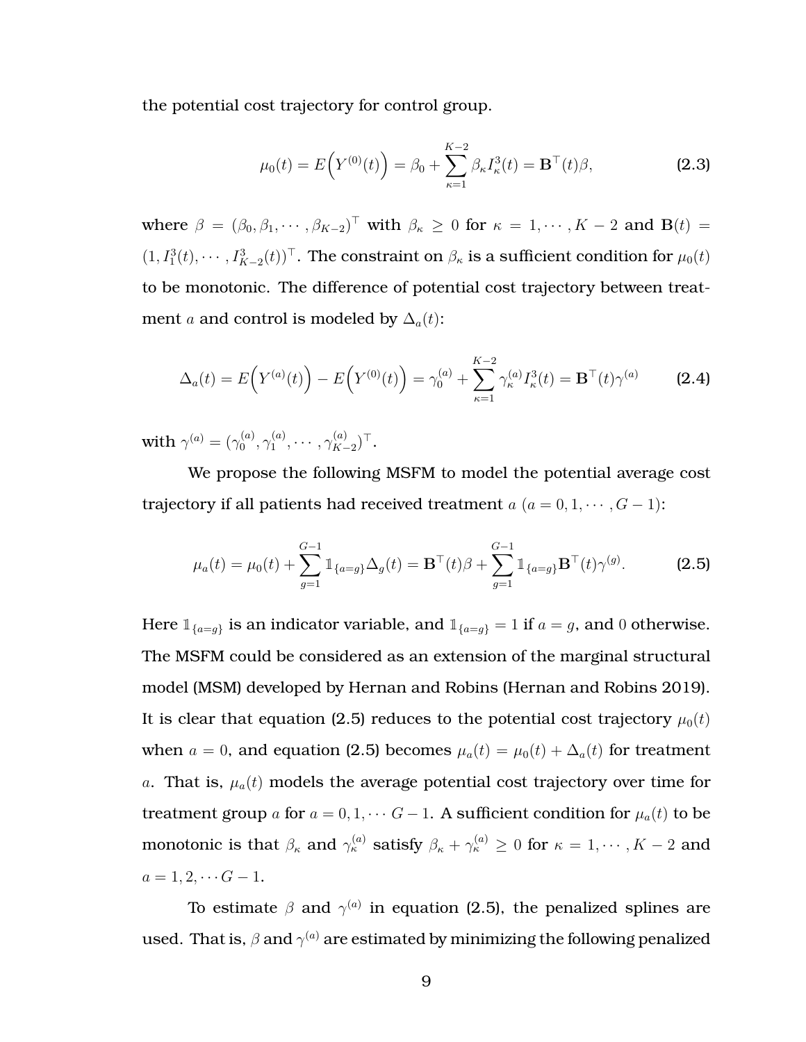the potential cost trajectory for control group.

$$\mu_0(t) = E\Big(Y^{(0)}(t)\Big) = \beta_0 + \sum_{\kappa=1}^{K-2} \beta_\kappa I_\kappa^3(t) = \mathbf{B}^\top(t)\beta, \tag{2.3}$$

where $\beta = (\beta_0, \beta_1, \cdots, \beta_{K-2})^\top$ with $\beta_\kappa \geq 0$ for $\kappa = 1, \cdots, K-2$ and $\mathbf{B}(t) = (1, I_1^3(t), \cdots, I_{K-2}^3(t))^\top$. The constraint on $\beta_\kappa$ is a sufficient condition for $\mu_0(t)$ to be monotonic. The difference of potential cost trajectory between treatment $a$ and control is modeled by $\Delta_a(t)$:

$$\Delta_a(t) = E\Big(Y^{(a)}(t)\Big) - E\Big(Y^{(0)}(t)\Big) = \gamma_0^{(a)} + \sum_{\kappa=1}^{K-2} \gamma_\kappa^{(a)} I_\kappa^3(t) = \mathbf{B}^\top(t)\gamma^{(a)} \tag{2.4}$$

with $\gamma^{(a)} = (\gamma_0^{(a)}, \gamma_1^{(a)}, \cdots, \gamma_{K-2}^{(a)})^\top$.

We propose the following MSFM to model the potential average cost trajectory if all patients had received treatment $a$ ($a = 0, 1, \cdots, G-1$):

$$\mu_a(t) = \mu_0(t) + \sum_{g=1}^{G-1} \mathbb{1}_{\{a=g\}} \Delta_g(t) = \mathbf{B}^\top(t)\beta + \sum_{g=1}^{G-1} \mathbb{1}_{\{a=g\}} \mathbf{B}^\top(t)\gamma^{(g)}. \tag{2.5}$$

Here $\mathbb{1}_{\{a=g\}}$ is an indicator variable, and $\mathbb{1}_{\{a=g\}} = 1$ if $a = g$, and $0$ otherwise. The MSFM could be considered as an extension of the marginal structural model (MSM) developed by Hernan and Robins (Hernan and Robins 2019). It is clear that equation (2.5) reduces to the potential cost trajectory $\mu_0(t)$ when $a = 0$, and equation (2.5) becomes $\mu_a(t) = \mu_0(t) + \Delta_a(t)$ for treatment $a$. That is, $\mu_a(t)$ models the average potential cost trajectory over time for treatment group $a$ for $a = 0, 1, \cdots G-1$. A sufficient condition for $\mu_a(t)$ to be monotonic is that $\beta_\kappa$ and $\gamma_\kappa^{(a)}$ satisfy $\beta_\kappa + \gamma_\kappa^{(a)} \geq 0$ for $\kappa = 1, \cdots, K-2$ and $a = 1, 2, \cdots G-1$.

To estimate $\beta$ and $\gamma^{(a)}$ in equation (2.5), the penalized splines are used. That is, $\beta$ and $\gamma^{(a)}$ are estimated by minimizing the following penalized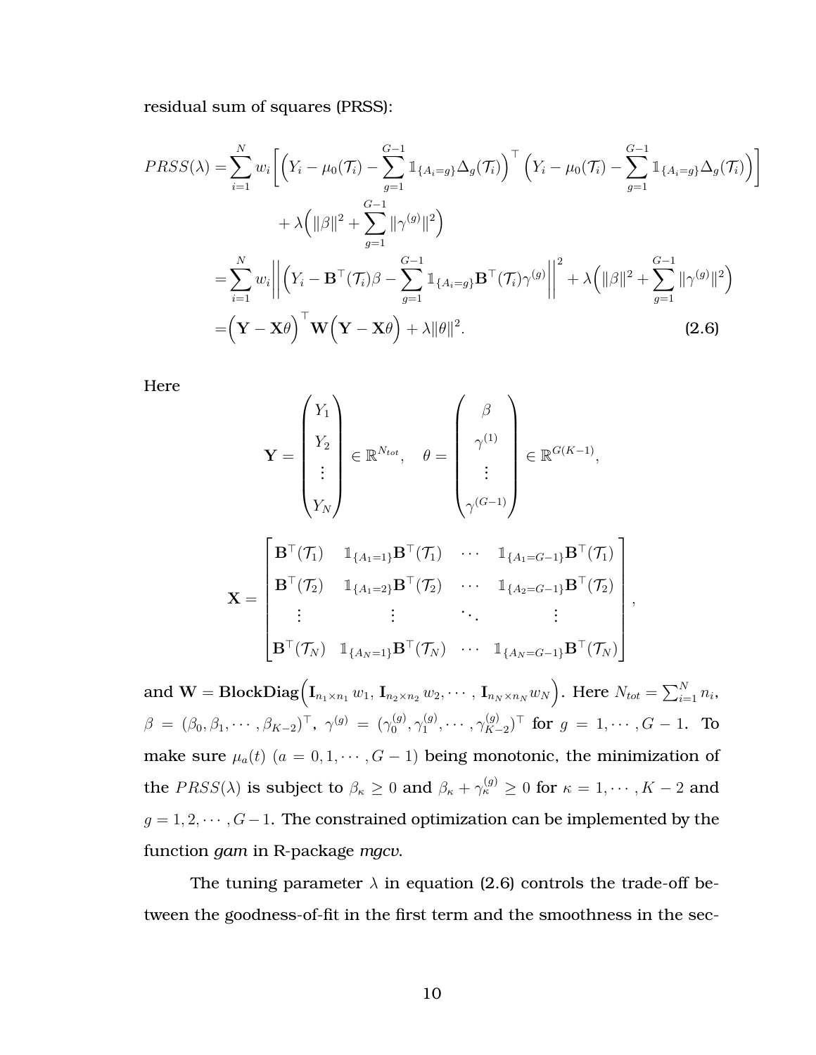residual sum of squares (PRSS):

$$
\begin{aligned}
PRSS(\lambda) =& \sum_{i=1}^{N} w_i \Bigg[ \Big( Y_i - \mu_0(\mathcal{T}_i) - \sum_{g=1}^{G-1} \mathbb{1}_{\{A_i=g\}} \Delta_g(\mathcal{T}_i) \Big)^\top \Big( Y_i - \mu_0(\mathcal{T}_i) - \sum_{g=1}^{G-1} \mathbb{1}_{\{A_i=g\}} \Delta_g(\mathcal{T}_i) \Big) \Bigg] \\
&+ \lambda \Big( \|\beta\|^2 + \sum_{g=1}^{G-1} \|\gamma^{(g)}\|^2 \Big) \\
=& \sum_{i=1}^{N} w_i \Bigg\| \Big( Y_i - \mathbf{B}^\top(\mathcal{T}_i)\beta - \sum_{g=1}^{G-1} \mathbb{1}_{\{A_i=g\}} \mathbf{B}^\top(\mathcal{T}_i)\gamma^{(g)} \Bigg\|^2 + \lambda \Big( \|\beta\|^2 + \sum_{g=1}^{G-1} \|\gamma^{(g)}\|^2 \Big) \\
=& \Big( \mathbf{Y} - \mathbf{X}\theta \Big)^\top \mathbf{W} \Big( \mathbf{Y} - \mathbf{X}\theta \Big) + \lambda \|\theta\|^2. \qquad (2.6)
\end{aligned}
$$

Here

$$
\mathbf{Y} = \begin{pmatrix} Y_1 \\ Y_2 \\ \vdots \\ Y_N \end{pmatrix} \in \mathbb{R}^{N_{tot}}, \quad \theta = \begin{pmatrix} \beta \\ \gamma^{(1)} \\ \vdots \\ \gamma^{(G-1)} \end{pmatrix} \in \mathbb{R}^{G(K-1)},
$$

$$
\mathbf{X} = \begin{bmatrix} \mathbf{B}^\top(\mathcal{T}_1) & \mathbb{1}_{\{A_1=1\}}\mathbf{B}^\top(\mathcal{T}_1) & \cdots & \mathbb{1}_{\{A_1=G-1\}}\mathbf{B}^\top(\mathcal{T}_1) \\ \mathbf{B}^\top(\mathcal{T}_2) & \mathbb{1}_{\{A_1=2\}}\mathbf{B}^\top(\mathcal{T}_2) & \cdots & \mathbb{1}_{\{A_2=G-1\}}\mathbf{B}^\top(\mathcal{T}_2) \\ \vdots & \vdots & \ddots & \vdots \\ \mathbf{B}^\top(\mathcal{T}_N) & \mathbb{1}_{\{A_N=1\}}\mathbf{B}^\top(\mathcal{T}_N) & \cdots & \mathbb{1}_{\{A_N=G-1\}}\mathbf{B}^\top(\mathcal{T}_N) \end{bmatrix},
$$

and $\mathbf{W} = \mathbf{BlockDiag}\Big(\mathbf{I}_{n_1 \times n_1} w_1, \mathbf{I}_{n_2 \times n_2} w_2, \cdots, \mathbf{I}_{n_N \times n_N} w_N\Big)$. Here $N_{tot} = \sum_{i=1}^{N} n_i$, $\beta = (\beta_0, \beta_1, \cdots, \beta_{K-2})^\top$, $\gamma^{(g)} = (\gamma_0^{(g)}, \gamma_1^{(g)}, \cdots, \gamma_{K-2}^{(g)})^\top$ for $g = 1, \cdots, G-1$. To make sure $\mu_a(t)$ $(a = 0, 1, \cdots, G-1)$ being monotonic, the minimization of the $PRSS(\lambda)$ is subject to $\beta_\kappa \geq 0$ and $\beta_\kappa + \gamma_\kappa^{(g)} \geq 0$ for $\kappa = 1, \cdots, K-2$ and $g = 1, 2, \cdots, G-1$. The constrained optimization can be implemented by the function *gam* in R-package *mgcv*.

The tuning parameter $\lambda$ in equation (2.6) controls the trade-off between the goodness-of-fit in the first term and the smoothness in the sec-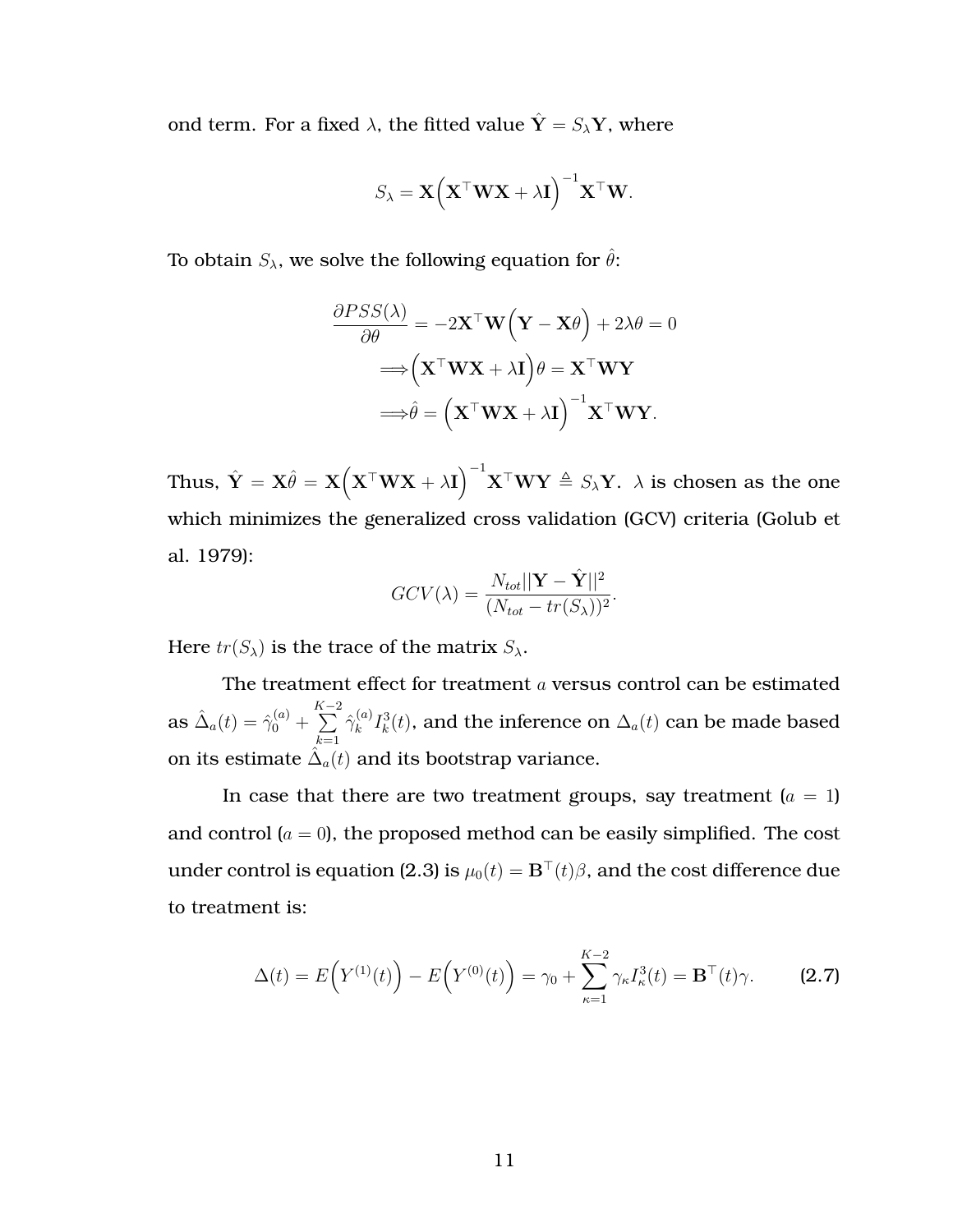ond term. For a fixed $\lambda$, the fitted value $\hat{\mathbf{Y}} = S_\lambda \mathbf{Y}$, where

$$S_\lambda = \mathbf{X}\Big(\mathbf{X}^\top \mathbf{W}\mathbf{X} + \lambda \mathbf{I}\Big)^{-1} \mathbf{X}^\top \mathbf{W}.$$

To obtain $S_\lambda$, we solve the following equation for $\hat{\theta}$:

$$\begin{aligned}
\frac{\partial PSS(\lambda)}{\partial \theta} &= -2\mathbf{X}^\top \mathbf{W}\Big(\mathbf{Y} - \mathbf{X}\theta\Big) + 2\lambda\theta = 0 \\
&\Longrightarrow \Big(\mathbf{X}^\top \mathbf{W}\mathbf{X} + \lambda \mathbf{I}\Big)\theta = \mathbf{X}^\top \mathbf{W}\mathbf{Y} \\
&\Longrightarrow \hat{\theta} = \Big(\mathbf{X}^\top \mathbf{W}\mathbf{X} + \lambda \mathbf{I}\Big)^{-1} \mathbf{X}^\top \mathbf{W}\mathbf{Y}.
\end{aligned}$$

Thus, $\hat{\mathbf{Y}} = \mathbf{X}\hat{\theta} = \mathbf{X}\Big(\mathbf{X}^\top \mathbf{W}\mathbf{X} + \lambda \mathbf{I}\Big)^{-1} \mathbf{X}^\top \mathbf{W}\mathbf{Y} \triangleq S_\lambda \mathbf{Y}$. $\lambda$ is chosen as the one which minimizes the generalized cross validation (GCV) criteria (Golub et al. 1979):

$$GCV(\lambda) = \frac{N_{tot}||\mathbf{Y} - \hat{\mathbf{Y}}||^2}{(N_{tot} - tr(S_\lambda))^2}.$$

Here $tr(S_\lambda)$ is the trace of the matrix $S_\lambda$.

The treatment effect for treatment $a$ versus control can be estimated as $\hat{\Delta}_a(t) = \hat{\gamma}_0^{(a)} + \sum_{k=1}^{K-2} \hat{\gamma}_k^{(a)} I_k^3(t)$, and the inference on $\Delta_a(t)$ can be made based on its estimate $\hat{\Delta}_a(t)$ and its bootstrap variance.

In case that there are two treatment groups, say treatment ($a = 1$) and control ($a = 0$), the proposed method can be easily simplified. The cost under control is equation (2.3) is $\mu_0(t) = \mathbf{B}^\top(t)\beta$, and the cost difference due to treatment is:

$$\Delta(t) = E\Big(Y^{(1)}(t)\Big) - E\Big(Y^{(0)}(t)\Big) = \gamma_0 + \sum_{\kappa=1}^{K-2} \gamma_\kappa I_\kappa^3(t) = \mathbf{B}^\top(t)\gamma. \tag{2.7}$$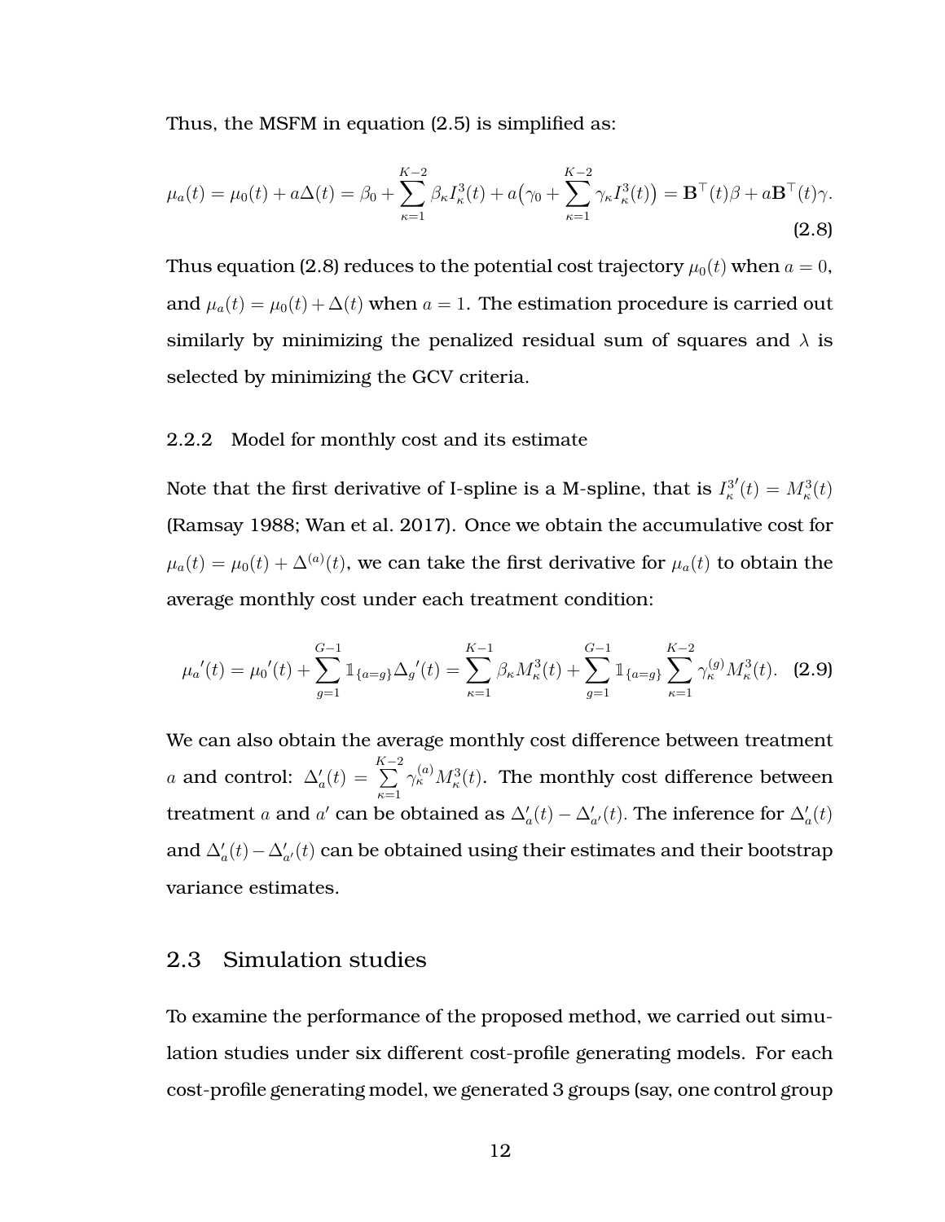Thus, the MSFM in equation (2.5) is simplified as:

$$\mu_a(t) = \mu_0(t) + a\Delta(t) = \beta_0 + \sum_{\kappa=1}^{K-2} \beta_\kappa I_\kappa^3(t) + a\big(\gamma_0 + \sum_{\kappa=1}^{K-2} \gamma_\kappa I_\kappa^3(t)\big) = \mathbf{B}^\top(t)\beta + a\mathbf{B}^\top(t)\gamma. \tag{2.8}$$

Thus equation (2.8) reduces to the potential cost trajectory $\mu_0(t)$ when $a = 0$, and $\mu_a(t) = \mu_0(t) + \Delta(t)$ when $a = 1$. The estimation procedure is carried out similarly by minimizing the penalized residual sum of squares and $\lambda$ is selected by minimizing the GCV criteria.

### 2.2.2 Model for monthly cost and its estimate

Note that the first derivative of I-spline is a M-spline, that is $I_\kappa^{3\prime}(t) = M_\kappa^3(t)$ (Ramsay 1988; Wan et al. 2017). Once we obtain the accumulative cost for $\mu_a(t) = \mu_0(t) + \Delta^{(a)}(t)$, we can take the first derivative for $\mu_a(t)$ to obtain the average monthly cost under each treatment condition:

$$\mu_a{}'(t) = \mu_0{}'(t) + \sum_{g=1}^{G-1} \mathbb{1}_{\{a=g\}} \Delta_g{}'(t) = \sum_{\kappa=1}^{K-1} \beta_\kappa M_\kappa^3(t) + \sum_{g=1}^{G-1} \mathbb{1}_{\{a=g\}} \sum_{\kappa=1}^{K-2} \gamma_\kappa^{(g)} M_\kappa^3(t). \tag{2.9}$$

We can also obtain the average monthly cost difference between treatment $a$ and control: $\Delta_a'(t) = \sum_{\kappa=1}^{K-2} \gamma_\kappa^{(a)} M_\kappa^3(t)$. The monthly cost difference between treatment $a$ and $a'$ can be obtained as $\Delta_a'(t) - \Delta_{a'}'(t)$. The inference for $\Delta_a'(t)$ and $\Delta_a'(t) - \Delta_{a'}'(t)$ can be obtained using their estimates and their bootstrap variance estimates.

## 2.3 Simulation studies

To examine the performance of the proposed method, we carried out simulation studies under six different cost-profile generating models. For each cost-profile generating model, we generated 3 groups (say, one control group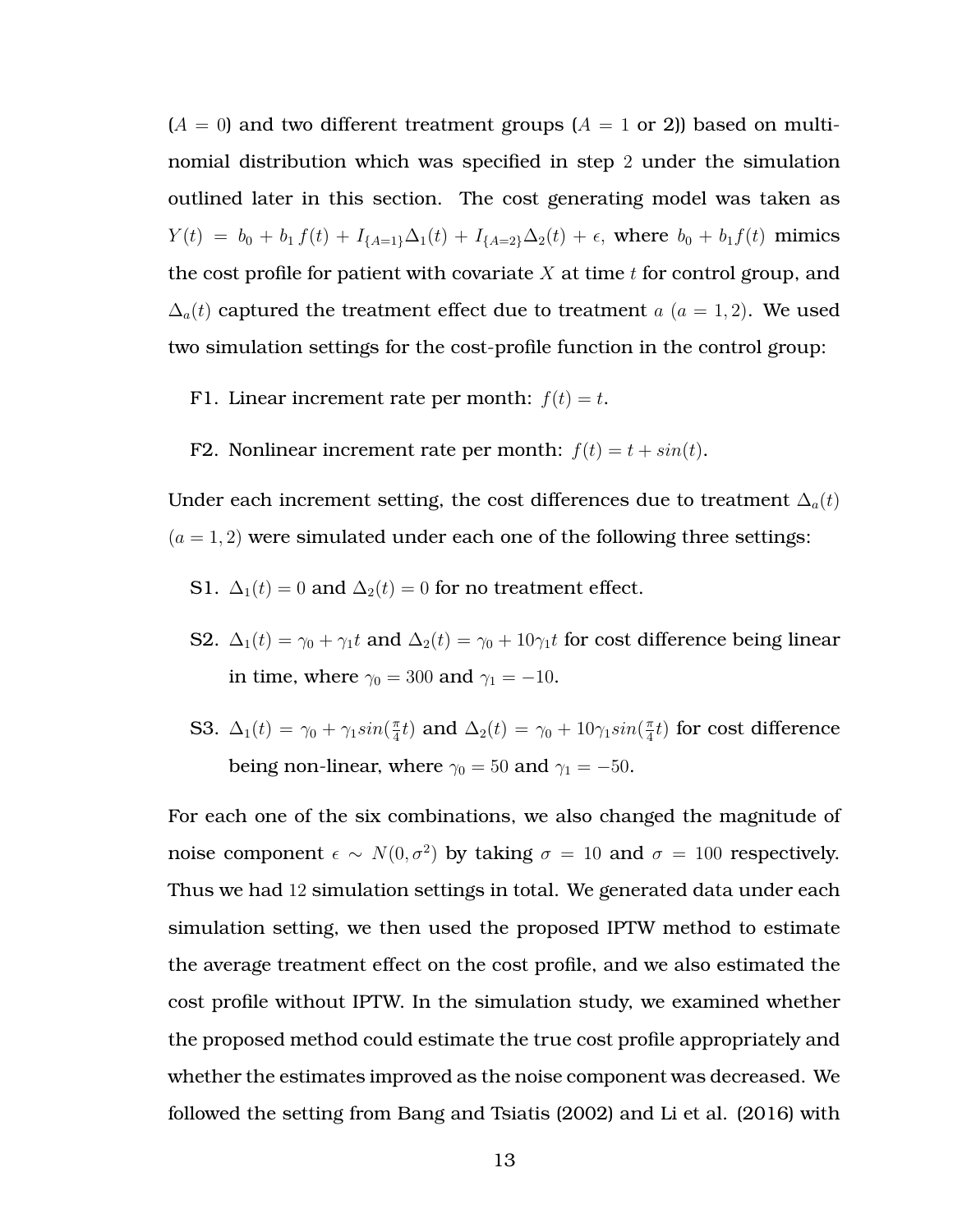($A = 0$) and two different treatment groups ($A = 1$ or 2)) based on multinomial distribution which was specified in step 2 under the simulation outlined later in this section. The cost generating model was taken as $Y(t) = b_0 + b_1 f(t) + I_{\{A=1\}}\Delta_1(t) + I_{\{A=2\}}\Delta_2(t) + \epsilon$, where $b_0 + b_1 f(t)$ mimics the cost profile for patient with covariate $X$ at time $t$ for control group, and $\Delta_a(t)$ captured the treatment effect due to treatment $a$ ($a = 1, 2$). We used two simulation settings for the cost-profile function in the control group:

F1. Linear increment rate per month: $f(t) = t$.

F2. Nonlinear increment rate per month: $f(t) = t + sin(t)$.

Under each increment setting, the cost differences due to treatment $\Delta_a(t)$ ($a = 1, 2$) were simulated under each one of the following three settings:

S1. $\Delta_1(t) = 0$ and $\Delta_2(t) = 0$ for no treatment effect.

S2. $\Delta_1(t) = \gamma_0 + \gamma_1 t$ and $\Delta_2(t) = \gamma_0 + 10\gamma_1 t$ for cost difference being linear in time, where $\gamma_0 = 300$ and $\gamma_1 = -10$.

S3. $\Delta_1(t) = \gamma_0 + \gamma_1 sin(\frac{\pi}{4}t)$ and $\Delta_2(t) = \gamma_0 + 10\gamma_1 sin(\frac{\pi}{4}t)$ for cost difference being non-linear, where $\gamma_0 = 50$ and $\gamma_1 = -50$.

For each one of the six combinations, we also changed the magnitude of noise component $\epsilon \sim N(0, \sigma^2)$ by taking $\sigma = 10$ and $\sigma = 100$ respectively. Thus we had 12 simulation settings in total. We generated data under each simulation setting, we then used the proposed IPTW method to estimate the average treatment effect on the cost profile, and we also estimated the cost profile without IPTW. In the simulation study, we examined whether the proposed method could estimate the true cost profile appropriately and whether the estimates improved as the noise component was decreased. We followed the setting from Bang and Tsiatis (2002) and Li et al. (2016) with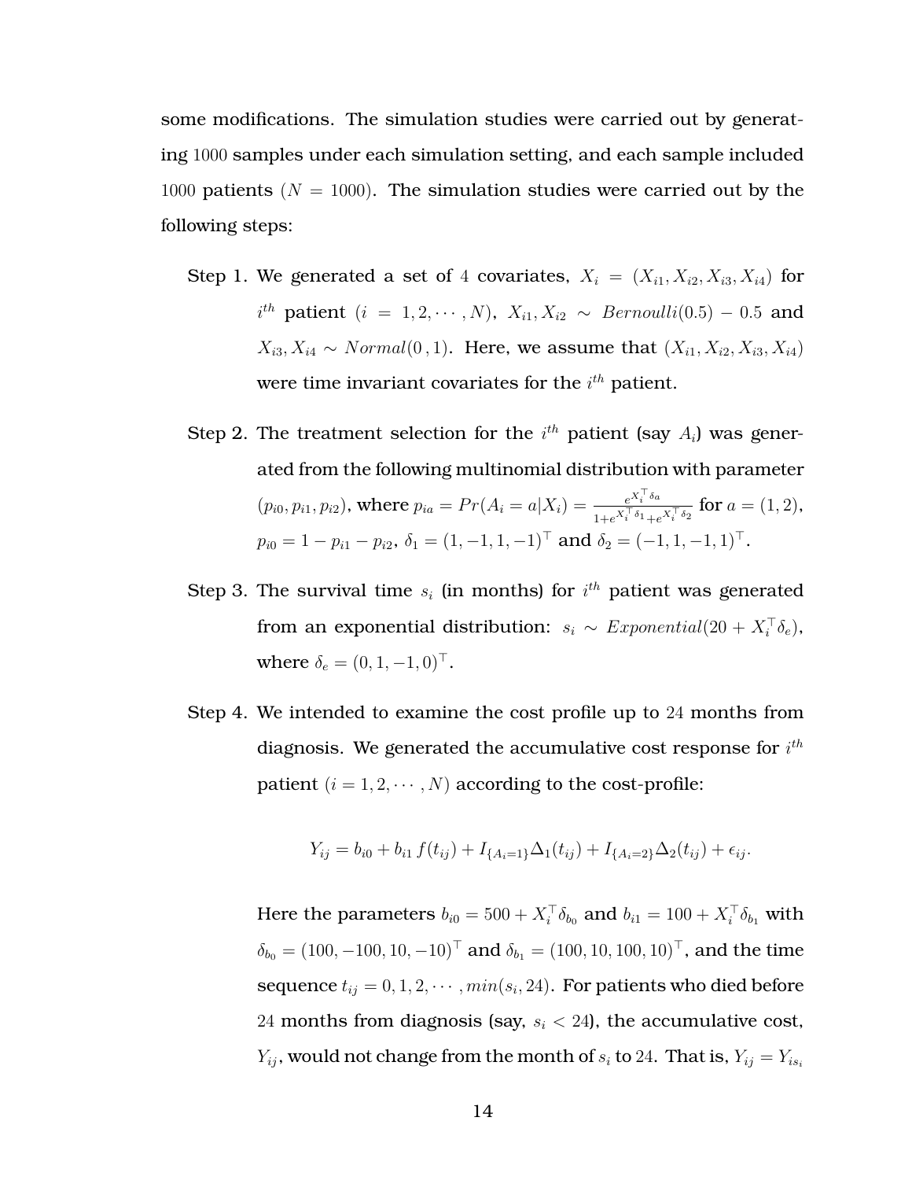some modifications. The simulation studies were carried out by generating $1000$ samples under each simulation setting, and each sample included $1000$ patients ($N = 1000$). The simulation studies were carried out by the following steps:

Step 1. We generated a set of $4$ covariates, $X_i = (X_{i1}, X_{i2}, X_{i3}, X_{i4})$ for $i^{th}$ patient ($i = 1, 2, \cdots, N$), $X_{i1}, X_{i2} \sim Bernoulli(0.5) - 0.5$ and $X_{i3}, X_{i4} \sim Normal(0, 1)$. Here, we assume that $(X_{i1}, X_{i2}, X_{i3}, X_{i4})$ were time invariant covariates for the $i^{th}$ patient.

Step 2. The treatment selection for the $i^{th}$ patient (say $A_i$) was generated from the following multinomial distribution with parameter $(p_{i0}, p_{i1}, p_{i2})$, where $p_{ia} = Pr(A_i = a|X_i) = \frac{e^{X_i^\top \delta_a}}{1+e^{X_i^\top \delta_1}+e^{X_i^\top \delta_2}}$ for $a = (1, 2)$, $p_{i0} = 1 - p_{i1} - p_{i2}$, $\delta_1 = (1, -1, 1, -1)^\top$ and $\delta_2 = (-1, 1, -1, 1)^\top$.

Step 3. The survival time $s_i$ (in months) for $i^{th}$ patient was generated from an exponential distribution: $s_i \sim Exponential(20 + X_i^\top \delta_e)$, where $\delta_e = (0, 1, -1, 0)^\top$.

Step 4. We intended to examine the cost profile up to $24$ months from diagnosis. We generated the accumulative cost response for $i^{th}$ patient ($i = 1, 2, \cdots, N$) according to the cost-profile:

$$Y_{ij} = b_{i0} + b_{i1} f(t_{ij}) + I_{\{A_i=1\}}\Delta_1(t_{ij}) + I_{\{A_i=2\}}\Delta_2(t_{ij}) + \epsilon_{ij}.$$

Here the parameters $b_{i0} = 500 + X_i^\top \delta_{b_0}$ and $b_{i1} = 100 + X_i^\top \delta_{b_1}$ with $\delta_{b_0} = (100, -100, 10, -10)^\top$ and $\delta_{b_1} = (100, 10, 100, 10)^\top$, and the time sequence $t_{ij} = 0, 1, 2, \cdots, min(s_i, 24)$. For patients who died before $24$ months from diagnosis (say, $s_i < 24$), the accumulative cost, $Y_{ij}$, would not change from the month of $s_i$ to $24$. That is, $Y_{ij} = Y_{is_i}$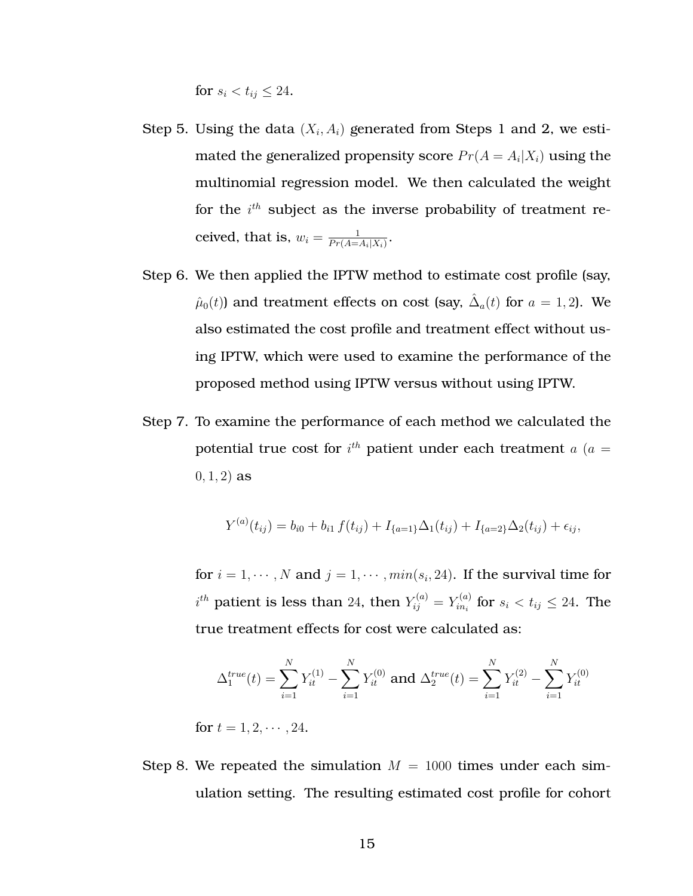for $s_i < t_{ij} \leq 24$.

Step 5. Using the data $(X_i, A_i)$ generated from Steps 1 and 2, we estimated the generalized propensity score $Pr(A = A_i|X_i)$ using the multinomial regression model. We then calculated the weight for the $i^{th}$ subject as the inverse probability of treatment received, that is, $w_i = \frac{1}{Pr(A=A_i|X_i)}$.

Step 6. We then applied the IPTW method to estimate cost profile (say, $\hat{\mu}_0(t)$) and treatment effects on cost (say, $\hat{\Delta}_a(t)$ for $a = 1, 2$). We also estimated the cost profile and treatment effect without using IPTW, which were used to examine the performance of the proposed method using IPTW versus without using IPTW.

Step 7. To examine the performance of each method we calculated the potential true cost for $i^{th}$ patient under each treatment $a$ ($a = 0, 1, 2$) as

$$Y^{(a)}(t_{ij}) = b_{i0} + b_{i1}\, f(t_{ij}) + I_{\{a=1\}}\Delta_1(t_{ij}) + I_{\{a=2\}}\Delta_2(t_{ij}) + \epsilon_{ij},$$

for $i = 1, \cdots, N$ and $j = 1, \cdots, min(s_i, 24)$. If the survival time for $i^{th}$ patient is less than 24, then $Y_{ij}^{(a)} = Y_{in_i}^{(a)}$ for $s_i < t_{ij} \leq 24$. The true treatment effects for cost were calculated as:

$$\Delta_1^{true}(t) = \sum_{i=1}^{N} Y_{it}^{(1)} - \sum_{i=1}^{N} Y_{it}^{(0)} \text{ and } \Delta_2^{true}(t) = \sum_{i=1}^{N} Y_{it}^{(2)} - \sum_{i=1}^{N} Y_{it}^{(0)}$$

for $t = 1, 2, \cdots, 24$.

Step 8. We repeated the simulation $M = 1000$ times under each simulation setting. The resulting estimated cost profile for cohort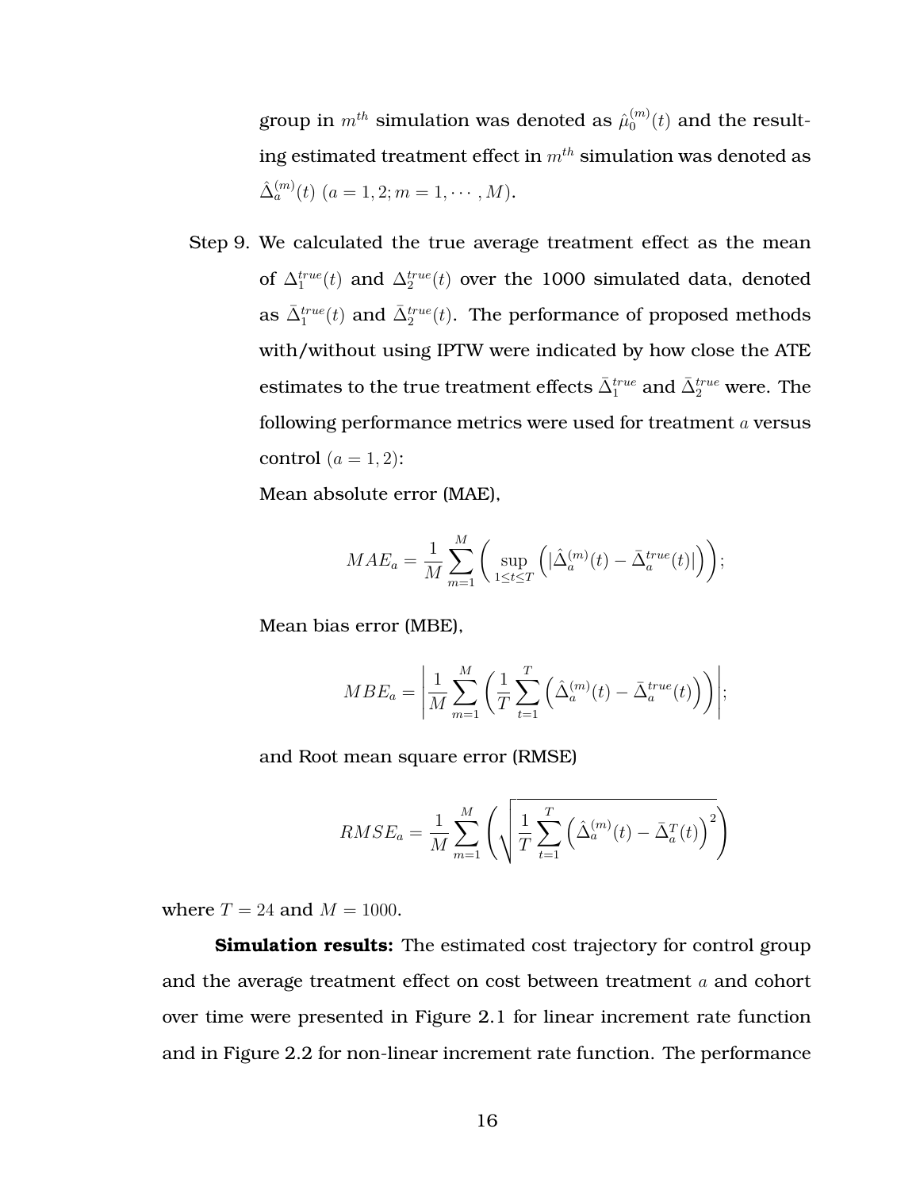group in $m^{th}$ simulation was denoted as $\hat{\mu}_0^{(m)}(t)$ and the resulting estimated treatment effect in $m^{th}$ simulation was denoted as $\hat{\Delta}_a^{(m)}(t)$ $(a = 1, 2; m = 1, \cdots, M)$.

Step 9. We calculated the true average treatment effect as the mean of $\Delta_1^{true}(t)$ and $\Delta_2^{true}(t)$ over the 1000 simulated data, denoted as $\bar{\Delta}_1^{true}(t)$ and $\bar{\Delta}_2^{true}(t)$. The performance of proposed methods with/without using IPTW were indicated by how close the ATE estimates to the true treatment effects $\bar{\Delta}_1^{true}$ and $\bar{\Delta}_2^{true}$ were. The following performance metrics were used for treatment $a$ versus control $(a = 1, 2)$:

Mean absolute error (MAE),

$$MAE_a = \frac{1}{M} \sum_{m=1}^{M} \left( \sup_{1 \le t \le T} \left( |\hat{\Delta}_a^{(m)}(t) - \bar{\Delta}_a^{true}(t)| \right) \right);$$

Mean bias error (MBE),

$$MBE_a = \left| \frac{1}{M} \sum_{m=1}^{M} \left( \frac{1}{T} \sum_{t=1}^{T} \left( \hat{\Delta}_a^{(m)}(t) - \bar{\Delta}_a^{true}(t) \right) \right) \right|;$$

and Root mean square error (RMSE)

$$RMSE_a = \frac{1}{M} \sum_{m=1}^{M} \left( \sqrt{\frac{1}{T} \sum_{t=1}^{T} \left( \hat{\Delta}_a^{(m)}(t) - \bar{\Delta}_a^{T}(t) \right)^2} \right)$$

where $T = 24$ and $M = 1000$.

**Simulation results:** The estimated cost trajectory for control group and the average treatment effect on cost between treatment $a$ and cohort over time were presented in Figure 2.1 for linear increment rate function and in Figure 2.2 for non-linear increment rate function. The performance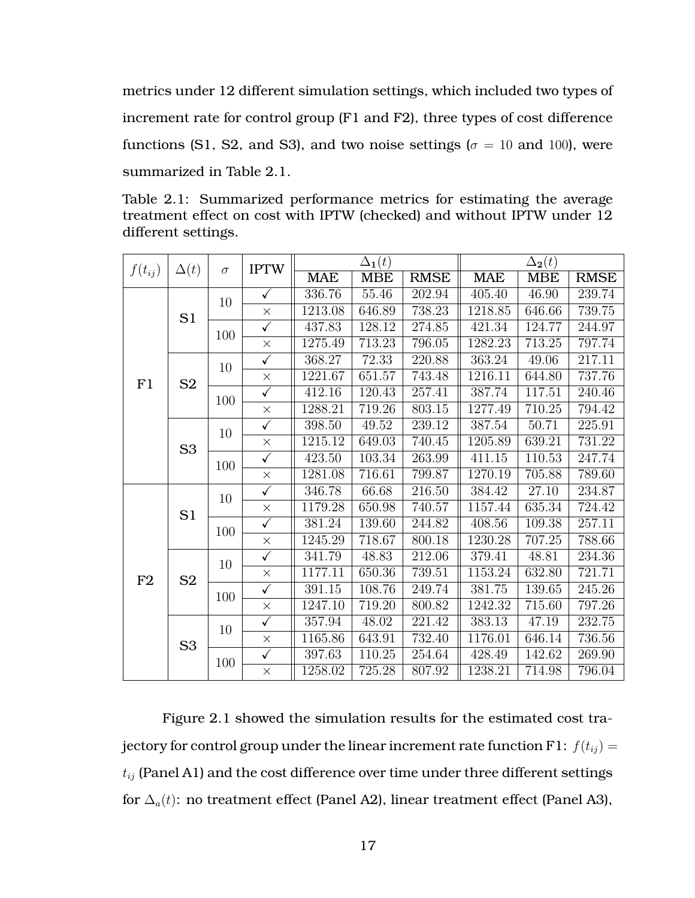metrics under 12 different simulation settings, which included two types of increment rate for control group (F1 and F2), three types of cost difference functions (S1, S2, and S3), and two noise settings ($\sigma = 10$ and $100$), were summarized in Table 2.1.

Table 2.1: Summarized performance metrics for estimating the average treatment effect on cost with IPTW (checked) and without IPTW under 12 different settings.

| $f(t_{ij})$ | $\Delta(t)$ | $\sigma$ | IPTW | $\Delta_1(t)$ | | | $\Delta_2(t)$ | | |
|---|---|---|---|---|---|---|---|---|---|
| | | | | MAE | MBE | RMSE | MAE | MBE | RMSE |
| F1 | S1 | 10 | ✓ | 336.76 | 55.46 | 202.94 | 405.40 | 46.90 | 239.74 |
| | | | × | 1213.08 | 646.89 | 738.23 | 1218.85 | 646.66 | 739.75 |
| | | 100 | ✓ | 437.83 | 128.12 | 274.85 | 421.34 | 124.77 | 244.97 |
| | | | × | 1275.49 | 713.23 | 796.05 | 1282.23 | 713.25 | 797.74 |
| | S2 | 10 | ✓ | 368.27 | 72.33 | 220.88 | 363.24 | 49.06 | 217.11 |
| | | | × | 1221.67 | 651.57 | 743.48 | 1216.11 | 644.80 | 737.76 |
| | | 100 | ✓ | 412.16 | 120.43 | 257.41 | 387.74 | 117.51 | 240.46 |
| | | | × | 1288.21 | 719.26 | 803.15 | 1277.49 | 710.25 | 794.42 |
| | S3 | 10 | ✓ | 398.50 | 49.52 | 239.12 | 387.54 | 50.71 | 225.91 |
| | | | × | 1215.12 | 649.03 | 740.45 | 1205.89 | 639.21 | 731.22 |
| | | 100 | ✓ | 423.50 | 103.34 | 263.99 | 411.15 | 110.53 | 247.74 |
| | | | × | 1281.08 | 716.61 | 799.87 | 1270.19 | 705.88 | 789.60 |
| F2 | S1 | 10 | ✓ | 346.78 | 66.68 | 216.50 | 384.42 | 27.10 | 234.87 |
| | | | × | 1179.28 | 650.98 | 740.57 | 1157.44 | 635.34 | 724.42 |
| | | 100 | ✓ | 381.24 | 139.60 | 244.82 | 408.56 | 109.38 | 257.11 |
| | | | × | 1245.29 | 718.67 | 800.18 | 1230.28 | 707.25 | 788.66 |
| | S2 | 10 | ✓ | 341.79 | 48.83 | 212.06 | 379.41 | 48.81 | 234.36 |
| | | | × | 1177.11 | 650.36 | 739.51 | 1153.24 | 632.80 | 721.71 |
| | | 100 | ✓ | 391.15 | 108.76 | 249.74 | 381.75 | 139.65 | 245.26 |
| | | | × | 1247.10 | 719.20 | 800.82 | 1242.32 | 715.60 | 797.26 |
| | S3 | 10 | ✓ | 357.94 | 48.02 | 221.42 | 383.13 | 47.19 | 232.75 |
| | | | × | 1165.86 | 643.91 | 732.40 | 1176.01 | 646.14 | 736.56 |
| | | 100 | ✓ | 397.63 | 110.25 | 254.64 | 428.49 | 142.62 | 269.90 |
| | | | × | 1258.02 | 725.28 | 807.92 | 1238.21 | 714.98 | 796.04 |

Figure 2.1 showed the simulation results for the estimated cost trajectory for control group under the linear increment rate function F1: $f(t_{ij}) = t_{ij}$ (Panel A1) and the cost difference over time under three different settings for $\Delta_a(t)$: no treatment effect (Panel A2), linear treatment effect (Panel A3),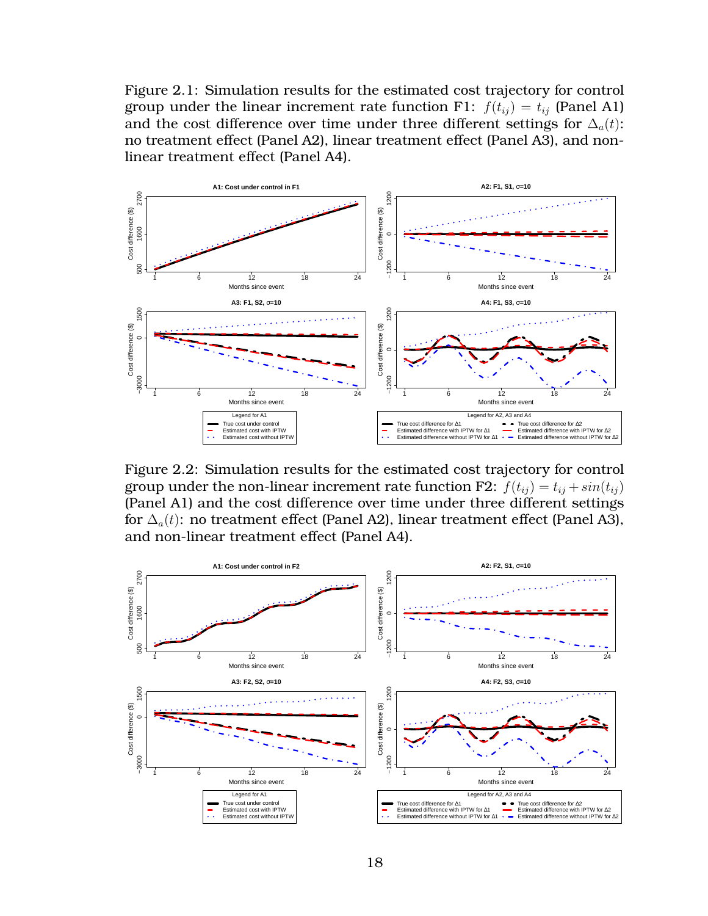Figure 2.1: Simulation results for the estimated cost trajectory for control group under the linear increment rate function F1: $f(t_{ij}) = t_{ij}$ (Panel A1) and the cost difference over time under three different settings for $\Delta_a(t)$: no treatment effect (Panel A2), linear treatment effect (Panel A3), and non-linear treatment effect (Panel A4).

Figure 2.2: Simulation results for the estimated cost trajectory for control group under the non-linear increment rate function F2: $f(t_{ij}) = t_{ij} + sin(t_{ij})$ (Panel A1) and the cost difference over time under three different settings for $\Delta_a(t)$: no treatment effect (Panel A2), linear treatment effect (Panel A3), and non-linear treatment effect (Panel A4).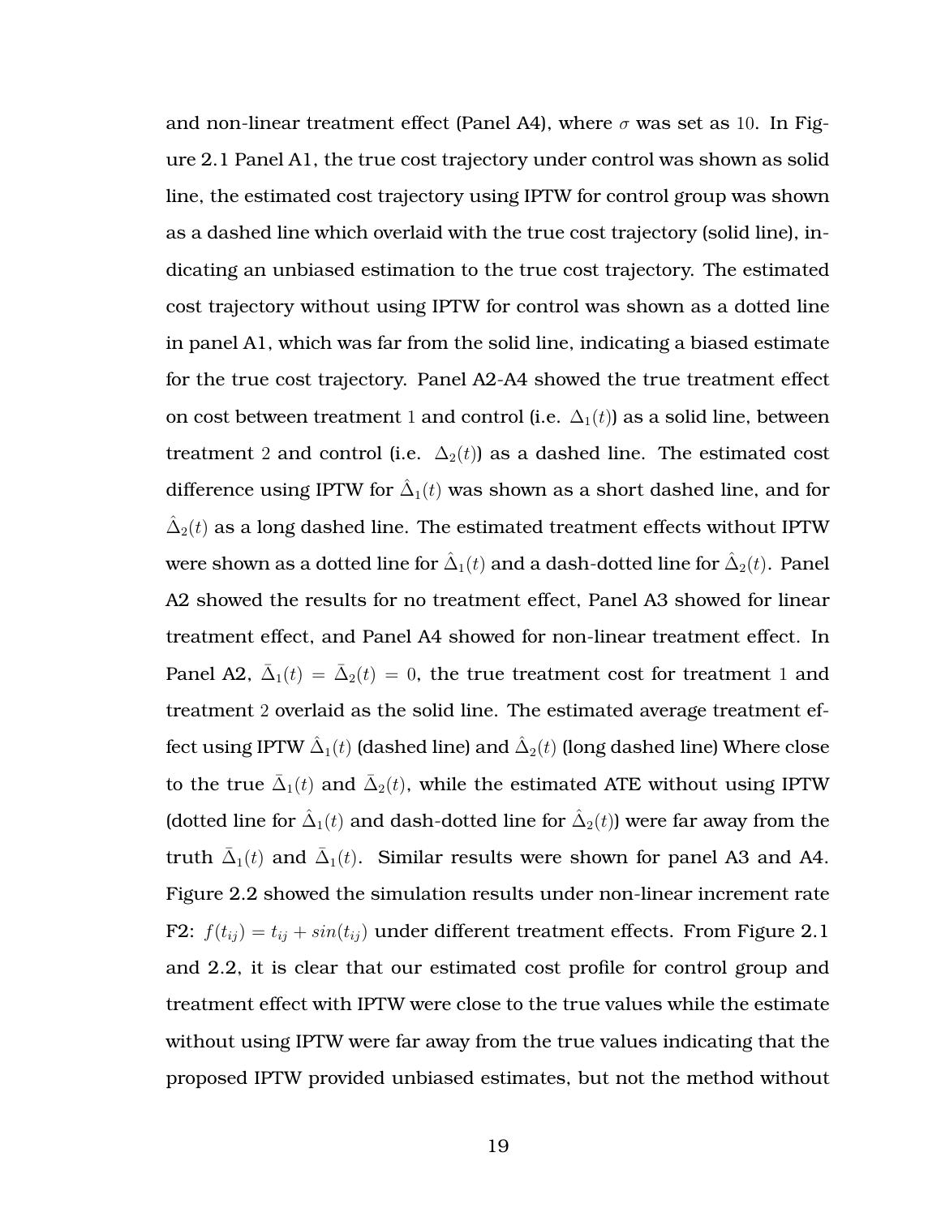and non-linear treatment effect (Panel A4), where $\sigma$ was set as $10$. In Figure 2.1 Panel A1, the true cost trajectory under control was shown as solid line, the estimated cost trajectory using IPTW for control group was shown as a dashed line which overlaid with the true cost trajectory (solid line), indicating an unbiased estimation to the true cost trajectory. The estimated cost trajectory without using IPTW for control was shown as a dotted line in panel A1, which was far from the solid line, indicating a biased estimate for the true cost trajectory. Panel A2-A4 showed the true treatment effect on cost between treatment $1$ and control (i.e. $\Delta_1(t)$) as a solid line, between treatment $2$ and control (i.e. $\Delta_2(t)$) as a dashed line. The estimated cost difference using IPTW for $\hat{\Delta}_1(t)$ was shown as a short dashed line, and for $\hat{\Delta}_2(t)$ as a long dashed line. The estimated treatment effects without IPTW were shown as a dotted line for $\hat{\Delta}_1(t)$ and a dash-dotted line for $\hat{\Delta}_2(t)$. Panel A2 showed the results for no treatment effect, Panel A3 showed for linear treatment effect, and Panel A4 showed for non-linear treatment effect. In Panel A2, $\bar{\Delta}_1(t) = \bar{\Delta}_2(t) = 0$, the true treatment cost for treatment $1$ and treatment $2$ overlaid as the solid line. The estimated average treatment effect using IPTW $\hat{\Delta}_1(t)$ (dashed line) and $\hat{\Delta}_2(t)$ (long dashed line) Where close to the true $\bar{\Delta}_1(t)$ and $\bar{\Delta}_2(t)$, while the estimated ATE without using IPTW (dotted line for $\hat{\Delta}_1(t)$ and dash-dotted line for $\hat{\Delta}_2(t)$) were far away from the truth $\bar{\Delta}_1(t)$ and $\bar{\Delta}_1(t)$. Similar results were shown for panel A3 and A4. Figure 2.2 showed the simulation results under non-linear increment rate F2: $f(t_{ij}) = t_{ij} + sin(t_{ij})$ under different treatment effects. From Figure 2.1 and 2.2, it is clear that our estimated cost profile for control group and treatment effect with IPTW were close to the true values while the estimate without using IPTW were far away from the true values indicating that the proposed IPTW provided unbiased estimates, but not the method without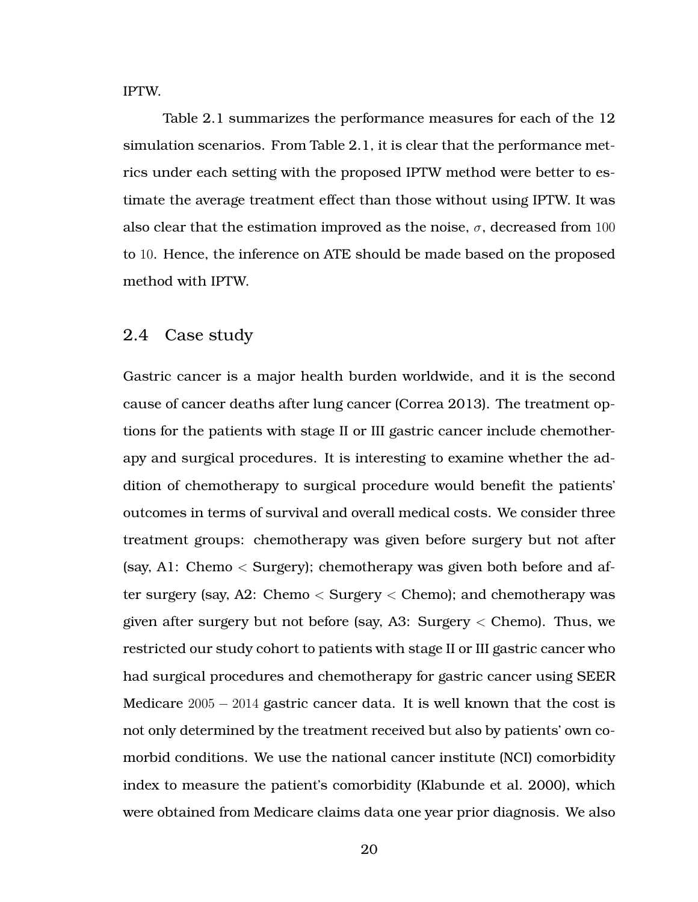IPTW.

Table 2.1 summarizes the performance measures for each of the 12 simulation scenarios. From Table 2.1, it is clear that the performance metrics under each setting with the proposed IPTW method were better to estimate the average treatment effect than those without using IPTW. It was also clear that the estimation improved as the noise, $\sigma$, decreased from $100$ to $10$. Hence, the inference on ATE should be made based on the proposed method with IPTW.

## 2.4 Case study

Gastric cancer is a major health burden worldwide, and it is the second cause of cancer deaths after lung cancer (Correa 2013). The treatment options for the patients with stage II or III gastric cancer include chemotherapy and surgical procedures. It is interesting to examine whether the addition of chemotherapy to surgical procedure would benefit the patients' outcomes in terms of survival and overall medical costs. We consider three treatment groups: chemotherapy was given before surgery but not after (say, A1: Chemo $<$ Surgery); chemotherapy was given both before and after surgery (say, A2: Chemo $<$ Surgery $<$ Chemo); and chemotherapy was given after surgery but not before (say, A3: Surgery $<$ Chemo). Thus, we restricted our study cohort to patients with stage II or III gastric cancer who had surgical procedures and chemotherapy for gastric cancer using SEER Medicare $2005-2014$ gastric cancer data. It is well known that the cost is not only determined by the treatment received but also by patients' own comorbid conditions. We use the national cancer institute (NCI) comorbidity index to measure the patient's comorbidity (Klabunde et al. 2000), which were obtained from Medicare claims data one year prior diagnosis. We also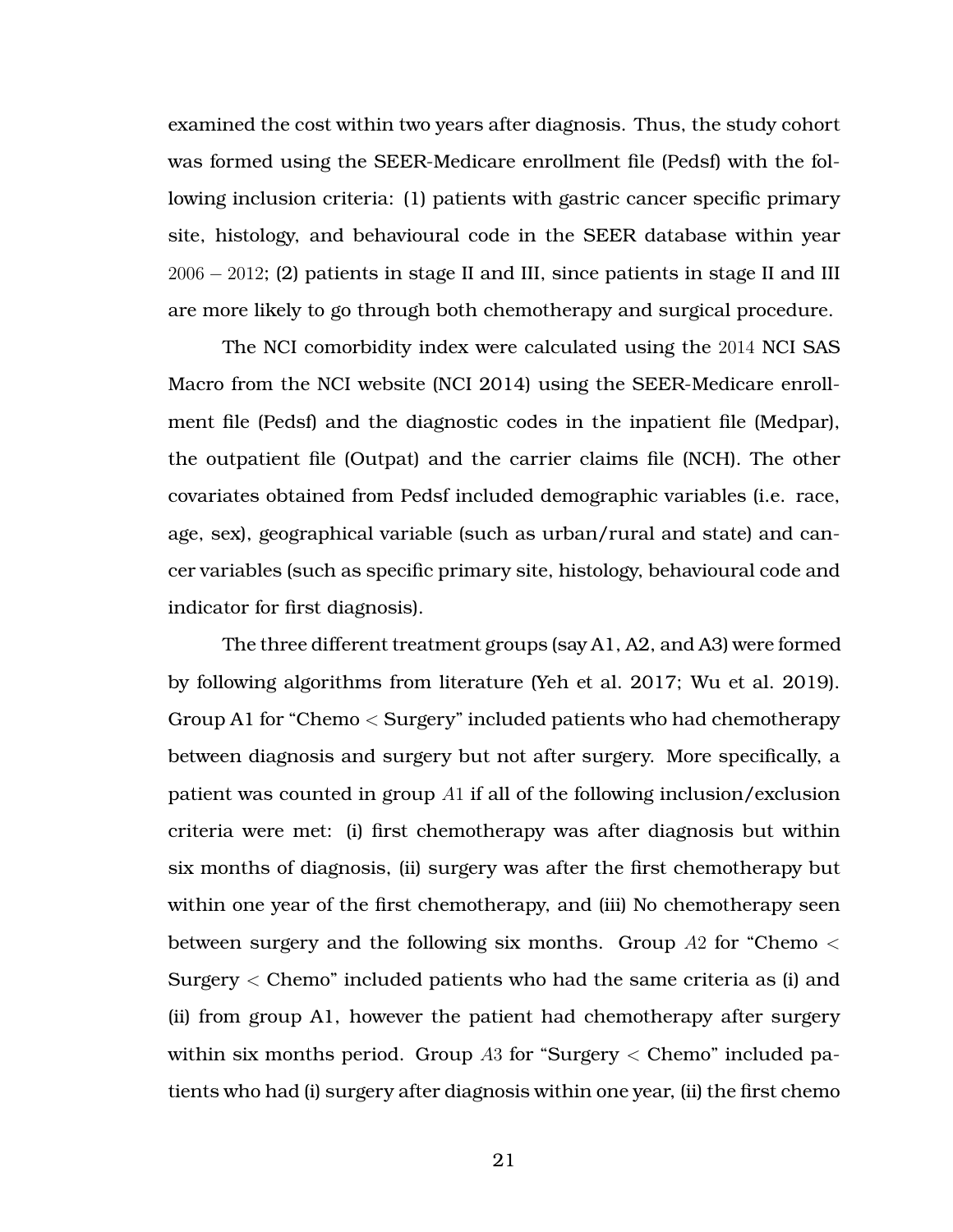examined the cost within two years after diagnosis. Thus, the study cohort was formed using the SEER-Medicare enrollment file (Pedsf) with the following inclusion criteria: (1) patients with gastric cancer specific primary site, histology, and behavioural code in the SEER database within year $2006 - 2012$; (2) patients in stage II and III, since patients in stage II and III are more likely to go through both chemotherapy and surgical procedure.

The NCI comorbidity index were calculated using the $2014$ NCI SAS Macro from the NCI website (NCI 2014) using the SEER-Medicare enrollment file (Pedsf) and the diagnostic codes in the inpatient file (Medpar), the outpatient file (Outpat) and the carrier claims file (NCH). The other covariates obtained from Pedsf included demographic variables (i.e. race, age, sex), geographical variable (such as urban/rural and state) and cancer variables (such as specific primary site, histology, behavioural code and indicator for first diagnosis).

The three different treatment groups (say A1, A2, and A3) were formed by following algorithms from literature (Yeh et al. 2017; Wu et al. 2019). Group A1 for "Chemo < Surgery" included patients who had chemotherapy between diagnosis and surgery but not after surgery. More specifically, a patient was counted in group $A1$ if all of the following inclusion/exclusion criteria were met: (i) first chemotherapy was after diagnosis but within six months of diagnosis, (ii) surgery was after the first chemotherapy but within one year of the first chemotherapy, and (iii) No chemotherapy seen between surgery and the following six months. Group $A2$ for "Chemo < Surgery < Chemo" included patients who had the same criteria as (i) and (ii) from group A1, however the patient had chemotherapy after surgery within six months period. Group $A3$ for "Surgery < Chemo" included patients who had (i) surgery after diagnosis within one year, (ii) the first chemo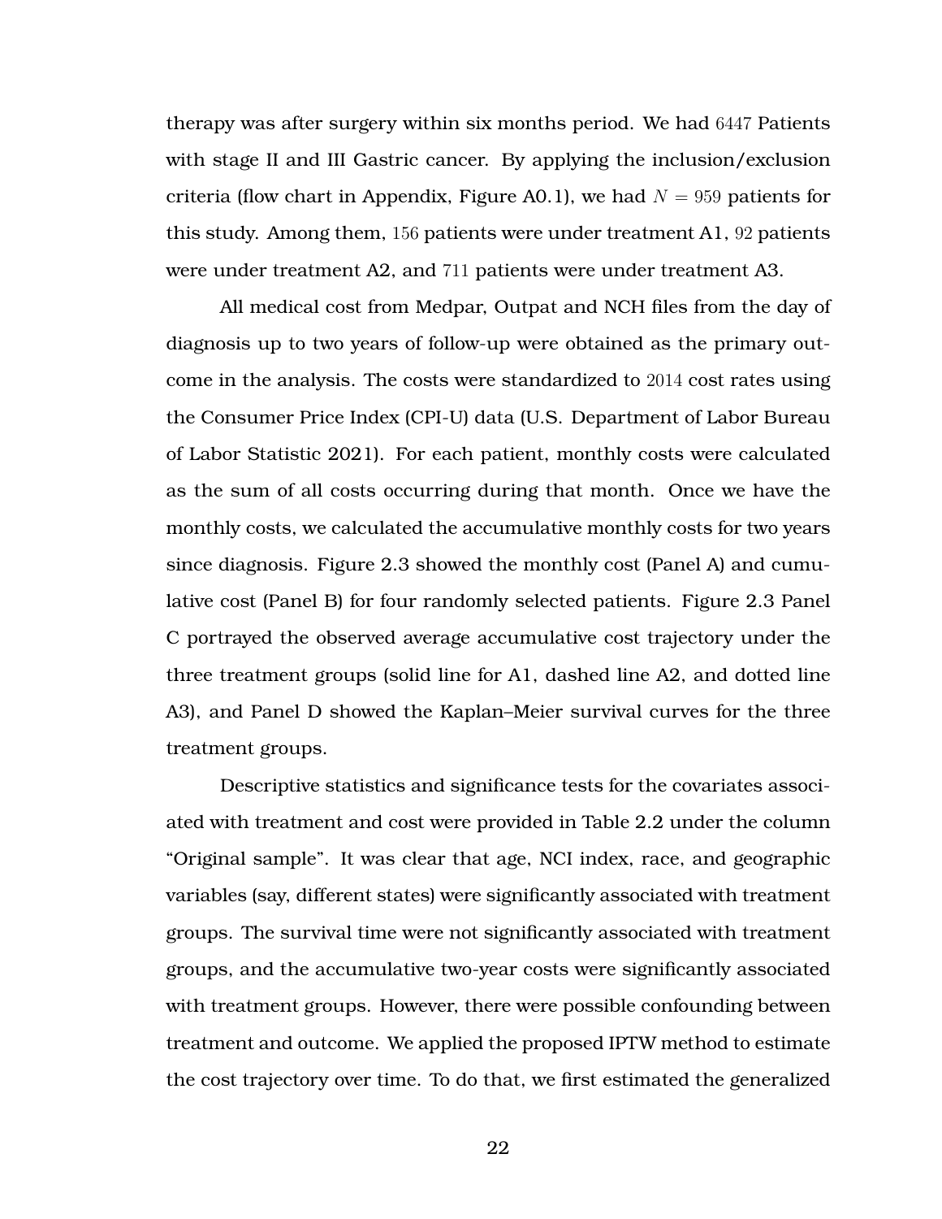therapy was after surgery within six months period. We had $6447$ Patients with stage II and III Gastric cancer. By applying the inclusion/exclusion criteria (flow chart in Appendix, Figure A0.1), we had $N = 959$ patients for this study. Among them, $156$ patients were under treatment A1, $92$ patients were under treatment A2, and $711$ patients were under treatment A3.

All medical cost from Medpar, Outpat and NCH files from the day of diagnosis up to two years of follow-up were obtained as the primary outcome in the analysis. The costs were standardized to $2014$ cost rates using the Consumer Price Index (CPI-U) data (U.S. Department of Labor Bureau of Labor Statistic 2021). For each patient, monthly costs were calculated as the sum of all costs occurring during that month. Once we have the monthly costs, we calculated the accumulative monthly costs for two years since diagnosis. Figure 2.3 showed the monthly cost (Panel A) and cumulative cost (Panel B) for four randomly selected patients. Figure 2.3 Panel C portrayed the observed average accumulative cost trajectory under the three treatment groups (solid line for A1, dashed line A2, and dotted line A3), and Panel D showed the Kaplan–Meier survival curves for the three treatment groups.

Descriptive statistics and significance tests for the covariates associated with treatment and cost were provided in Table 2.2 under the column "Original sample". It was clear that age, NCI index, race, and geographic variables (say, different states) were significantly associated with treatment groups. The survival time were not significantly associated with treatment groups, and the accumulative two-year costs were significantly associated with treatment groups. However, there were possible confounding between treatment and outcome. We applied the proposed IPTW method to estimate the cost trajectory over time. To do that, we first estimated the generalized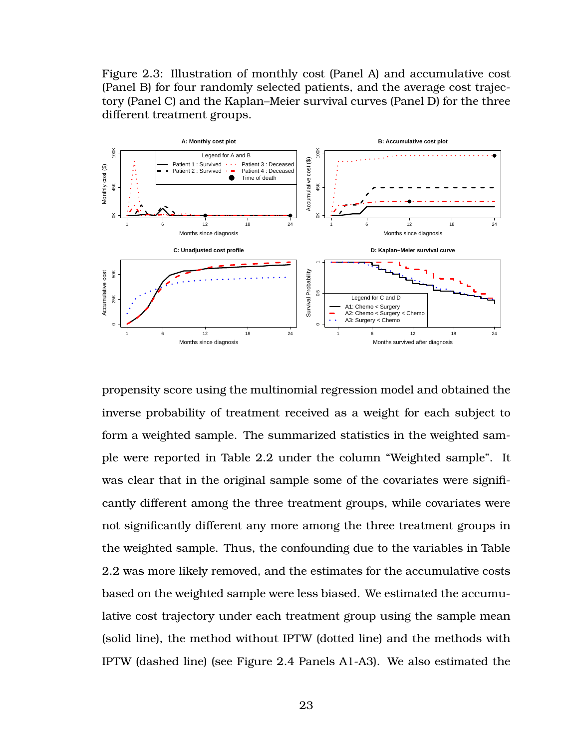Figure 2.3: Illustration of monthly cost (Panel A) and accumulative cost (Panel B) for four randomly selected patients, and the average cost trajectory (Panel C) and the Kaplan–Meier survival curves (Panel D) for the three different treatment groups.

propensity score using the multinomial regression model and obtained the inverse probability of treatment received as a weight for each subject to form a weighted sample. The summarized statistics in the weighted sample were reported in Table 2.2 under the column "Weighted sample". It was clear that in the original sample some of the covariates were significantly different among the three treatment groups, while covariates were not significantly different any more among the three treatment groups in the weighted sample. Thus, the confounding due to the variables in Table 2.2 was more likely removed, and the estimates for the accumulative costs based on the weighted sample were less biased. We estimated the accumulative cost trajectory under each treatment group using the sample mean (solid line), the method without IPTW (dotted line) and the methods with IPTW (dashed line) (see Figure 2.4 Panels A1-A3). We also estimated the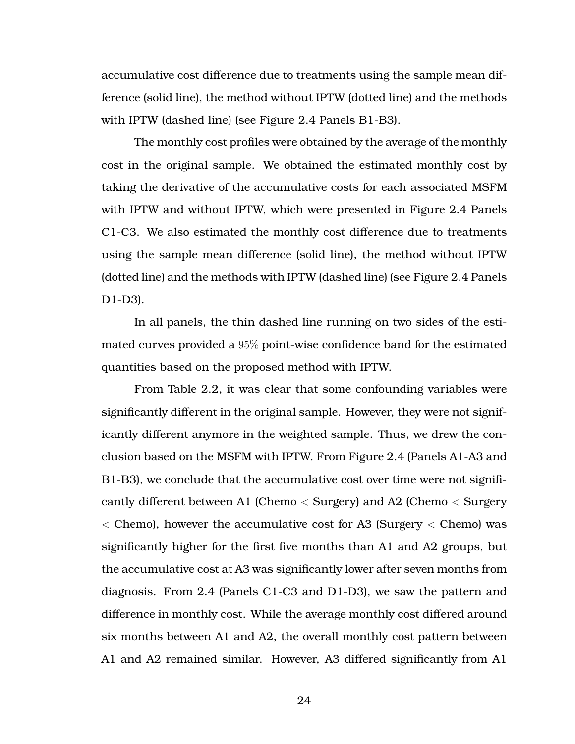accumulative cost difference due to treatments using the sample mean difference (solid line), the method without IPTW (dotted line) and the methods with IPTW (dashed line) (see Figure 2.4 Panels B1-B3).

The monthly cost profiles were obtained by the average of the monthly cost in the original sample. We obtained the estimated monthly cost by taking the derivative of the accumulative costs for each associated MSFM with IPTW and without IPTW, which were presented in Figure 2.4 Panels C1-C3. We also estimated the monthly cost difference due to treatments using the sample mean difference (solid line), the method without IPTW (dotted line) and the methods with IPTW (dashed line) (see Figure 2.4 Panels D1-D3).

In all panels, the thin dashed line running on two sides of the estimated curves provided a $95\%$ point-wise confidence band for the estimated quantities based on the proposed method with IPTW.

From Table 2.2, it was clear that some confounding variables were significantly different in the original sample. However, they were not significantly different anymore in the weighted sample. Thus, we drew the conclusion based on the MSFM with IPTW. From Figure 2.4 (Panels A1-A3 and B1-B3), we conclude that the accumulative cost over time were not significantly different between A1 (Chemo $<$ Surgery) and A2 (Chemo $<$ Surgery $<$ Chemo), however the accumulative cost for A3 (Surgery $<$ Chemo) was significantly higher for the first five months than A1 and A2 groups, but the accumulative cost at A3 was significantly lower after seven months from diagnosis. From 2.4 (Panels C1-C3 and D1-D3), we saw the pattern and difference in monthly cost. While the average monthly cost differed around six months between A1 and A2, the overall monthly cost pattern between A1 and A2 remained similar. However, A3 differed significantly from A1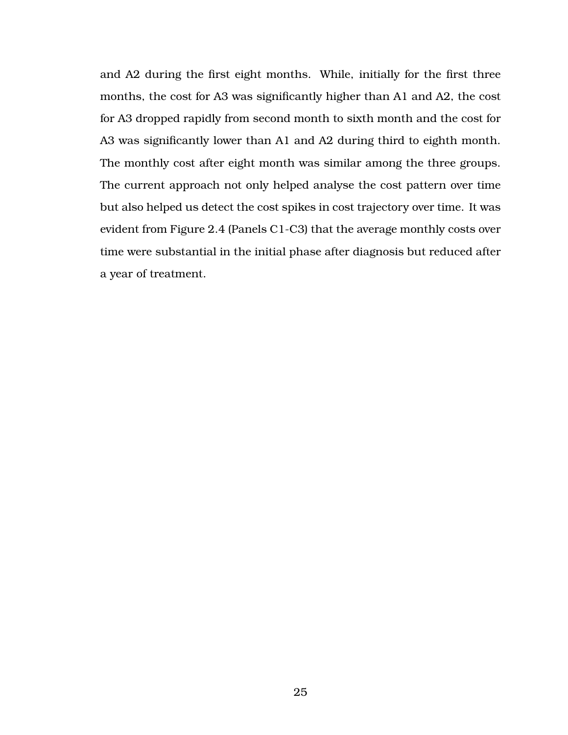and A2 during the first eight months. While, initially for the first three months, the cost for A3 was significantly higher than A1 and A2, the cost for A3 dropped rapidly from second month to sixth month and the cost for A3 was significantly lower than A1 and A2 during third to eighth month. The monthly cost after eight month was similar among the three groups. The current approach not only helped analyse the cost pattern over time but also helped us detect the cost spikes in cost trajectory over time. It was evident from Figure 2.4 (Panels C1-C3) that the average monthly costs over time were substantial in the initial phase after diagnosis but reduced after a year of treatment.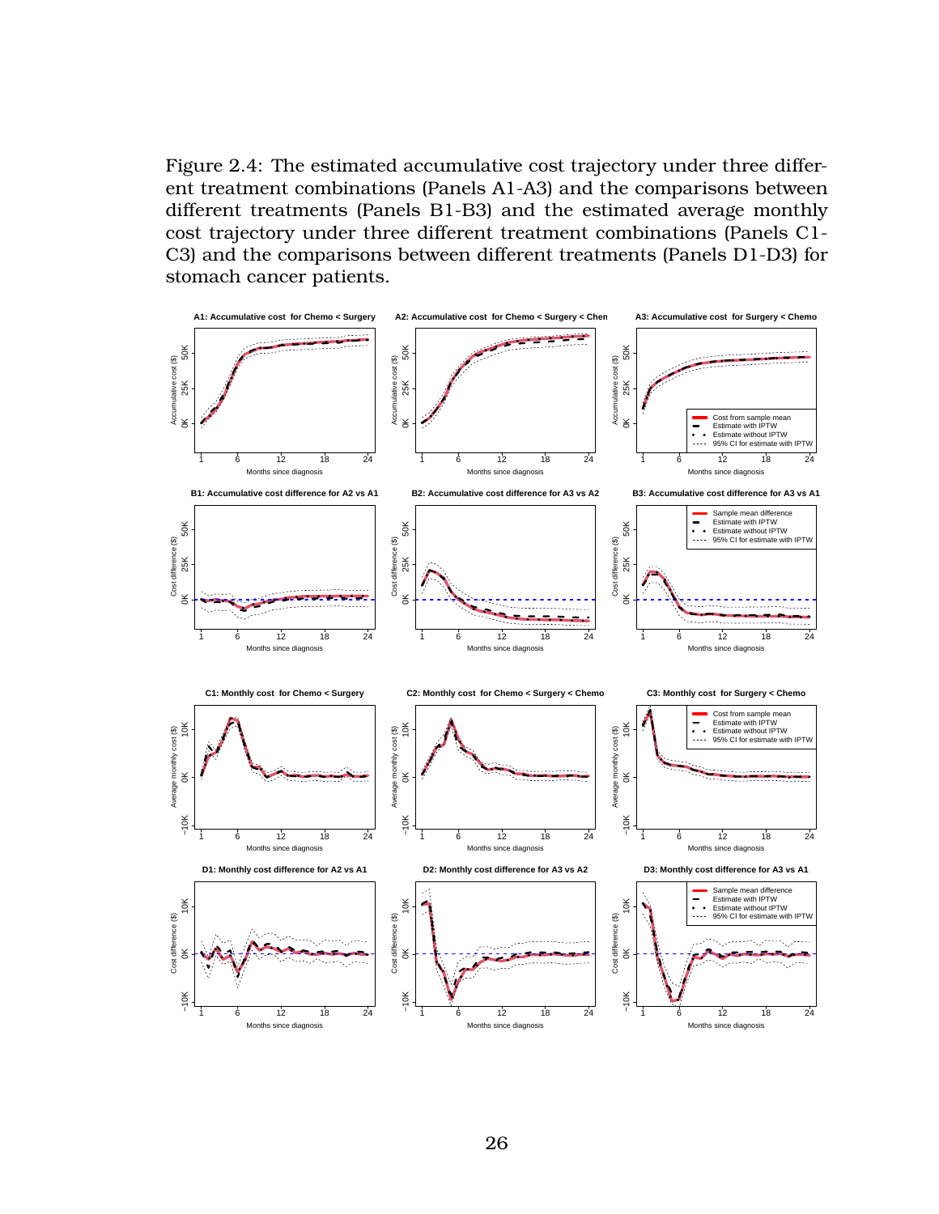Figure 2.4: The estimated accumulative cost trajectory under three different treatment combinations (Panels A1-A3) and the comparisons between different treatments (Panels B1-B3) and the estimated average monthly cost trajectory under three different treatment combinations (Panels C1-C3) and the comparisons between different treatments (Panels D1-D3) for stomach cancer patients.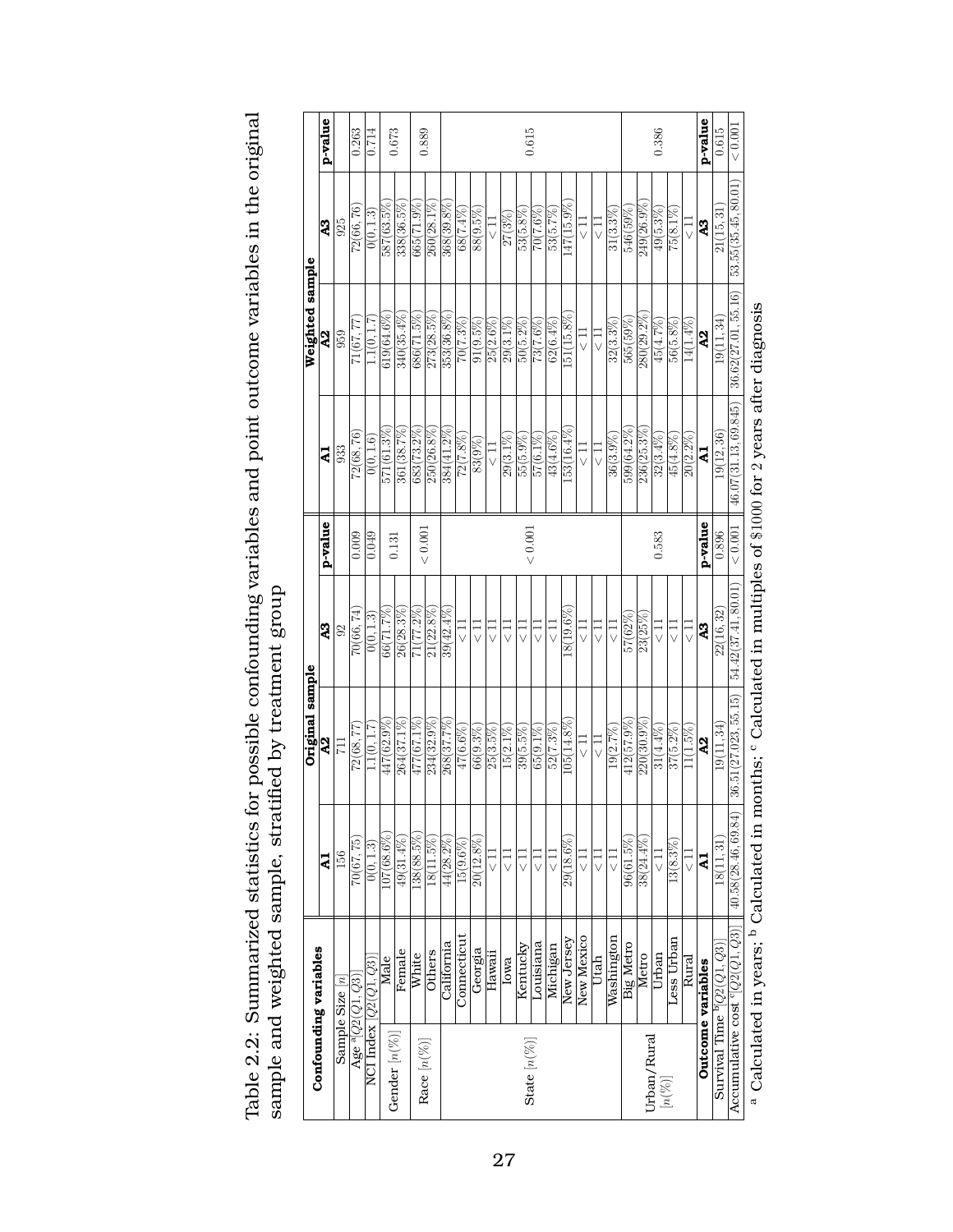Table 2.2: Summarized statistics for possible confounding variables and point outcome variables in the original sample and weighted sample, stratified by treatment group

| Confounding variables | | Original sample | | | | Weighted sample | | | |
|---|---|---|---|---|---|---|---|---|---|
| | | A1 | A2 | A3 | p-value | A1 | A2 | A3 | p-value |
| Sample Size [$n$] | | 156 | 711 | 92 | | 933 | 959 | 925 | |
| Age [a][$Q2(Q1,Q3)$] | | 70(67, 75) | 72(68, 77) | 70(66, 74) | 0.009 | 72(68, 76) | 71(67, 77) | 72(66, 76) | 0.263 |
| NCI Index [$Q2(Q1,Q3)$] | | 0(0, 1.3) | 1.1(0, 1.7) | 0(0, 1.3) | 0.049 | 0(0, 1.6) | 1.1(0, 1.7) | 0(0, 1.3) | 0.714 |
| Gender [$n$(%)] | Male | 107(68.6%) | 447(62.9%) | 66(71.7%) | 0.131 | 571(61.3%) | 619(64.6%) | 587(63.5%) | 0.673 |
| | Female | 49(31.4%) | 264(37.1%) | 26(28.3%) | | 361(38.7%) | 340(35.4%) | 338(36.5%) | |
| Race [$n$(%)] | White | 138(88.5%) | 477(67.1%) | 71(77.2%) | < 0.001 | 683(73.2%) | 686(71.5%) | 665(71.9%) | 0.889 |
| | Others | 18(11.5%) | 234(32.9%) | 21(22.8%) | | 250(26.8%) | 273(28.5%) | 260(28.1%) | |
| State [$n$(%)] | California | 44(28.2%) | 268(37.7%) | 39(42.4%) | < 0.001 | 384(41.2%) | 353(36.8%) | 368(39.8%) | 0.615 |
| | Connecticut | 15(9.6%) | 47(6.6%) | < 11 | | 72(7.8%) | 70(7.3%) | 68(7.4%) | |
| | Georgia | 20(12.8%) | 66(9.3%) | < 11 | | 83(9%) | 91(9.5%) | 88(9.5%) | |
| | Hawaii | < 11 | 25(3.5%) | < 11 | | < 11 | 25(2.6%) | < 11 | |
| | Iowa | < 11 | 15(2.1%) | < 11 | | 29(3.1%) | 29(3.1%) | 27(3%) | |
| | Kentucky | < 11 | 39(5.5%) | < 11 | | 55(5.9%) | 50(5.2%) | 53(5.8%) | |
| | Louisiana | < 11 | 65(9.1%) | < 11 | | 57(6.1%) | 73(7.6%) | 70(7.6%) | |
| | Michigan | < 11 | 52(7.3%) | < 11 | | 43(4.6%) | 62(6.4%) | 53(5.7%) | |
| | New Jersey | 29(18.6%) | 105(14.8%) | 18(19.6%) | | 153(16.4%) | 151(15.8%) | 147(15.9%) | |
| | New Mexico | < 11 | < 11 | < 11 | | < 11 | < 11 | < 11 | |
| | Utah | < 11 | < 11 | < 11 | | < 11 | < 11 | < 11 | |
| | Washington | < 11 | 19(2.7%) | < 11 | | 36(3.9%) | 32(3.3%) | 31(3.3%) | |
| Urban/Rural [$n$(%)] | Big Metro | 96(61.5%) | 412(57.9%) | 57(62%) | 0.583 | 599(64.2%) | 565(59%) | 546(59%) | 0.386 |
| | Metro | 38(24.4%) | 220(30.9%) | 23(25%) | | 236(25.3%) | 280(29.2%) | 249(26.9%) | |
| | Urban | < 11 | 31(4.4%) | < 11 | | 32(3.4%) | 45(4.7%) | 49(5.3%) | |
| | Less Urban | 13(8.3%) | 37(5.2%) | < 11 | | 45(4.8%) | 56(5.8%) | 75(8.1%) | |
| | Rural | < 11 | 11(1.5%) | < 11 | | 20(2.2%) | 14(1.4%) | < 11 | |
| **Outcome variables** | | A1 | A2 | A3 | p-value | A1 | A2 | A3 | p-value |
| Survival Time [b][$Q2(Q1,Q3)$] | | 18(11, 31) | 19(11, 34) | 22(16, 32) | 0.896 | 19(12, 36) | 19(11, 34) | 21(15, 31) | 0.615 |
| Accumulative cost [c][$Q2(Q1,Q3)$] | | 40.58(28.46, 69.84) | 36.51(27.023, 55.15) | 54.42(37.41, 80.01) | < 0.001 | 46.07(31.13, 69.845) | 36.62(27.01, 55.16) | 53.55(35.45, 80.01) | < 0.001 |

[a] Calculated in years; [b] Calculated in months; [c] Calculated in multiples of $1000 for 2 years after diagnosis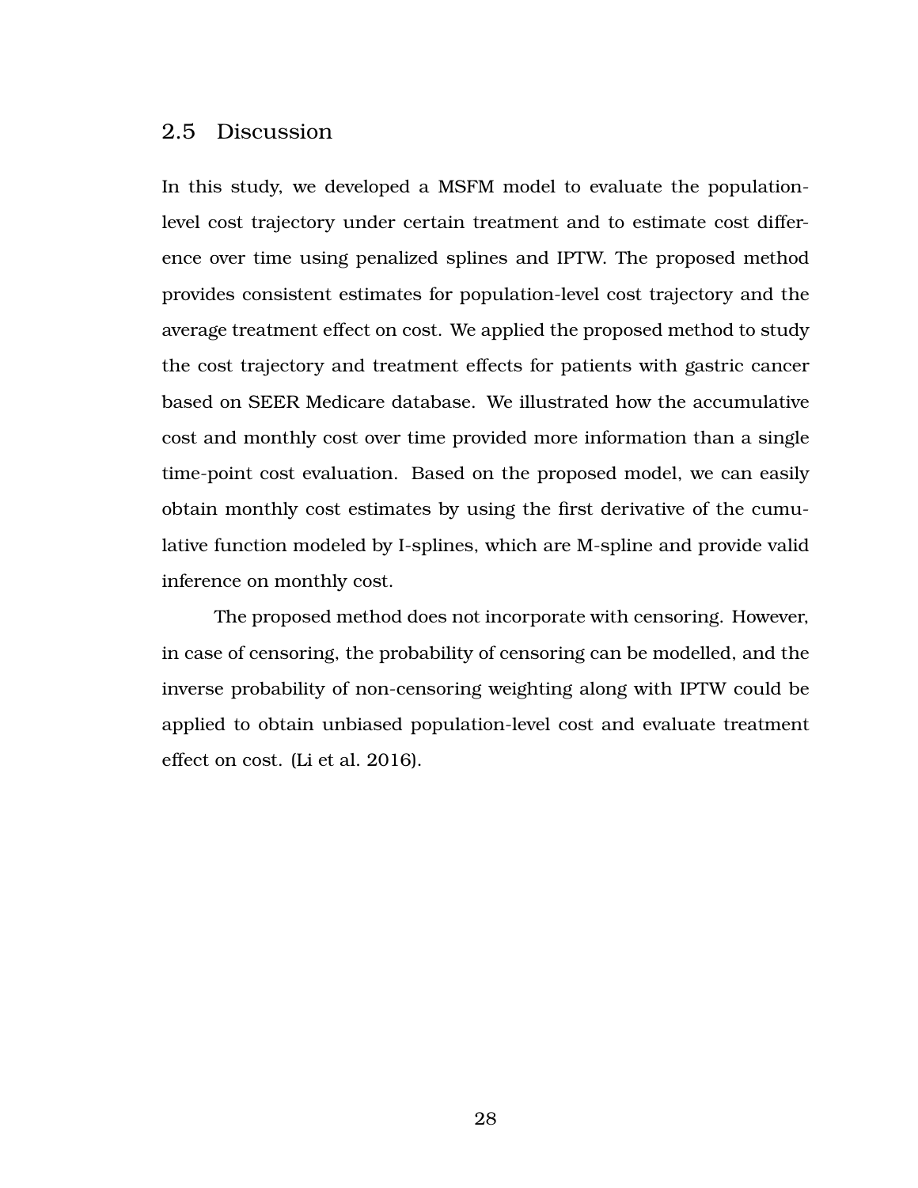## 2.5 Discussion

In this study, we developed a MSFM model to evaluate the population-level cost trajectory under certain treatment and to estimate cost difference over time using penalized splines and IPTW. The proposed method provides consistent estimates for population-level cost trajectory and the average treatment effect on cost. We applied the proposed method to study the cost trajectory and treatment effects for patients with gastric cancer based on SEER Medicare database. We illustrated how the accumulative cost and monthly cost over time provided more information than a single time-point cost evaluation. Based on the proposed model, we can easily obtain monthly cost estimates by using the first derivative of the cumulative function modeled by I-splines, which are M-spline and provide valid inference on monthly cost.

The proposed method does not incorporate with censoring. However, in case of censoring, the probability of censoring can be modelled, and the inverse probability of non-censoring weighting along with IPTW could be applied to obtain unbiased population-level cost and evaluate treatment effect on cost. (Li et al. 2016).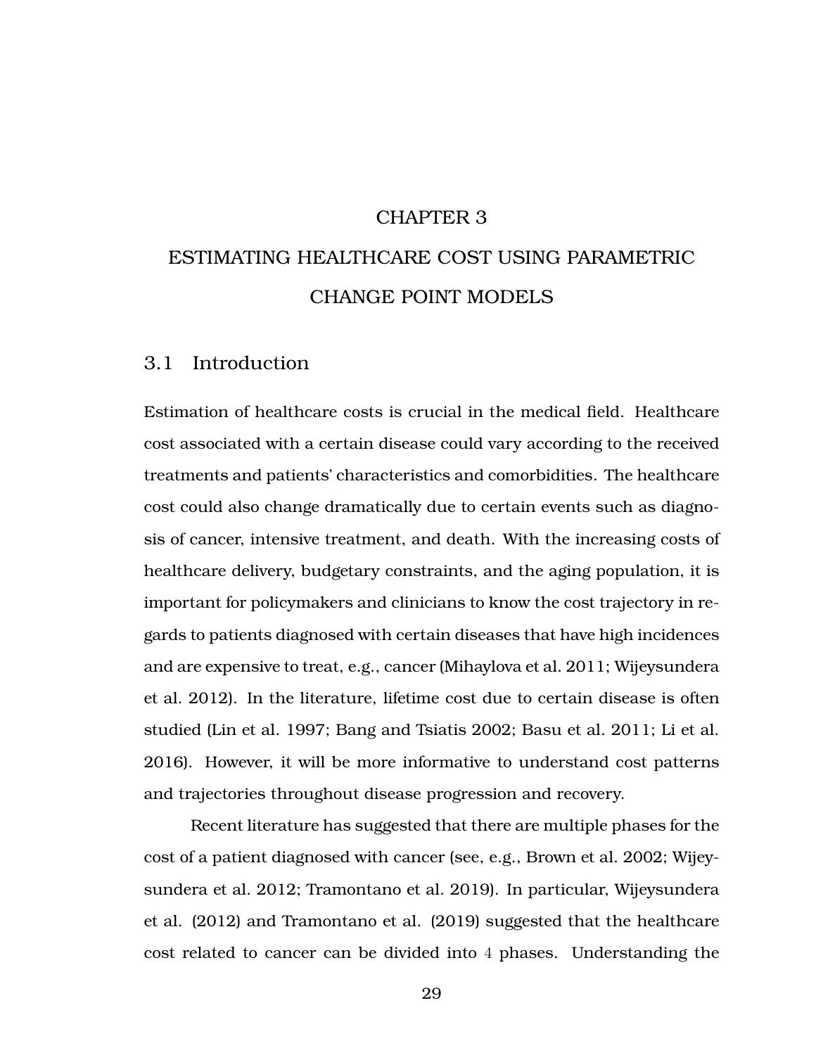# CHAPTER 3

# ESTIMATING HEALTHCARE COST USING PARAMETRIC CHANGE POINT MODELS

## 3.1 Introduction

Estimation of healthcare costs is crucial in the medical field. Healthcare cost associated with a certain disease could vary according to the received treatments and patients' characteristics and comorbidities. The healthcare cost could also change dramatically due to certain events such as diagnosis of cancer, intensive treatment, and death. With the increasing costs of healthcare delivery, budgetary constraints, and the aging population, it is important for policymakers and clinicians to know the cost trajectory in regards to patients diagnosed with certain diseases that have high incidences and are expensive to treat, e.g., cancer (Mihaylova et al. 2011; Wijeysundera et al. 2012). In the literature, lifetime cost due to certain disease is often studied (Lin et al. 1997; Bang and Tsiatis 2002; Basu et al. 2011; Li et al. 2016). However, it will be more informative to understand cost patterns and trajectories throughout disease progression and recovery.

Recent literature has suggested that there are multiple phases for the cost of a patient diagnosed with cancer (see, e.g., Brown et al. 2002; Wijeysundera et al. 2012; Tramontano et al. 2019). In particular, Wijeysundera et al. (2012) and Tramontano et al. (2019) suggested that the healthcare cost related to cancer can be divided into 4 phases. Understanding the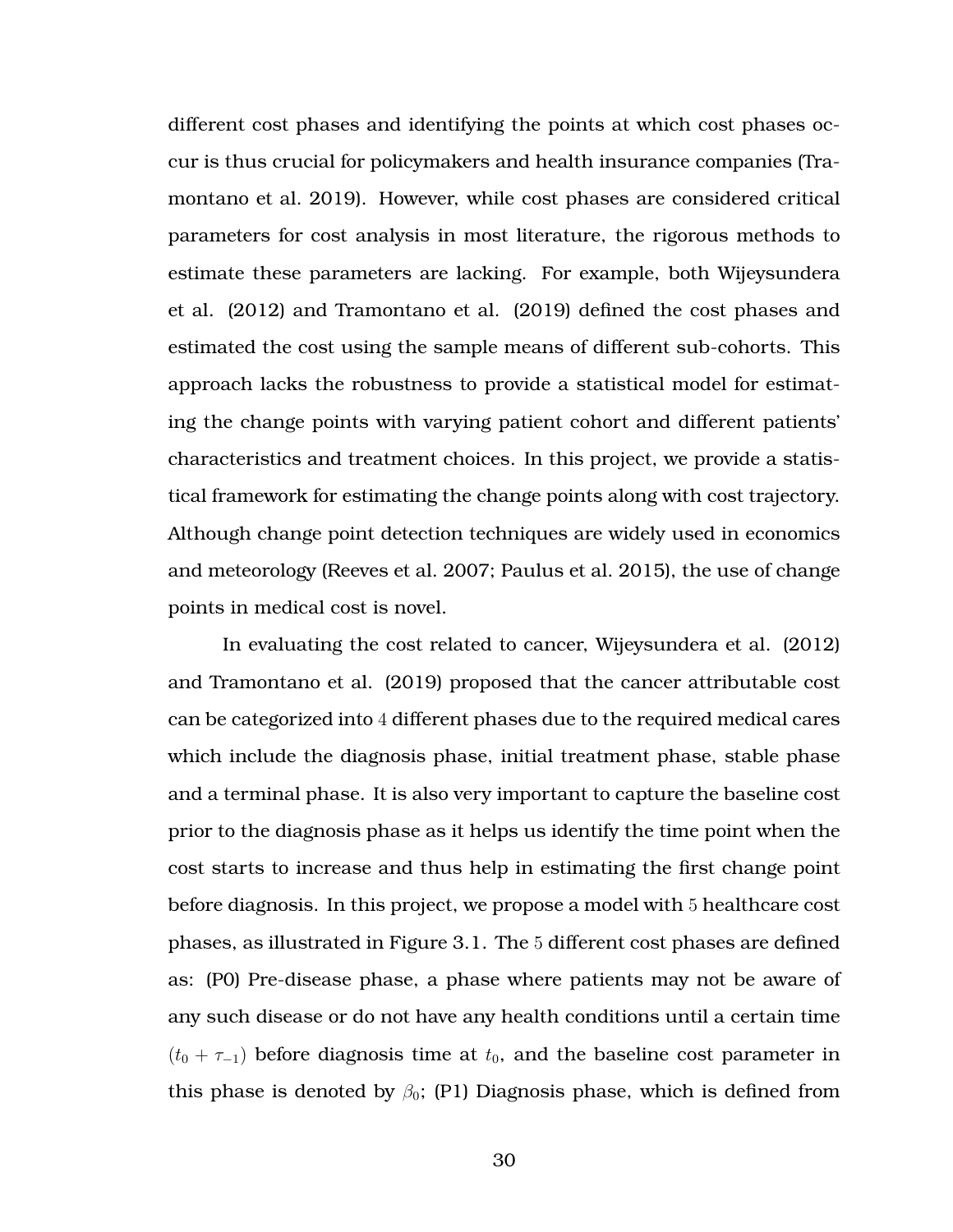different cost phases and identifying the points at which cost phases occur is thus crucial for policymakers and health insurance companies (Tramontano et al. 2019). However, while cost phases are considered critical parameters for cost analysis in most literature, the rigorous methods to estimate these parameters are lacking. For example, both Wijeysundera et al. (2012) and Tramontano et al. (2019) defined the cost phases and estimated the cost using the sample means of different sub-cohorts. This approach lacks the robustness to provide a statistical model for estimating the change points with varying patient cohort and different patients' characteristics and treatment choices. In this project, we provide a statistical framework for estimating the change points along with cost trajectory. Although change point detection techniques are widely used in economics and meteorology (Reeves et al. 2007; Paulus et al. 2015), the use of change points in medical cost is novel.

In evaluating the cost related to cancer, Wijeysundera et al. (2012) and Tramontano et al. (2019) proposed that the cancer attributable cost can be categorized into $4$ different phases due to the required medical cares which include the diagnosis phase, initial treatment phase, stable phase and a terminal phase. It is also very important to capture the baseline cost prior to the diagnosis phase as it helps us identify the time point when the cost starts to increase and thus help in estimating the first change point before diagnosis. In this project, we propose a model with $5$ healthcare cost phases, as illustrated in Figure 3.1. The $5$ different cost phases are defined as: (P0) Pre-disease phase, a phase where patients may not be aware of any such disease or do not have any health conditions until a certain time $(t_0 + \tau_{-1})$ before diagnosis time at $t_0$, and the baseline cost parameter in this phase is denoted by $\beta_0$; (P1) Diagnosis phase, which is defined from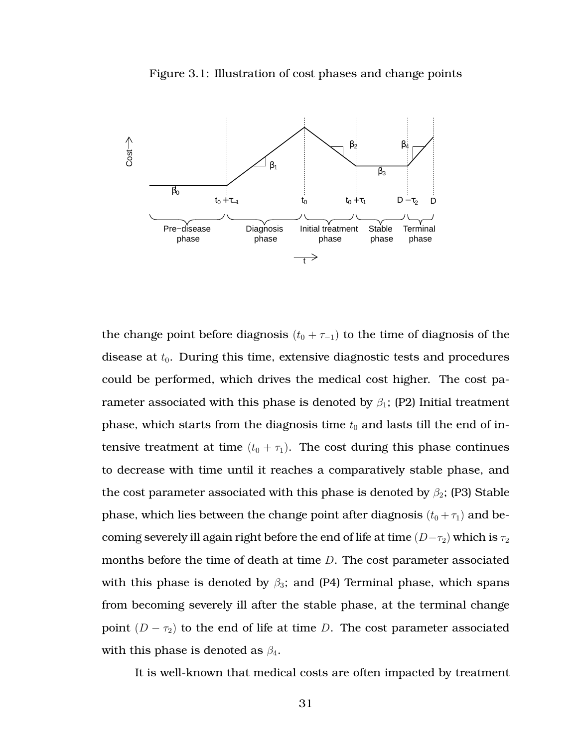Figure 3.1: Illustration of cost phases and change points

the change point before diagnosis $(t_0 + \tau_{-1})$ to the time of diagnosis of the disease at $t_0$. During this time, extensive diagnostic tests and procedures could be performed, which drives the medical cost higher. The cost parameter associated with this phase is denoted by $\beta_1$; (P2) Initial treatment phase, which starts from the diagnosis time $t_0$ and lasts till the end of intensive treatment at time $(t_0 + \tau_1)$. The cost during this phase continues to decrease with time until it reaches a comparatively stable phase, and the cost parameter associated with this phase is denoted by $\beta_2$; (P3) Stable phase, which lies between the change point after diagnosis $(t_0 + \tau_1)$ and becoming severely ill again right before the end of life at time $(D - \tau_2)$ which is $\tau_2$ months before the time of death at time $D$. The cost parameter associated with this phase is denoted by $\beta_3$; and (P4) Terminal phase, which spans from becoming severely ill after the stable phase, at the terminal change point $(D - \tau_2)$ to the end of life at time $D$. The cost parameter associated with this phase is denoted as $\beta_4$.

It is well-known that medical costs are often impacted by treatment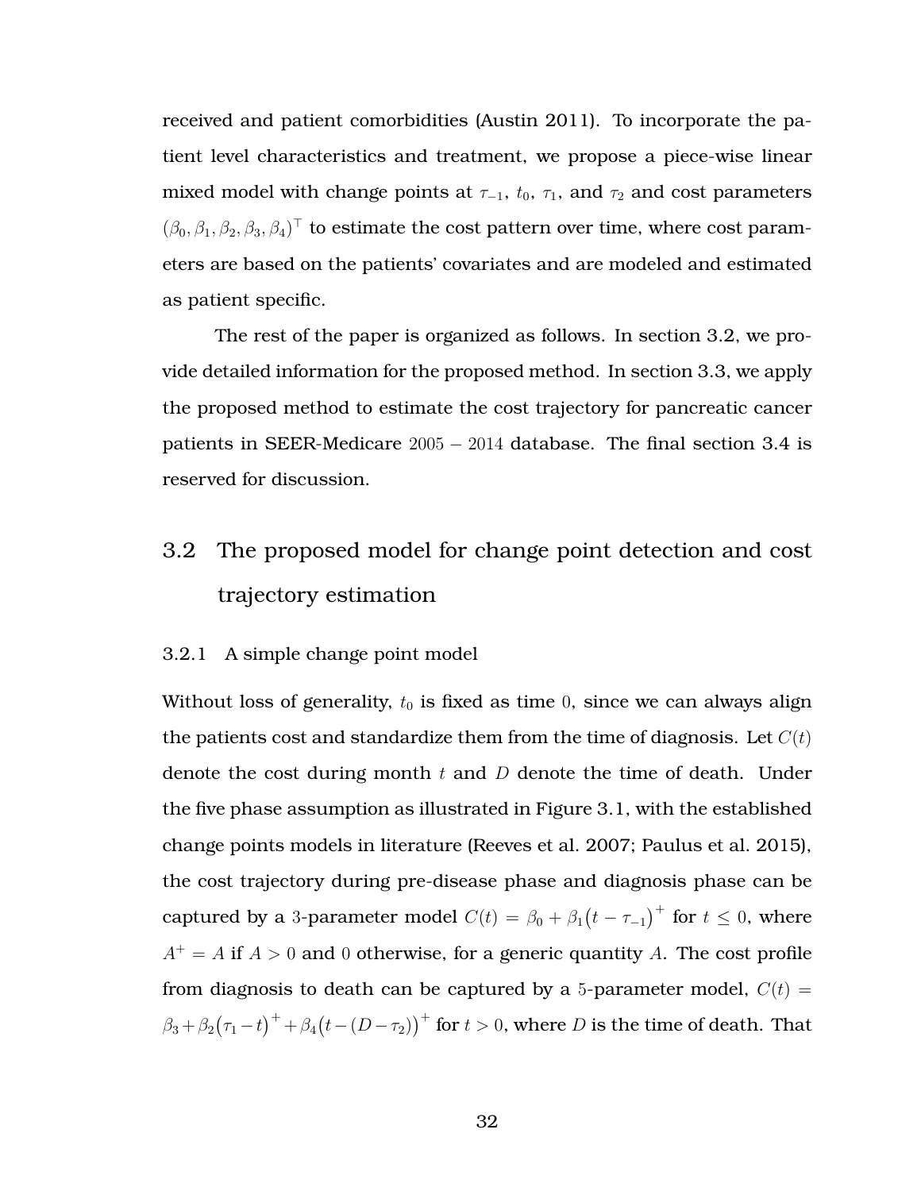received and patient comorbidities (Austin 2011). To incorporate the patient level characteristics and treatment, we propose a piece-wise linear mixed model with change points at $\tau_{-1}$, $t_0$, $\tau_1$, and $\tau_2$ and cost parameters $(\beta_0, \beta_1, \beta_2, \beta_3, \beta_4)^\top$ to estimate the cost pattern over time, where cost parameters are based on the patients' covariates and are modeled and estimated as patient specific.

The rest of the paper is organized as follows. In section 3.2, we provide detailed information for the proposed method. In section 3.3, we apply the proposed method to estimate the cost trajectory for pancreatic cancer patients in SEER-Medicare $2005 - 2014$ database. The final section 3.4 is reserved for discussion.

## 3.2 The proposed model for change point detection and cost trajectory estimation

### 3.2.1 A simple change point model

Without loss of generality, $t_0$ is fixed as time $0$, since we can always align the patients cost and standardize them from the time of diagnosis. Let $C(t)$ denote the cost during month $t$ and $D$ denote the time of death. Under the five phase assumption as illustrated in Figure 3.1, with the established change points models in literature (Reeves et al. 2007; Paulus et al. 2015), the cost trajectory during pre-disease phase and diagnosis phase can be captured by a $3$-parameter model $C(t) = \beta_0 + \beta_1\big(t - \tau_{-1}\big)^+$ for $t \leq 0$, where $A^+ = A$ if $A > 0$ and $0$ otherwise, for a generic quantity $A$. The cost profile from diagnosis to death can be captured by a $5$-parameter model, $C(t) = \beta_3 + \beta_2\big(\tau_1 - t\big)^+ + \beta_4\big(t - (D - \tau_2)\big)^+$ for $t > 0$, where $D$ is the time of death. That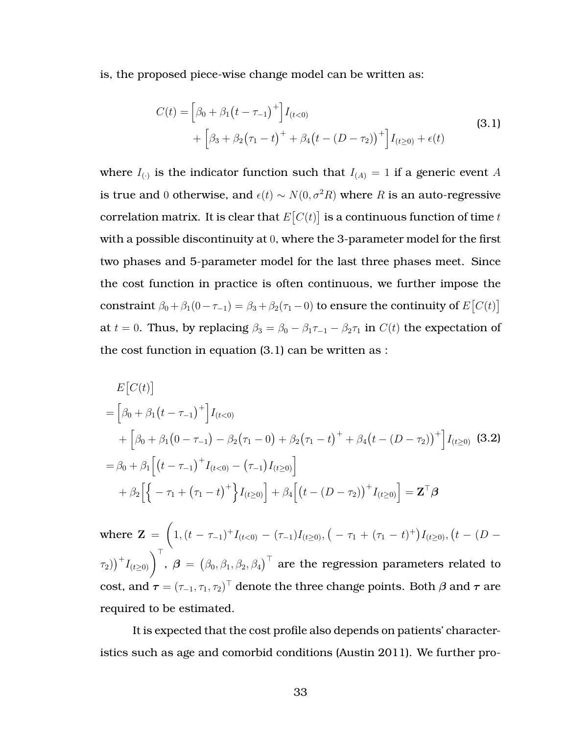is, the proposed piece-wise change model can be written as:

$$
\begin{aligned}
C(t) = &\Big[\beta_0 + \beta_1\big(t - \tau_{-1}\big)^+\Big] I_{(t<0)} \\
&+ \Big[\beta_3 + \beta_2\big(\tau_1 - t\big)^+ + \beta_4\big(t - (D - \tau_2)\big)^+\Big] I_{(t\geq 0)} + \epsilon(t)
\end{aligned}
\tag{3.1}
$$

where $I_{(\cdot)}$ is the indicator function such that $I_{(A)} = 1$ if a generic event $A$ is true and $0$ otherwise, and $\epsilon(t) \sim N(0, \sigma^2 R)$ where $R$ is an auto-regressive correlation matrix. It is clear that $E\big[C(t)\big]$ is a continuous function of time $t$ with a possible discontinuity at $0$, where the 3-parameter model for the first two phases and 5-parameter model for the last three phases meet. Since the cost function in practice is often continuous, we further impose the constraint $\beta_0 + \beta_1(0 - \tau_{-1}) = \beta_3 + \beta_2(\tau_1 - 0)$ to ensure the continuity of $E\big[C(t)\big]$ at $t = 0$. Thus, by replacing $\beta_3 = \beta_0 - \beta_1\tau_{-1} - \beta_2\tau_1$ in $C(t)$ the expectation of the cost function in equation (3.1) can be written as :

$$
\begin{aligned}
&E\big[C(t)\big] \\
&= \Big[\beta_0 + \beta_1\big(t - \tau_{-1}\big)^+\Big] I_{(t<0)} \\
&\quad + \Big[\beta_0 + \beta_1\big(0 - \tau_{-1}\big) - \beta_2\big(\tau_1 - 0\big) + \beta_2\big(\tau_1 - t\big)^+ + \beta_4\big(t - (D - \tau_2)\big)^+\Big] I_{(t\geq 0)} \\
&= \beta_0 + \beta_1\Big[\big(t - \tau_{-1}\big)^+ I_{(t<0)} - \big(\tau_{-1}\big) I_{(t\geq 0)}\Big] \\
&\quad + \beta_2\Big[\Big\{ - \tau_1 + \big(\tau_1 - t\big)^+\Big\} I_{(t\geq 0)}\Big] + \beta_4\Big[\big(t - (D - \tau_2)\big)^+ I_{(t\geq 0)}\Big] = \mathbf{Z}^\top \boldsymbol{\beta}
\end{aligned}
\tag{3.2}
$$

where $\mathbf{Z} = \Big(1, (t - \tau_{-1})^+ I_{(t<0)} - (\tau_{-1}) I_{(t\geq 0)}, \big( - \tau_1 + (\tau_1 - t)^+\big) I_{(t\geq 0)}, \big(t - (D - \tau_2)\big)^+ I_{(t\geq 0)}\Big)^\top$, $\boldsymbol{\beta} = \big(\beta_0, \beta_1, \beta_2, \beta_4\big)^\top$ are the regression parameters related to cost, and $\boldsymbol{\tau} = (\tau_{-1}, \tau_1, \tau_2)^\top$ denote the three change points. Both $\boldsymbol{\beta}$ and $\boldsymbol{\tau}$ are required to be estimated.

It is expected that the cost profile also depends on patients' characteristics such as age and comorbid conditions (Austin 2011). We further pro-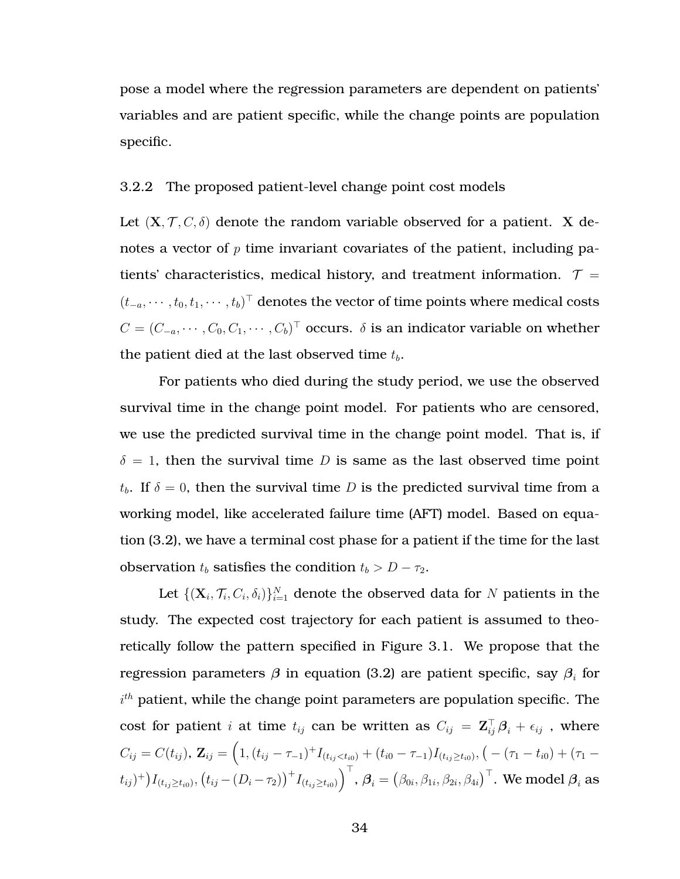pose a model where the regression parameters are dependent on patients' variables and are patient specific, while the change points are population specific.

### 3.2.2 The proposed patient-level change point cost models

Let $(\mathbf{X}, \mathcal{T}, C, \delta)$ denote the random variable observed for a patient. $\mathbf{X}$ denotes a vector of $p$ time invariant covariates of the patient, including patients' characteristics, medical history, and treatment information. $\mathcal{T} = (t_{-a}, \cdots, t_0, t_1, \cdots, t_b)^\top$ denotes the vector of time points where medical costs $C = (C_{-a}, \cdots, C_0, C_1, \cdots, C_b)^\top$ occurs. $\delta$ is an indicator variable on whether the patient died at the last observed time $t_b$.

For patients who died during the study period, we use the observed survival time in the change point model. For patients who are censored, we use the predicted survival time in the change point model. That is, if $\delta = 1$, then the survival time $D$ is same as the last observed time point $t_b$. If $\delta = 0$, then the survival time $D$ is the predicted survival time from a working model, like accelerated failure time (AFT) model. Based on equation (3.2), we have a terminal cost phase for a patient if the time for the last observation $t_b$ satisfies the condition $t_b > D - \tau_2$.

Let $\{(\mathbf{X}_i, \mathcal{T}_i, C_i, \delta_i)\}_{i=1}^N$ denote the observed data for $N$ patients in the study. The expected cost trajectory for each patient is assumed to theoretically follow the pattern specified in Figure 3.1. We propose that the regression parameters $\boldsymbol{\beta}$ in equation (3.2) are patient specific, say $\boldsymbol{\beta}_i$ for $i^{th}$ patient, while the change point parameters are population specific. The cost for patient $i$ at time $t_{ij}$ can be written as $C_{ij} = \mathbf{Z}_{ij}^\top \boldsymbol{\beta}_i + \epsilon_{ij}$ , where $C_{ij} = C(t_{ij})$, $\mathbf{Z}_{ij} = \Big(1, (t_{ij} - \tau_{-1})^+ I_{(t_{ij} < t_{i0})} + (t_{i0} - \tau_{-1}) I_{(t_{ij} \geq t_{i0})}, \big(-(\tau_1 - t_{i0}) + (\tau_1 - t_{ij})^+\big) I_{(t_{ij} \geq t_{i0})}, \big(t_{ij} - (D_i - \tau_2)\big)^+ I_{(t_{ij} \geq t_{i0})}\Big)^\top$, $\boldsymbol{\beta}_i = \big(\beta_{0i}, \beta_{1i}, \beta_{2i}, \beta_{4i}\big)^\top$. We model $\boldsymbol{\beta}_i$ as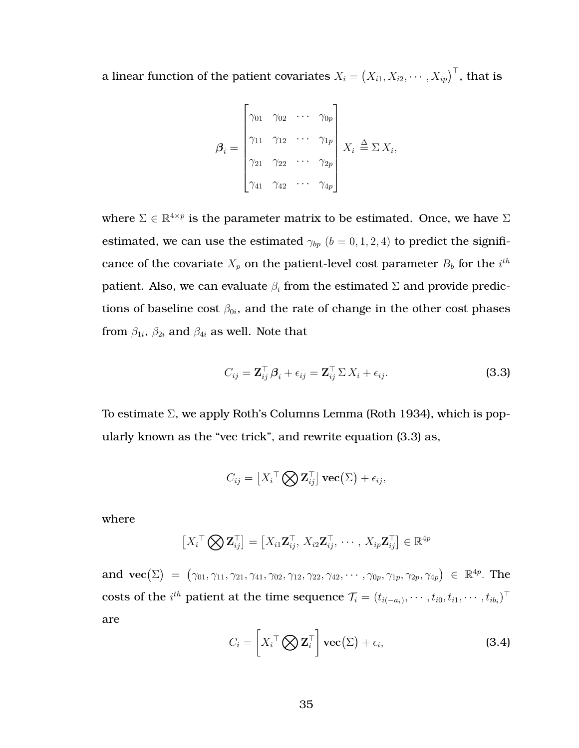a linear function of the patient covariates $X_i = \left(X_{i1}, X_{i2}, \cdots, X_{ip}\right)^\top$, that is

$$\boldsymbol{\beta}_i = \begin{bmatrix} \gamma_{01} & \gamma_{02} & \cdots & \gamma_{0p} \\ \gamma_{11} & \gamma_{12} & \cdots & \gamma_{1p} \\ \gamma_{21} & \gamma_{22} & \cdots & \gamma_{2p} \\ \gamma_{41} & \gamma_{42} & \cdots & \gamma_{4p} \end{bmatrix} X_i \triangleq \Sigma\, X_i,$$

where $\Sigma \in \mathbb{R}^{4\times p}$ is the parameter matrix to be estimated. Once, we have $\Sigma$ estimated, we can use the estimated $\gamma_{bp}$ $(b = 0, 1, 2, 4)$ to predict the significance of the covariate $X_p$ on the patient-level cost parameter $B_b$ for the $i^{th}$ patient. Also, we can evaluate $\beta_i$ from the estimated $\Sigma$ and provide predictions of baseline cost $\beta_{0i}$, and the rate of change in the other cost phases from $\beta_{1i}$, $\beta_{2i}$ and $\beta_{4i}$ as well. Note that

$$C_{ij} = \mathbf{Z}_{ij}^\top \boldsymbol{\beta}_i + \epsilon_{ij} = \mathbf{Z}_{ij}^\top\, \Sigma\, X_i + \epsilon_{ij}. \tag{3.3}$$

To estimate $\Sigma$, we apply Roth's Columns Lemma (Roth 1934), which is popularly known as the "vec trick", and rewrite equation (3.3) as,

$$C_{ij} = \left[X_i{}^\top \bigotimes \mathbf{Z}_{ij}^\top\right] \mathbf{vec}(\Sigma) + \epsilon_{ij},$$

where

$$\left[X_i{}^\top \bigotimes \mathbf{Z}_{ij}^\top\right] = \left[X_{i1}\mathbf{Z}_{ij}^\top,\, X_{i2}\mathbf{Z}_{ij}^\top,\, \cdots,\, X_{ip}\mathbf{Z}_{ij}^\top\right] \in \mathbb{R}^{4p}$$

and $\mathbf{vec}(\Sigma) = \left(\gamma_{01}, \gamma_{11}, \gamma_{21}, \gamma_{41}, \gamma_{02}, \gamma_{12}, \gamma_{22}, \gamma_{42}, \cdots, \gamma_{0p}, \gamma_{1p}, \gamma_{2p}, \gamma_{4p}\right) \in \mathbb{R}^{4p}$. The costs of the $i^{th}$ patient at the time sequence $\mathcal{T}_i = (t_{i(-a_i)}, \cdots, t_{i0}, t_{i1}, \cdots, t_{ib_i})^\top$ are

$$C_i = \left[X_i{}^\top \bigotimes \mathbf{Z}_i^\top\right] \mathbf{vec}(\Sigma) + \epsilon_i, \tag{3.4}$$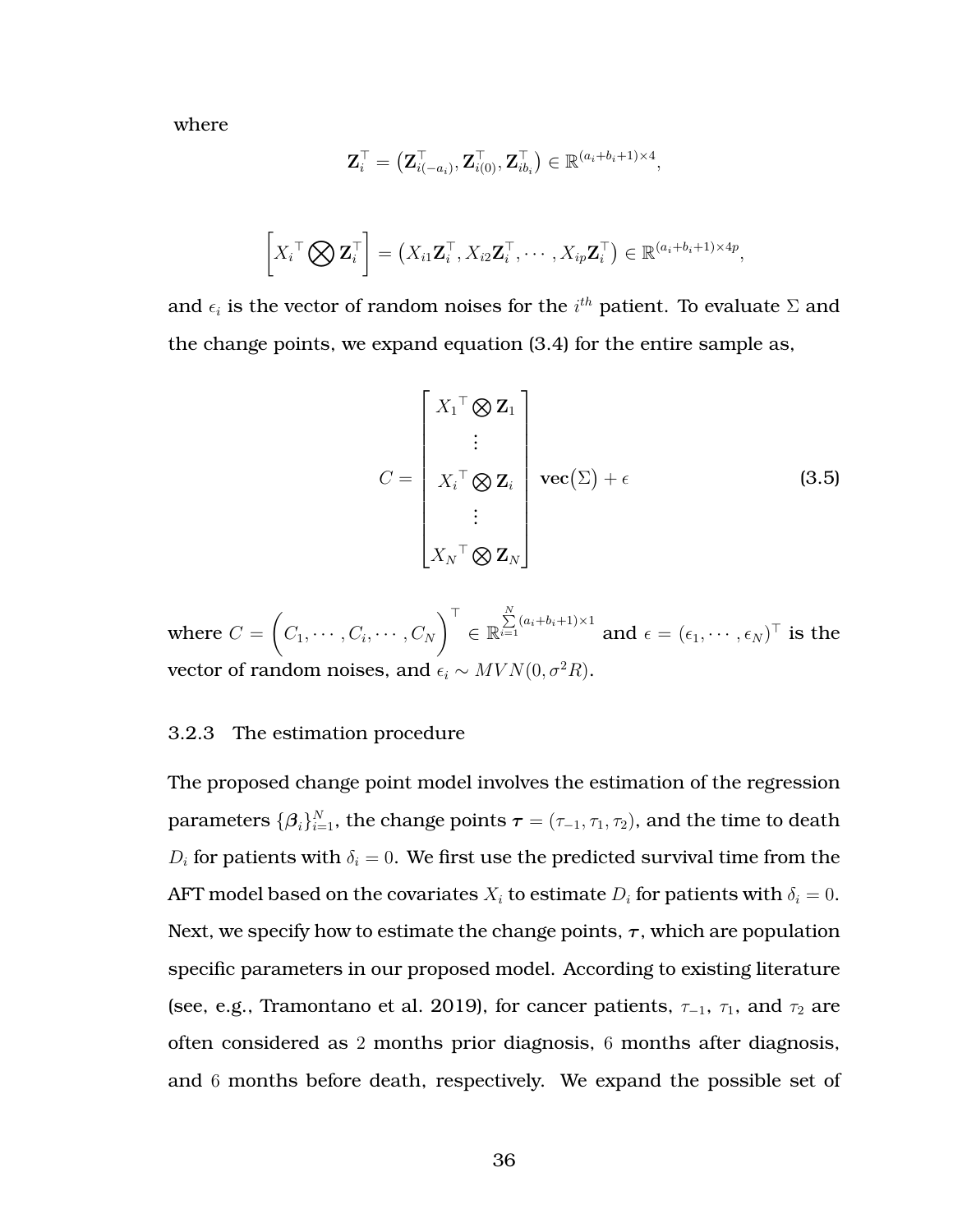where

$$\mathbf{Z}_i^\top = \left(\mathbf{Z}_{i(-a_i)}^\top, \mathbf{Z}_{i(0)}^\top, \mathbf{Z}_{ib_i}^\top\right) \in \mathbb{R}^{(a_i+b_i+1)\times 4},$$

$$\left[{X_i}^\top \bigotimes \mathbf{Z}_i^\top\right] = \left(X_{i1}\mathbf{Z}_i^\top, X_{i2}\mathbf{Z}_i^\top, \cdots, X_{ip}\mathbf{Z}_i^\top\right) \in \mathbb{R}^{(a_i+b_i+1)\times 4p},$$

and $\epsilon_i$ is the vector of random noises for the $i^{th}$ patient. To evaluate $\Sigma$ and the change points, we expand equation (3.4) for the entire sample as,

$$C = \begin{bmatrix} {X_1}^\top \bigotimes \mathbf{Z}_1 \\ \vdots \\ {X_i}^\top \bigotimes \mathbf{Z}_i \\ \vdots \\ {X_N}^\top \bigotimes \mathbf{Z}_N \end{bmatrix} \mathbf{vec}\big(\Sigma\big) + \epsilon \tag{3.5}$$

where $C = \Bigg(C_1, \cdots, C_i, \cdots, C_N\Bigg)^\top \in \mathbb{R}^{\sum_{i=1}^{N}(a_i+b_i+1)\times 1}$ and $\epsilon = (\epsilon_1, \cdots, \epsilon_N)^\top$ is the vector of random noises, and $\epsilon_i \sim MVN(0, \sigma^2 R)$.

### 3.2.3 The estimation procedure

The proposed change point model involves the estimation of the regression parameters $\{\boldsymbol{\beta}_i\}_{i=1}^N$, the change points $\boldsymbol{\tau} = (\tau_{-1}, \tau_1, \tau_2)$, and the time to death $D_i$ for patients with $\delta_i = 0$. We first use the predicted survival time from the AFT model based on the covariates $X_i$ to estimate $D_i$ for patients with $\delta_i = 0$. Next, we specify how to estimate the change points, $\boldsymbol{\tau}$, which are population specific parameters in our proposed model. According to existing literature (see, e.g., Tramontano et al. 2019), for cancer patients, $\tau_{-1}$, $\tau_1$, and $\tau_2$ are often considered as $2$ months prior diagnosis, $6$ months after diagnosis, and $6$ months before death, respectively. We expand the possible set of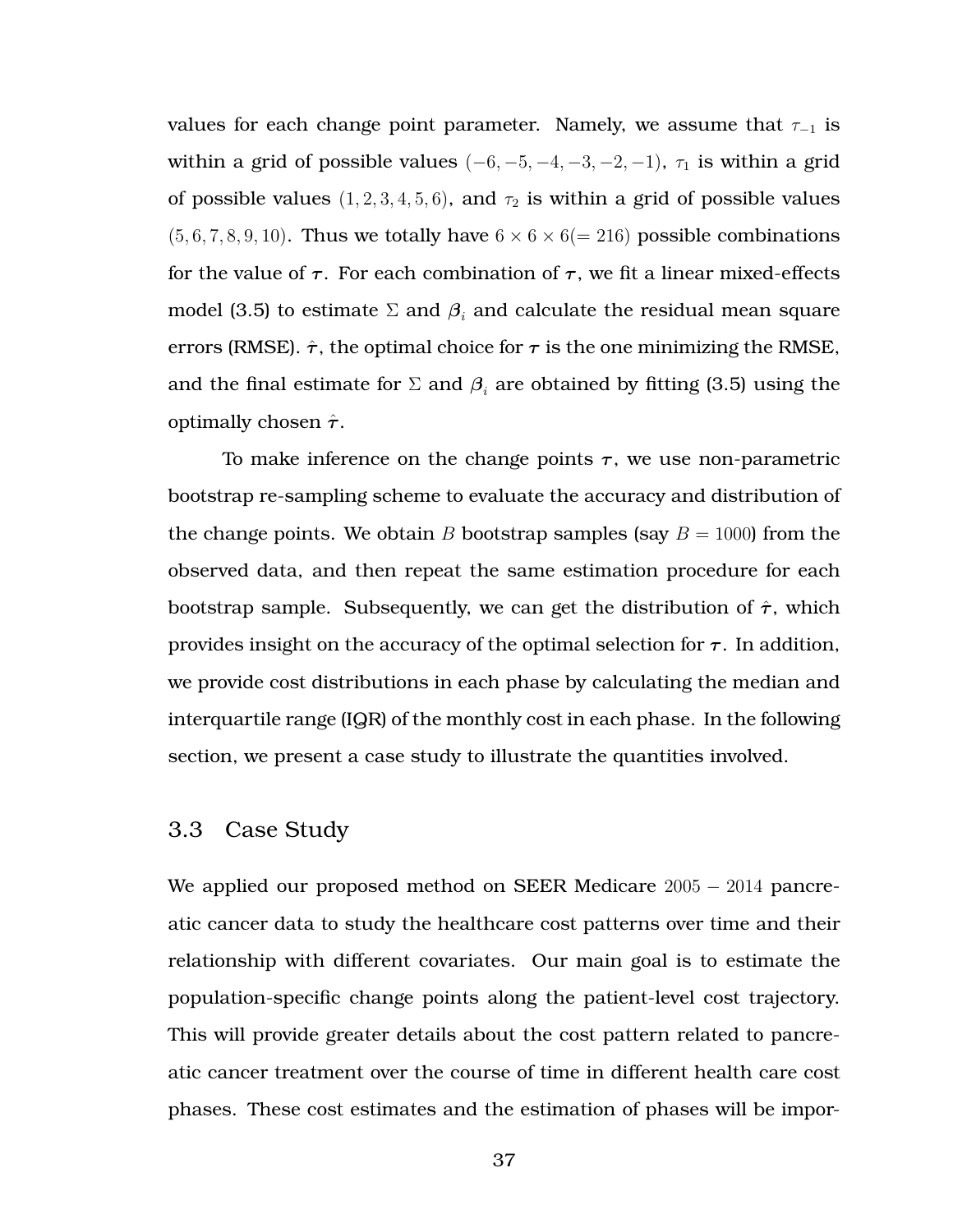values for each change point parameter. Namely, we assume that $\tau_{-1}$ is within a grid of possible values $(-6, -5, -4, -3, -2, -1)$, $\tau_1$ is within a grid of possible values $(1, 2, 3, 4, 5, 6)$, and $\tau_2$ is within a grid of possible values $(5, 6, 7, 8, 9, 10)$. Thus we totally have $6 \times 6 \times 6 (= 216)$ possible combinations for the value of $\boldsymbol{\tau}$. For each combination of $\boldsymbol{\tau}$, we fit a linear mixed-effects model (3.5) to estimate $\Sigma$ and $\boldsymbol{\beta}_i$ and calculate the residual mean square errors (RMSE). $\hat{\boldsymbol{\tau}}$, the optimal choice for $\boldsymbol{\tau}$ is the one minimizing the RMSE, and the final estimate for $\Sigma$ and $\boldsymbol{\beta}_i$ are obtained by fitting (3.5) using the optimally chosen $\hat{\boldsymbol{\tau}}$.

To make inference on the change points $\boldsymbol{\tau}$, we use non-parametric bootstrap re-sampling scheme to evaluate the accuracy and distribution of the change points. We obtain $B$ bootstrap samples (say $B = 1000$) from the observed data, and then repeat the same estimation procedure for each bootstrap sample. Subsequently, we can get the distribution of $\hat{\boldsymbol{\tau}}$, which provides insight on the accuracy of the optimal selection for $\boldsymbol{\tau}$. In addition, we provide cost distributions in each phase by calculating the median and interquartile range (IQR) of the monthly cost in each phase. In the following section, we present a case study to illustrate the quantities involved.

## 3.3 Case Study

We applied our proposed method on SEER Medicare $2005 - 2014$ pancreatic cancer data to study the healthcare cost patterns over time and their relationship with different covariates. Our main goal is to estimate the population-specific change points along the patient-level cost trajectory. This will provide greater details about the cost pattern related to pancreatic cancer treatment over the course of time in different health care cost phases. These cost estimates and the estimation of phases will be impor-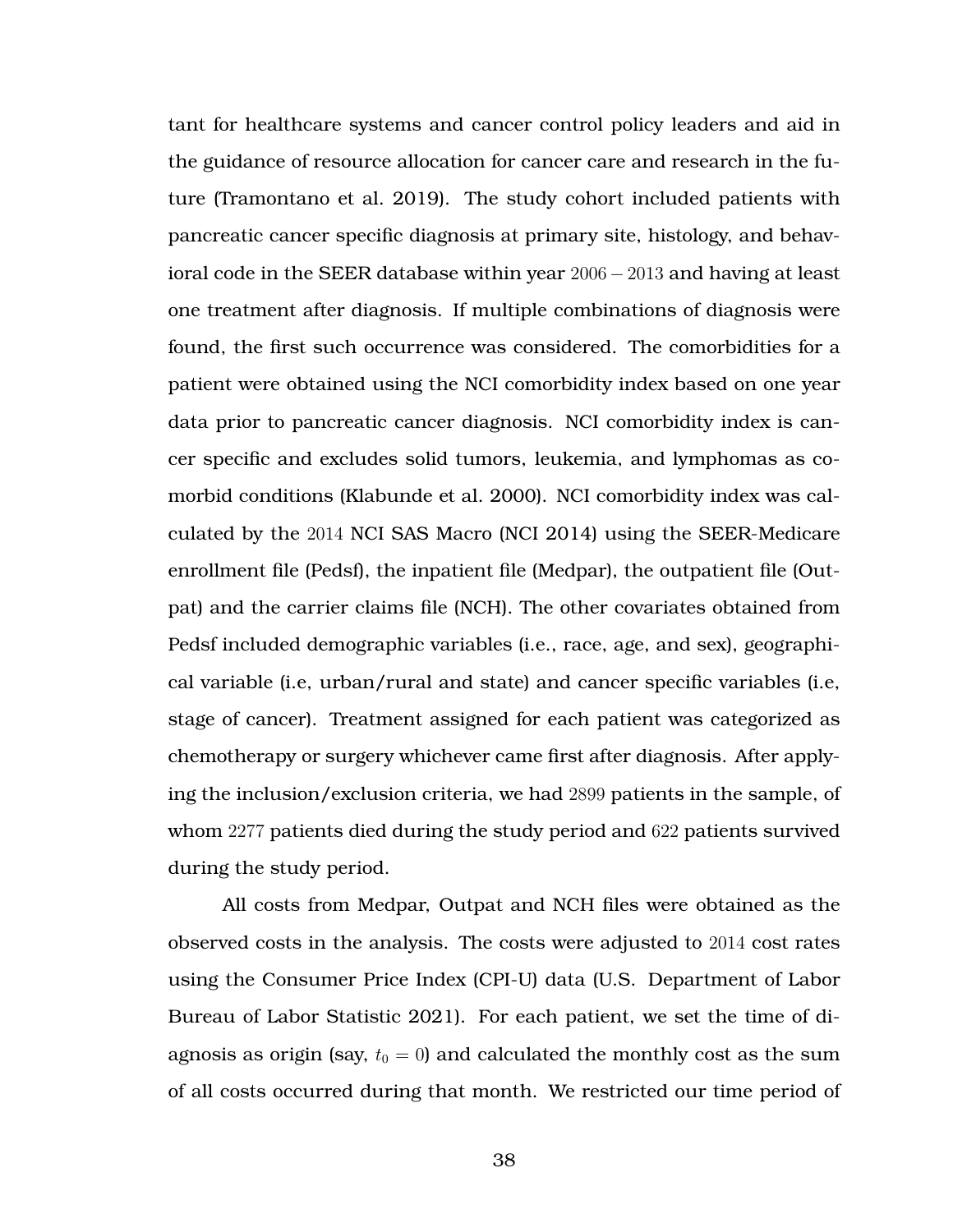tant for healthcare systems and cancer control policy leaders and aid in the guidance of resource allocation for cancer care and research in the future (Tramontano et al. 2019). The study cohort included patients with pancreatic cancer specific diagnosis at primary site, histology, and behavioral code in the SEER database within year $2006-2013$ and having at least one treatment after diagnosis. If multiple combinations of diagnosis were found, the first such occurrence was considered. The comorbidities for a patient were obtained using the NCI comorbidity index based on one year data prior to pancreatic cancer diagnosis. NCI comorbidity index is cancer specific and excludes solid tumors, leukemia, and lymphomas as comorbid conditions (Klabunde et al. 2000). NCI comorbidity index was calculated by the $2014$ NCI SAS Macro (NCI 2014) using the SEER-Medicare enrollment file (Pedsf), the inpatient file (Medpar), the outpatient file (Outpat) and the carrier claims file (NCH). The other covariates obtained from Pedsf included demographic variables (i.e., race, age, and sex), geographical variable (i.e, urban/rural and state) and cancer specific variables (i.e, stage of cancer). Treatment assigned for each patient was categorized as chemotherapy or surgery whichever came first after diagnosis. After applying the inclusion/exclusion criteria, we had $2899$ patients in the sample, of whom $2277$ patients died during the study period and $622$ patients survived during the study period.

All costs from Medpar, Outpat and NCH files were obtained as the observed costs in the analysis. The costs were adjusted to $2014$ cost rates using the Consumer Price Index (CPI-U) data (U.S. Department of Labor Bureau of Labor Statistic 2021). For each patient, we set the time of diagnosis as origin (say, $t_0 = 0$) and calculated the monthly cost as the sum of all costs occurred during that month. We restricted our time period of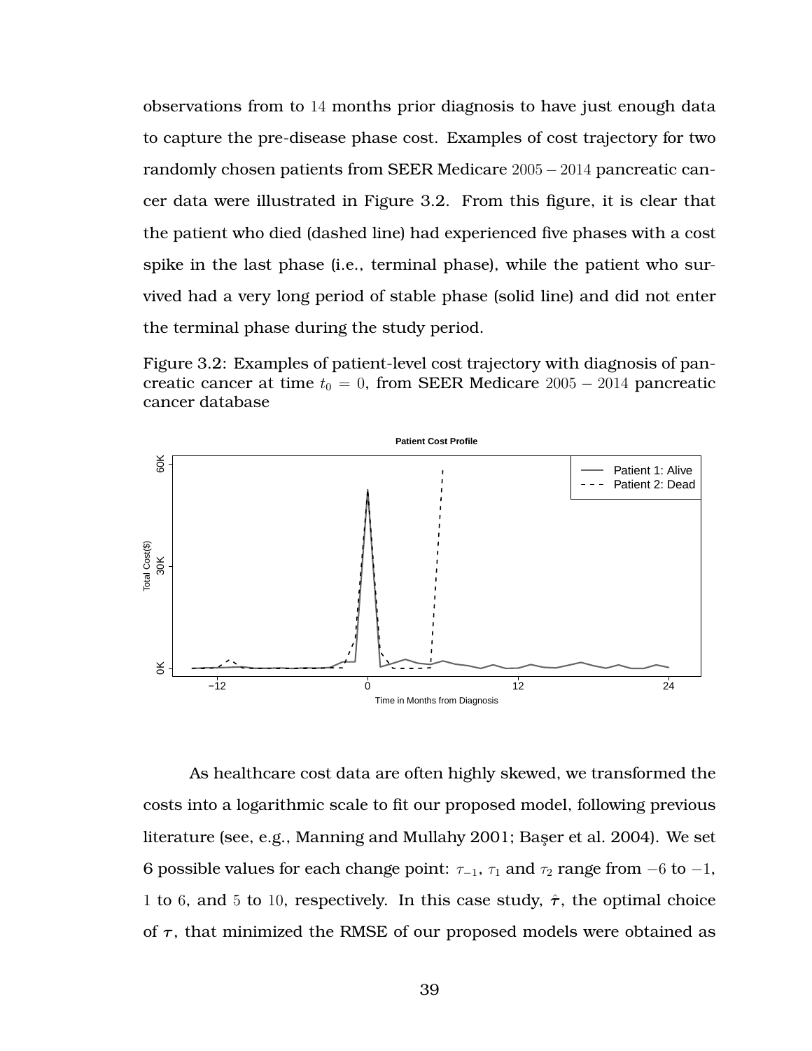observations from to 14 months prior diagnosis to have just enough data to capture the pre-disease phase cost. Examples of cost trajectory for two randomly chosen patients from SEER Medicare $2005-2014$ pancreatic cancer data were illustrated in Figure 3.2. From this figure, it is clear that the patient who died (dashed line) had experienced five phases with a cost spike in the last phase (i.e., terminal phase), while the patient who survived had a very long period of stable phase (solid line) and did not enter the terminal phase during the study period.

Figure 3.2: Examples of patient-level cost trajectory with diagnosis of pancreatic cancer at time $t_0 = 0$, from SEER Medicare $2005-2014$ pancreatic cancer database

As healthcare cost data are often highly skewed, we transformed the costs into a logarithmic scale to fit our proposed model, following previous literature (see, e.g., Manning and Mullahy 2001; Başer et al. 2004). We set 6 possible values for each change point: $\tau_{-1}$, $\tau_1$ and $\tau_2$ range from $-6$ to $-1$, $1$ to $6$, and $5$ to $10$, respectively. In this case study, $\hat{\boldsymbol{\tau}}$, the optimal choice of $\boldsymbol{\tau}$, that minimized the RMSE of our proposed models were obtained as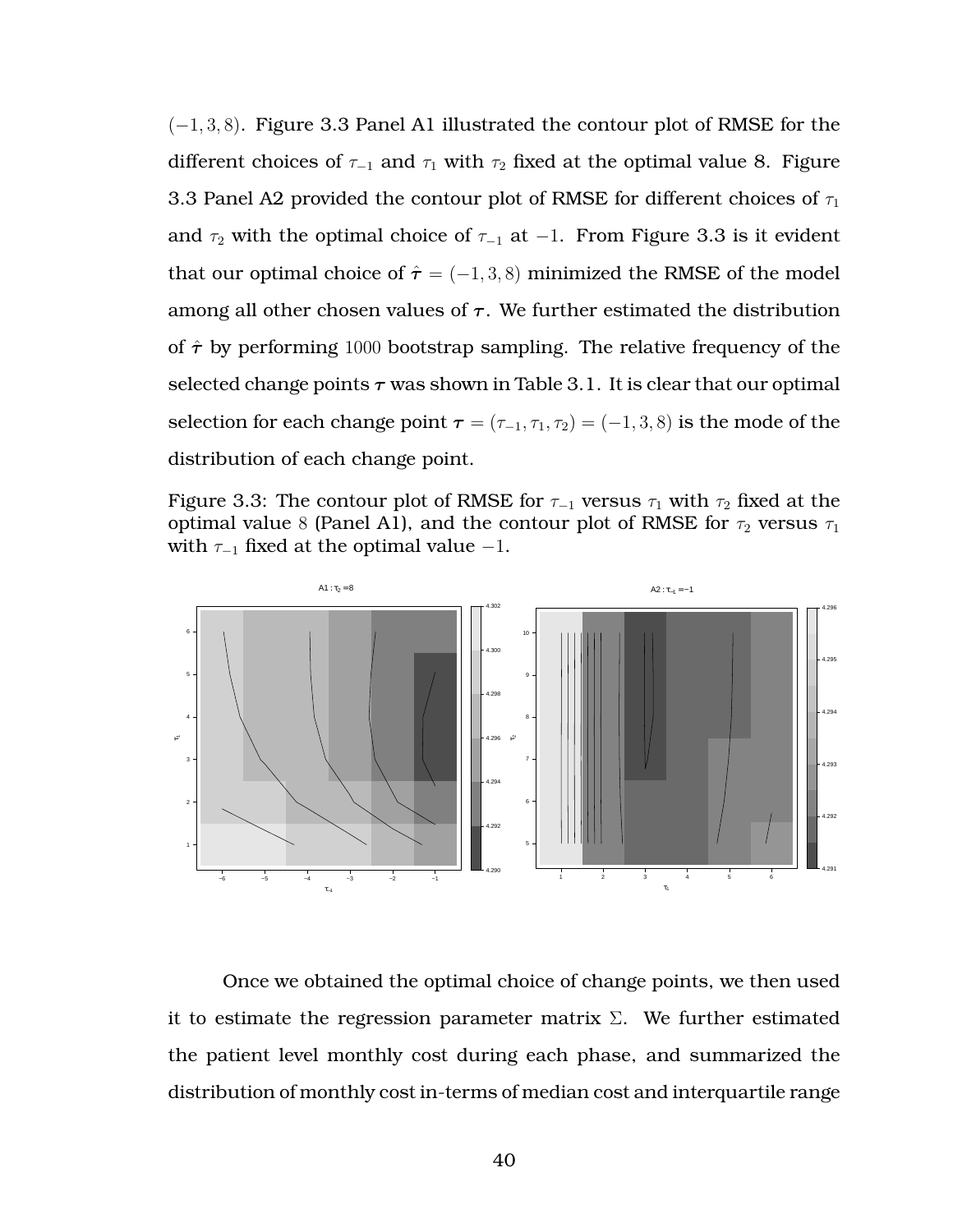$(-1, 3, 8)$. Figure 3.3 Panel A1 illustrated the contour plot of RMSE for the different choices of $\tau_{-1}$ and $\tau_1$ with $\tau_2$ fixed at the optimal value 8. Figure 3.3 Panel A2 provided the contour plot of RMSE for different choices of $\tau_1$ and $\tau_2$ with the optimal choice of $\tau_{-1}$ at $-1$. From Figure 3.3 is it evident that our optimal choice of $\hat{\boldsymbol{\tau}} = (-1, 3, 8)$ minimized the RMSE of the model among all other chosen values of $\boldsymbol{\tau}$. We further estimated the distribution of $\hat{\boldsymbol{\tau}}$ by performing $1000$ bootstrap sampling. The relative frequency of the selected change points $\boldsymbol{\tau}$ was shown in Table 3.1. It is clear that our optimal selection for each change point $\boldsymbol{\tau} = (\tau_{-1}, \tau_1, \tau_2) = (-1, 3, 8)$ is the mode of the distribution of each change point.

Figure 3.3: The contour plot of RMSE for $\tau_{-1}$ versus $\tau_1$ with $\tau_2$ fixed at the optimal value $8$ (Panel A1), and the contour plot of RMSE for $\tau_2$ versus $\tau_1$ with $\tau_{-1}$ fixed at the optimal value $-1$.

Once we obtained the optimal choice of change points, we then used it to estimate the regression parameter matrix $\Sigma$. We further estimated the patient level monthly cost during each phase, and summarized the distribution of monthly cost in-terms of median cost and interquartile range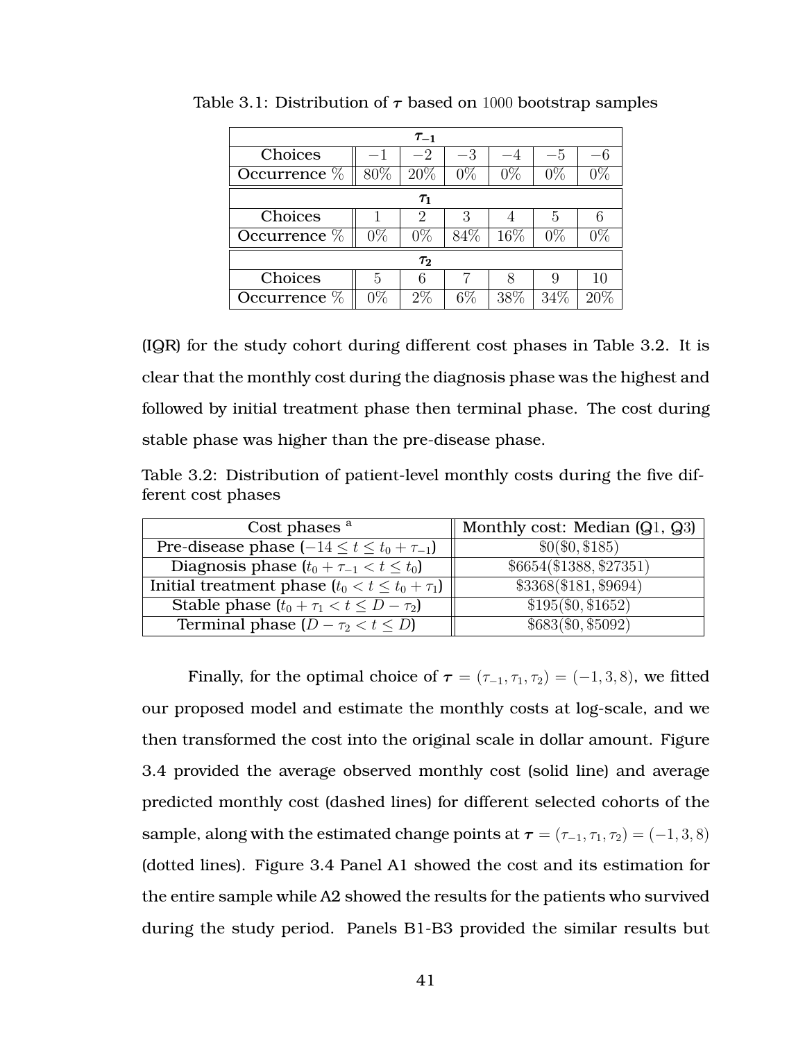Table 3.1: Distribution of $\boldsymbol{\tau}$ based on $1000$ bootstrap samples

| $\boldsymbol{\tau_{-1}}$ | | | | | | |
|---|---|---|---|---|---|---|
| Choices | $-1$ | $-2$ | $-3$ | $-4$ | $-5$ | $-6$ |
| Occurrence % | 80% | 20% | 0% | 0% | 0% | 0% |
| $\boldsymbol{\tau_{1}}$ | | | | | | |
| Choices | 1 | 2 | 3 | 4 | 5 | 6 |
| Occurrence % | 0% | 0% | 84% | 16% | 0% | 0% |
| $\boldsymbol{\tau_{2}}$ | | | | | | |
| Choices | 5 | 6 | 7 | 8 | 9 | 10 |
| Occurrence % | 0% | 2% | 6% | 38% | 34% | 20% |

(IQR) for the study cohort during different cost phases in Table 3.2. It is clear that the monthly cost during the diagnosis phase was the highest and followed by initial treatment phase then terminal phase. The cost during stable phase was higher than the pre-disease phase.

Table 3.2: Distribution of patient-level monthly costs during the five different cost phases

| Cost phases [a] | Monthly cost: Median (Q1, Q3) |
|---|---|
| Pre-disease phase ($-14 \leq t \leq t_0 + \tau_{-1}$) | $\$0(\$0, \$185)$ |
| Diagnosis phase ($t_0 + \tau_{-1} < t \leq t_0$) | $\$6654(\$1388, \$27351)$ |
| Initial treatment phase ($t_0 < t \leq t_0 + \tau_1$) | $\$3368(\$181, \$9694)$ |
| Stable phase ($t_0 + \tau_1 < t \leq D - \tau_2$) | $\$195(\$0, \$1652)$ |
| Terminal phase ($D - \tau_2 < t \leq D$) | $\$683(\$0, \$5092)$ |

Finally, for the optimal choice of $\boldsymbol{\tau} = (\tau_{-1}, \tau_1, \tau_2) = (-1, 3, 8)$, we fitted our proposed model and estimate the monthly costs at log-scale, and we then transformed the cost into the original scale in dollar amount. Figure 3.4 provided the average observed monthly cost (solid line) and average predicted monthly cost (dashed lines) for different selected cohorts of the sample, along with the estimated change points at $\boldsymbol{\tau} = (\tau_{-1}, \tau_1, \tau_2) = (-1, 3, 8)$ (dotted lines). Figure 3.4 Panel A1 showed the cost and its estimation for the entire sample while A2 showed the results for the patients who survived during the study period. Panels B1-B3 provided the similar results but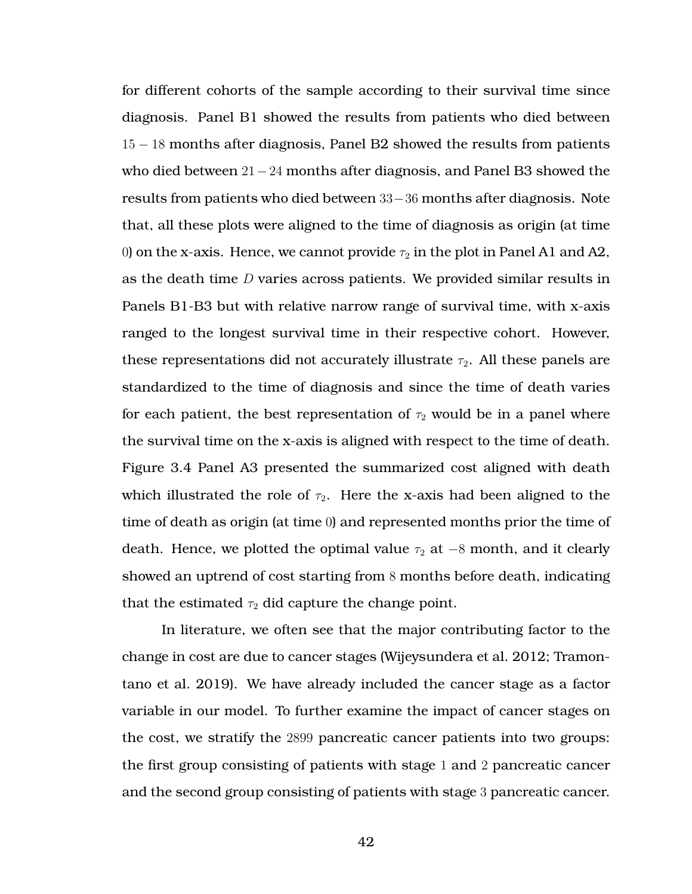for different cohorts of the sample according to their survival time since diagnosis. Panel B1 showed the results from patients who died between $15 - 18$ months after diagnosis, Panel B2 showed the results from patients who died between $21 - 24$ months after diagnosis, and Panel B3 showed the results from patients who died between $33 - 36$ months after diagnosis. Note that, all these plots were aligned to the time of diagnosis as origin (at time $0$) on the x-axis. Hence, we cannot provide $\tau_2$ in the plot in Panel A1 and A2, as the death time $D$ varies across patients. We provided similar results in Panels B1-B3 but with relative narrow range of survival time, with x-axis ranged to the longest survival time in their respective cohort. However, these representations did not accurately illustrate $\tau_2$. All these panels are standardized to the time of diagnosis and since the time of death varies for each patient, the best representation of $\tau_2$ would be in a panel where the survival time on the x-axis is aligned with respect to the time of death. Figure 3.4 Panel A3 presented the summarized cost aligned with death which illustrated the role of $\tau_2$. Here the x-axis had been aligned to the time of death as origin (at time $0$) and represented months prior the time of death. Hence, we plotted the optimal value $\tau_2$ at $-8$ month, and it clearly showed an uptrend of cost starting from $8$ months before death, indicating that the estimated $\tau_2$ did capture the change point.

In literature, we often see that the major contributing factor to the change in cost are due to cancer stages (Wijeysundera et al. 2012; Tramontano et al. 2019). We have already included the cancer stage as a factor variable in our model. To further examine the impact of cancer stages on the cost, we stratify the $2899$ pancreatic cancer patients into two groups: the first group consisting of patients with stage $1$ and $2$ pancreatic cancer and the second group consisting of patients with stage $3$ pancreatic cancer.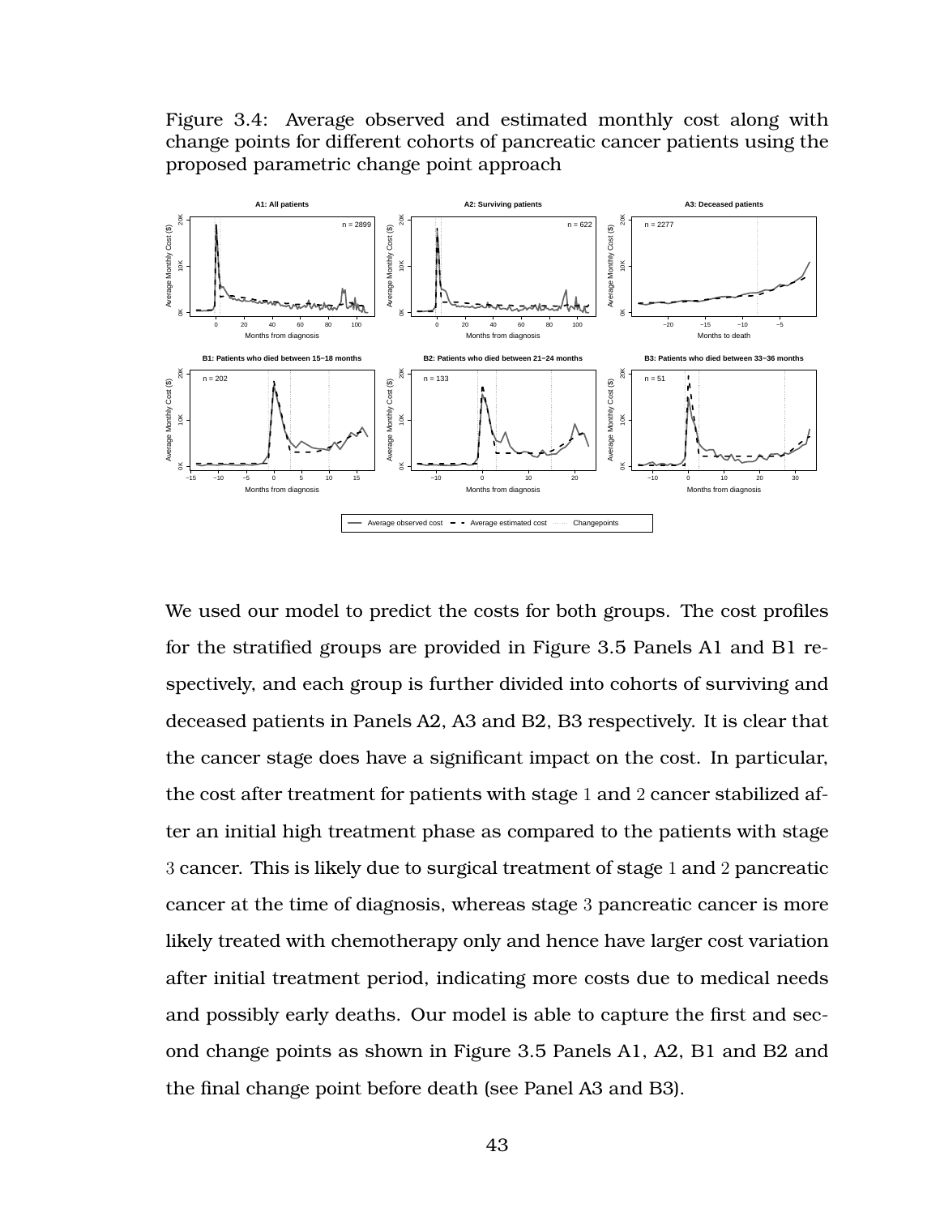Figure 3.4: Average observed and estimated monthly cost along with change points for different cohorts of pancreatic cancer patients using the proposed parametric change point approach

We used our model to predict the costs for both groups. The cost profiles for the stratified groups are provided in Figure 3.5 Panels A1 and B1 respectively, and each group is further divided into cohorts of surviving and deceased patients in Panels A2, A3 and B2, B3 respectively. It is clear that the cancer stage does have a significant impact on the cost. In particular, the cost after treatment for patients with stage 1 and 2 cancer stabilized after an initial high treatment phase as compared to the patients with stage 3 cancer. This is likely due to surgical treatment of stage 1 and 2 pancreatic cancer at the time of diagnosis, whereas stage 3 pancreatic cancer is more likely treated with chemotherapy only and hence have larger cost variation after initial treatment period, indicating more costs due to medical needs and possibly early deaths. Our model is able to capture the first and second change points as shown in Figure 3.5 Panels A1, A2, B1 and B2 and the final change point before death (see Panel A3 and B3).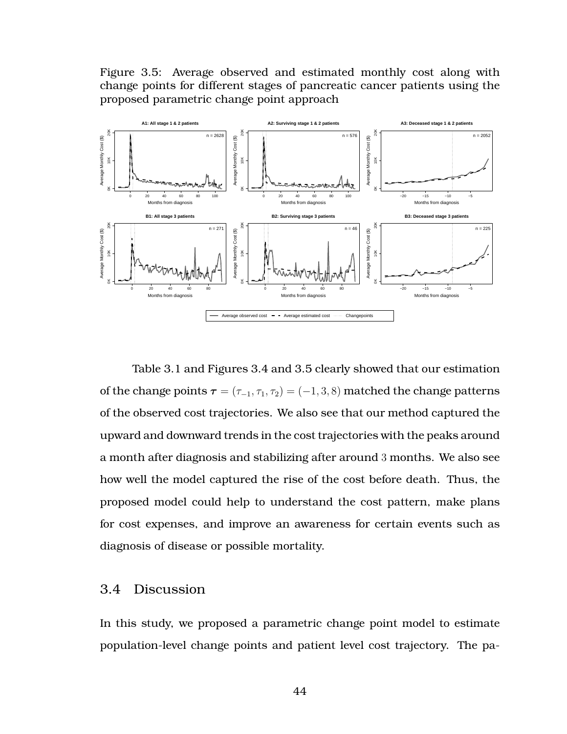Figure 3.5: Average observed and estimated monthly cost along with change points for different stages of pancreatic cancer patients using the proposed parametric change point approach

Table 3.1 and Figures 3.4 and 3.5 clearly showed that our estimation of the change points $\boldsymbol{\tau} = (\tau_{-1}, \tau_1, \tau_2) = (-1, 3, 8)$ matched the change patterns of the observed cost trajectories. We also see that our method captured the upward and downward trends in the cost trajectories with the peaks around a month after diagnosis and stabilizing after around 3 months. We also see how well the model captured the rise of the cost before death. Thus, the proposed model could help to understand the cost pattern, make plans for cost expenses, and improve an awareness for certain events such as diagnosis of disease or possible mortality.

## 3.4 Discussion

In this study, we proposed a parametric change point model to estimate population-level change points and patient level cost trajectory. The pa-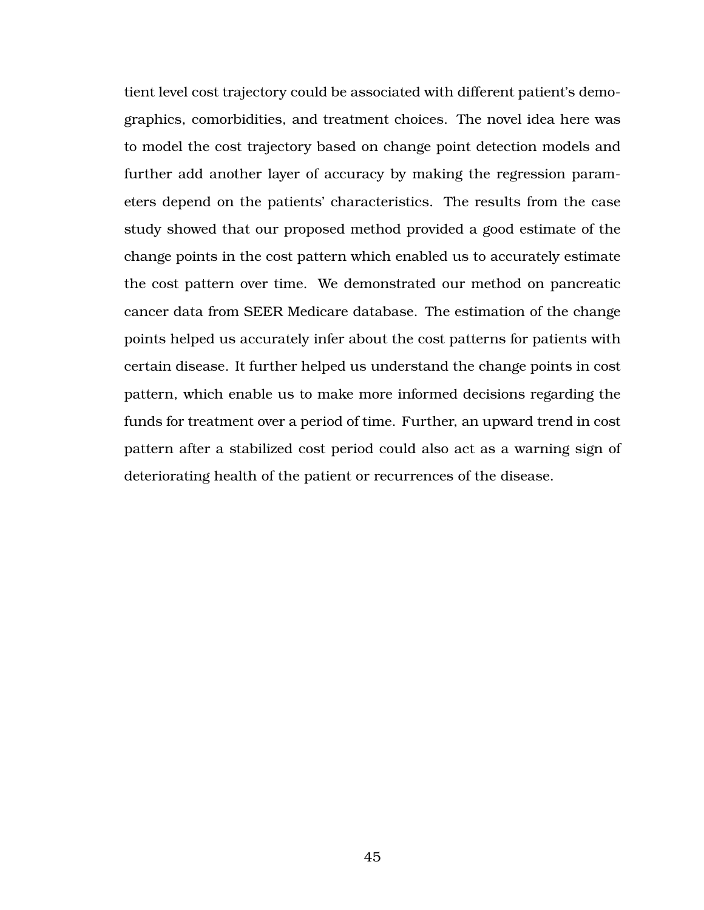tient level cost trajectory could be associated with different patient's demographics, comorbidities, and treatment choices. The novel idea here was to model the cost trajectory based on change point detection models and further add another layer of accuracy by making the regression parameters depend on the patients' characteristics. The results from the case study showed that our proposed method provided a good estimate of the change points in the cost pattern which enabled us to accurately estimate the cost pattern over time. We demonstrated our method on pancreatic cancer data from SEER Medicare database. The estimation of the change points helped us accurately infer about the cost patterns for patients with certain disease. It further helped us understand the change points in cost pattern, which enable us to make more informed decisions regarding the funds for treatment over a period of time. Further, an upward trend in cost pattern after a stabilized cost period could also act as a warning sign of deteriorating health of the patient or recurrences of the disease.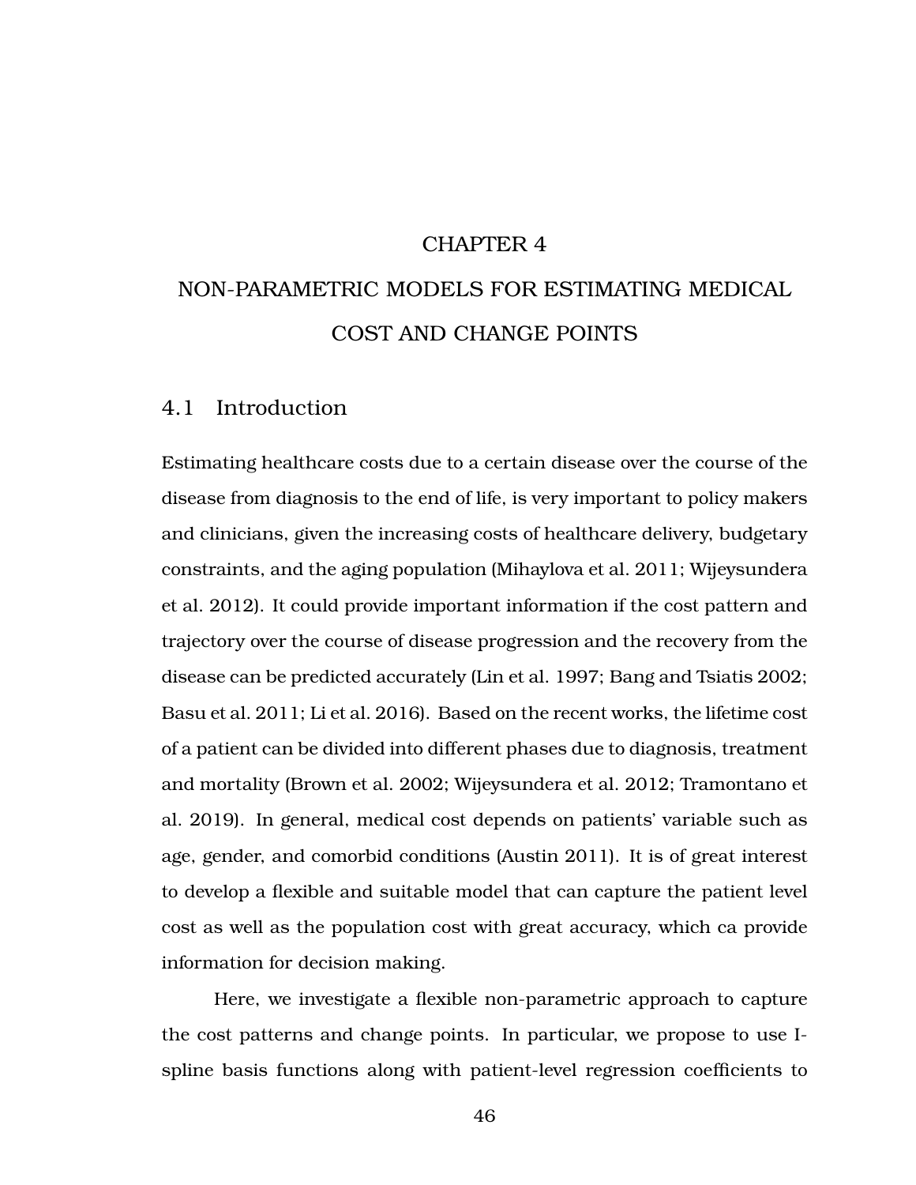# CHAPTER 4

# NON-PARAMETRIC MODELS FOR ESTIMATING MEDICAL COST AND CHANGE POINTS

## 4.1 Introduction

Estimating healthcare costs due to a certain disease over the course of the disease from diagnosis to the end of life, is very important to policy makers and clinicians, given the increasing costs of healthcare delivery, budgetary constraints, and the aging population (Mihaylova et al. 2011; Wijeysundera et al. 2012). It could provide important information if the cost pattern and trajectory over the course of disease progression and the recovery from the disease can be predicted accurately (Lin et al. 1997; Bang and Tsiatis 2002; Basu et al. 2011; Li et al. 2016). Based on the recent works, the lifetime cost of a patient can be divided into different phases due to diagnosis, treatment and mortality (Brown et al. 2002; Wijeysundera et al. 2012; Tramontano et al. 2019). In general, medical cost depends on patients' variable such as age, gender, and comorbid conditions (Austin 2011). It is of great interest to develop a flexible and suitable model that can capture the patient level cost as well as the population cost with great accuracy, which ca provide information for decision making.

Here, we investigate a flexible non-parametric approach to capture the cost patterns and change points. In particular, we propose to use I-spline basis functions along with patient-level regression coefficients to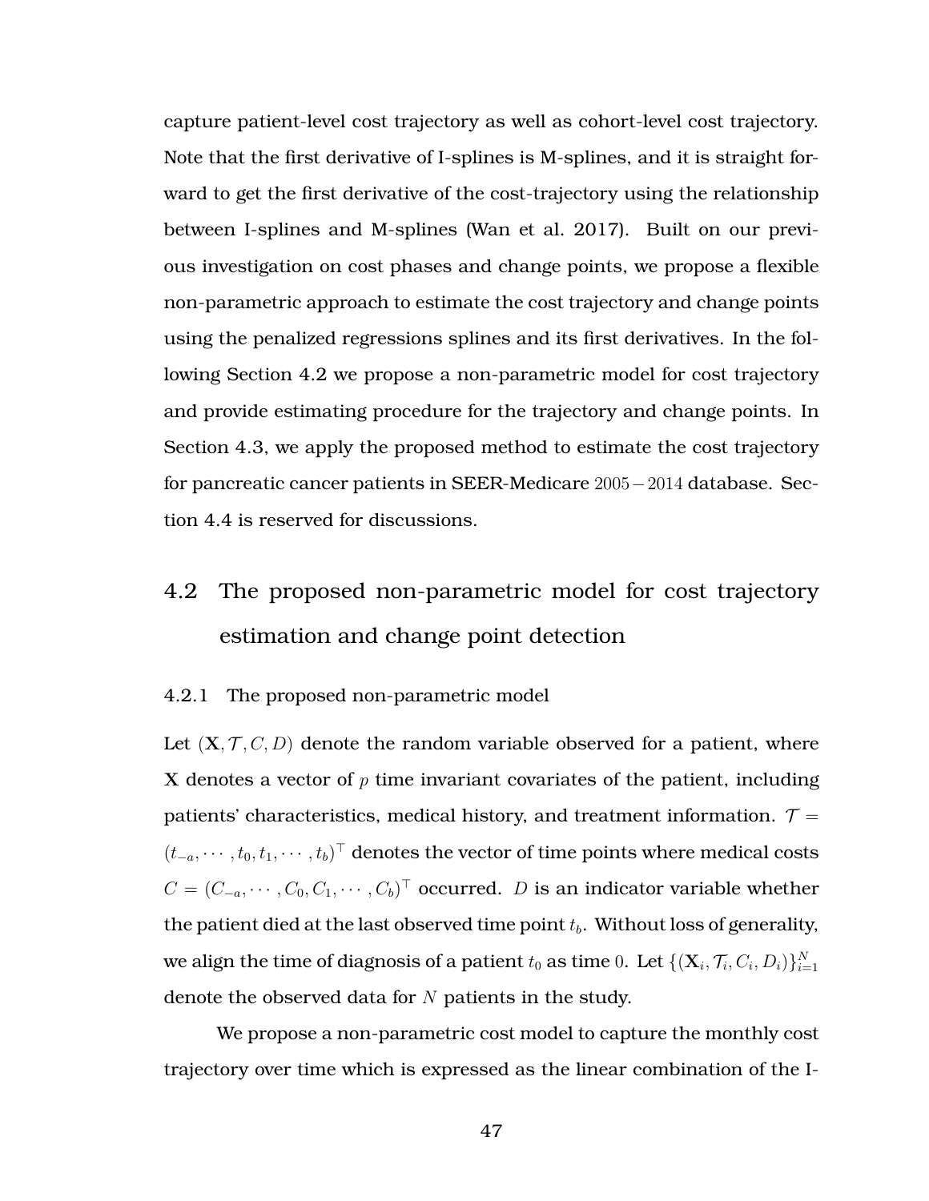capture patient-level cost trajectory as well as cohort-level cost trajectory. Note that the first derivative of I-splines is M-splines, and it is straight forward to get the first derivative of the cost-trajectory using the relationship between I-splines and M-splines (Wan et al. 2017). Built on our previous investigation on cost phases and change points, we propose a flexible non-parametric approach to estimate the cost trajectory and change points using the penalized regressions splines and its first derivatives. In the following Section 4.2 we propose a non-parametric model for cost trajectory and provide estimating procedure for the trajectory and change points. In Section 4.3, we apply the proposed method to estimate the cost trajectory for pancreatic cancer patients in SEER-Medicare $2005-2014$ database. Section 4.4 is reserved for discussions.

## 4.2 The proposed non-parametric model for cost trajectory estimation and change point detection

### 4.2.1 The proposed non-parametric model

Let $(\mathbf{X}, \mathcal{T}, C, D)$ denote the random variable observed for a patient, where $\mathbf{X}$ denotes a vector of $p$ time invariant covariates of the patient, including patients' characteristics, medical history, and treatment information. $\mathcal{T} = (t_{-a}, \cdots, t_0, t_1, \cdots, t_b)^\top$ denotes the vector of time points where medical costs $C = (C_{-a}, \cdots, C_0, C_1, \cdots, C_b)^\top$ occurred. $D$ is an indicator variable whether the patient died at the last observed time point $t_b$. Without loss of generality, we align the time of diagnosis of a patient $t_0$ as time $0$. Let $\{(\mathbf{X}_i, \mathcal{T}_i, C_i, D_i)\}_{i=1}^N$ denote the observed data for $N$ patients in the study.

We propose a non-parametric cost model to capture the monthly cost trajectory over time which is expressed as the linear combination of the I-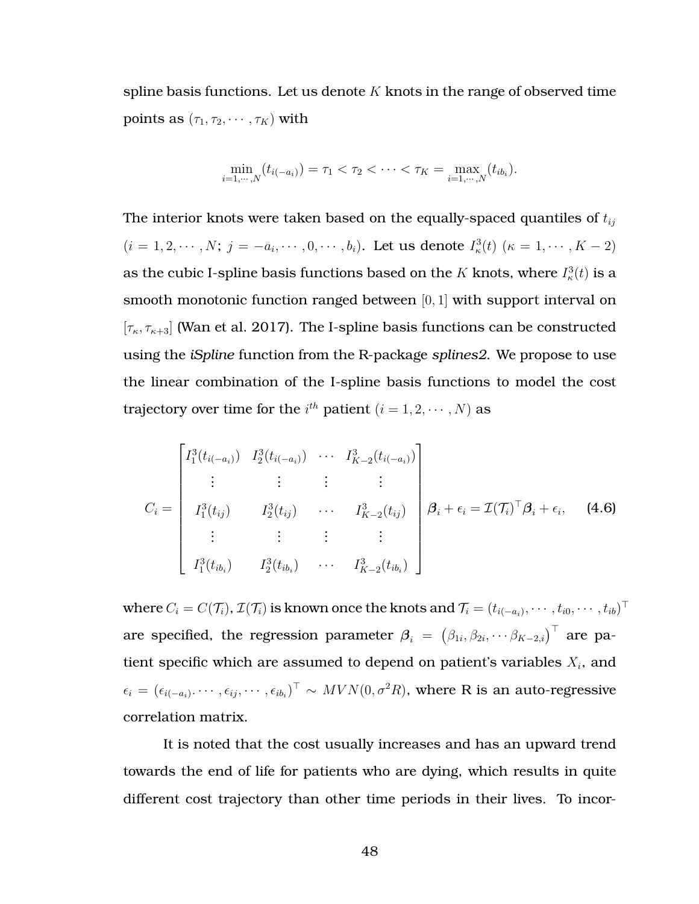spline basis functions. Let us denote $K$ knots in the range of observed time points as $(\tau_1, \tau_2, \cdots, \tau_K)$ with

$$\min_{i=1,\cdots,N}(t_{i(-a_i)}) = \tau_1 < \tau_2 < \cdots < \tau_K = \max_{i=1,\cdots,N}(t_{ib_i}).$$

The interior knots were taken based on the equally-spaced quantiles of $t_{ij}$ $(i = 1, 2, \cdots, N;\ j = -a_i, \cdots, 0, \cdots, b_i)$. Let us denote $I^3_\kappa(t)$ $(\kappa = 1, \cdots, K-2)$ as the cubic I-spline basis functions based on the $K$ knots, where $I^3_\kappa(t)$ is a smooth monotonic function ranged between $[0, 1]$ with support interval on $[\tau_\kappa, \tau_{\kappa+3}]$ (Wan et al. 2017). The I-spline basis functions can be constructed using the *iSpline* function from the R-package *splines2*. We propose to use the linear combination of the I-spline basis functions to model the cost trajectory over time for the $i^{th}$ patient $(i = 1, 2, \cdots, N)$ as

$$C_i = \begin{bmatrix} I^3_1(t_{i(-a_i)}) & I^3_2(t_{i(-a_i)}) & \cdots & I^3_{K-2}(t_{i(-a_i)}) \\ \vdots & \vdots & \vdots & \vdots \\ I^3_1(t_{ij}) & I^3_2(t_{ij}) & \cdots & I^3_{K-2}(t_{ij}) \\ \vdots & \vdots & \vdots & \vdots \\ I^3_1(t_{ib_i}) & I^3_2(t_{ib_i}) & \cdots & I^3_{K-2}(t_{ib_i}) \end{bmatrix} \boldsymbol{\beta}_i + \epsilon_i = \mathcal{I}(\mathcal{T}_i)^\top \boldsymbol{\beta}_i + \epsilon_i, \qquad (4.6)$$

where $C_i = C(\mathcal{T}_i)$, $\mathcal{I}(\mathcal{T}_i)$ is known once the knots and $\mathcal{T}_i = (t_{i(-a_i)}, \cdots, t_{i0}, \cdots, t_{ib})^\top$ are specified, the regression parameter $\boldsymbol{\beta}_i = \left(\beta_{1i}, \beta_{2i}, \cdots \beta_{K-2,i}\right)^\top$ are patient specific which are assumed to depend on patient's variables $X_i$, and $\epsilon_i = (\epsilon_{i(-a_i)}.\cdots, \epsilon_{ij}, \cdots, \epsilon_{ib_i})^\top \sim MVN(0, \sigma^2 R)$, where R is an auto-regressive correlation matrix.

It is noted that the cost usually increases and has an upward trend towards the end of life for patients who are dying, which results in quite different cost trajectory than other time periods in their lives. To incor-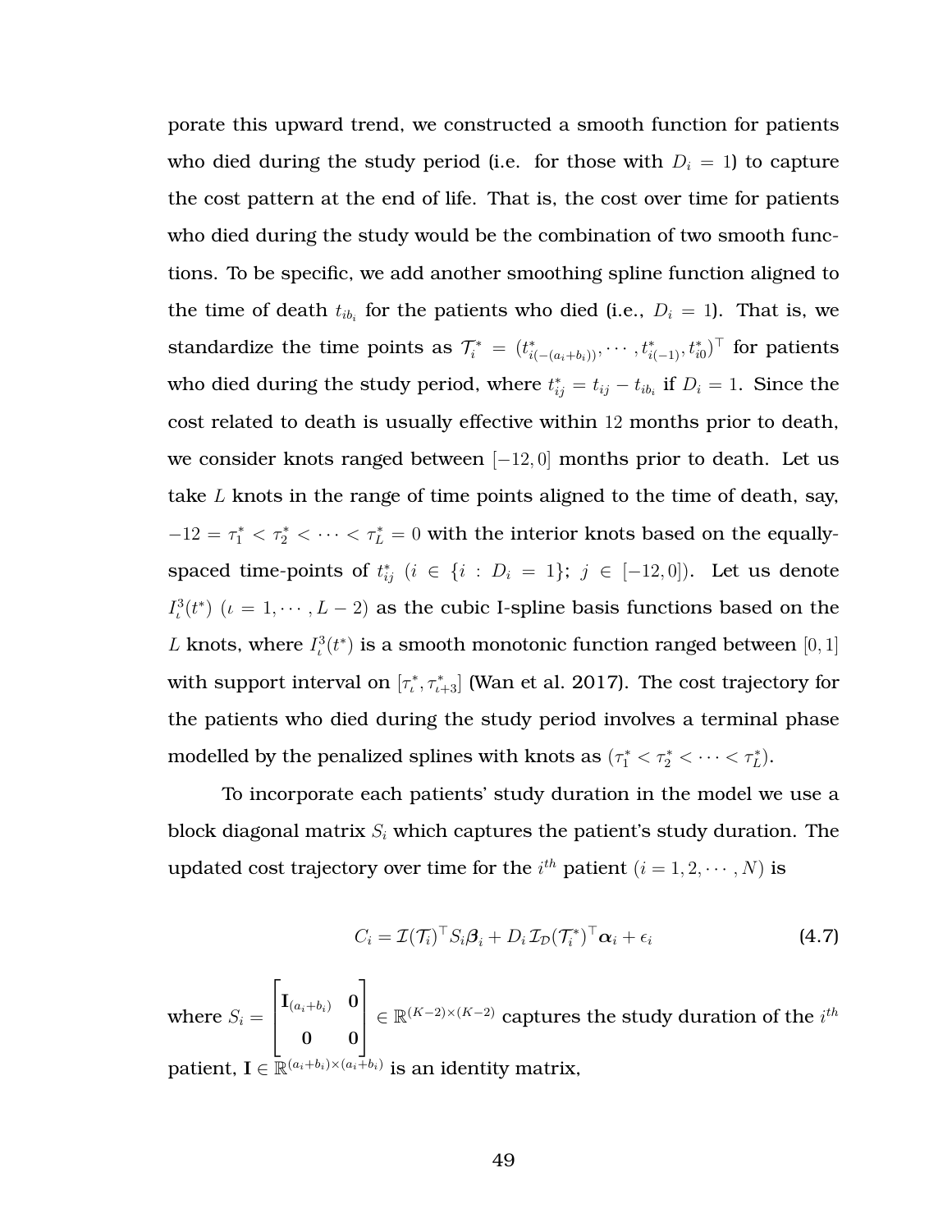porate this upward trend, we constructed a smooth function for patients who died during the study period (i.e. for those with $D_i = 1$) to capture the cost pattern at the end of life. That is, the cost over time for patients who died during the study would be the combination of two smooth functions. To be specific, we add another smoothing spline function aligned to the time of death $t_{ib_i}$ for the patients who died (i.e., $D_i = 1$). That is, we standardize the time points as $\mathcal{T}_i^* = (t^*_{i(-(a_i+b_i))}, \cdots, t^*_{i(-1)}, t^*_{i0})^\top$ for patients who died during the study period, where $t^*_{ij} = t_{ij} - t_{ib_i}$ if $D_i = 1$. Since the cost related to death is usually effective within $12$ months prior to death, we consider knots ranged between $[-12, 0]$ months prior to death. Let us take $L$ knots in the range of time points aligned to the time of death, say, $-12 = \tau_1^* < \tau_2^* < \cdots < \tau_L^* = 0$ with the interior knots based on the equally-spaced time-points of $t^*_{ij}$ ($i \in \{i : D_i = 1\}$; $j \in [-12, 0]$). Let us denote $I^3_\iota(t^*)$ ($\iota = 1, \cdots, L-2$) as the cubic I-spline basis functions based on the $L$ knots, where $I^3_\iota(t^*)$ is a smooth monotonic function ranged between $[0, 1]$ with support interval on $[\tau^*_\iota, \tau^*_{\iota+3}]$ (Wan et al. 2017). The cost trajectory for the patients who died during the study period involves a terminal phase modelled by the penalized splines with knots as ($\tau_1^* < \tau_2^* < \cdots < \tau_L^*$).

To incorporate each patients' study duration in the model we use a block diagonal matrix $S_i$ which captures the patient's study duration. The updated cost trajectory over time for the $i^{th}$ patient ($i = 1, 2, \cdots, N$) is

$$C_i = \mathcal{I}(\mathcal{T}_i)^\top S_i \boldsymbol{\beta}_i + D_i \, \mathcal{I}_{\mathcal{D}}(\mathcal{T}_i^*)^\top \boldsymbol{\alpha}_i + \epsilon_i \tag{4.7}$$

where $S_i = \begin{bmatrix} \mathbf{I}_{(a_i+b_i)} & \mathbf{0} \\ \mathbf{0} & \mathbf{0} \end{bmatrix} \in \mathbb{R}^{(K-2)\times(K-2)}$ captures the study duration of the $i^{th}$ patient, $\mathbf{I} \in \mathbb{R}^{(a_i+b_i)\times(a_i+b_i)}$ is an identity matrix,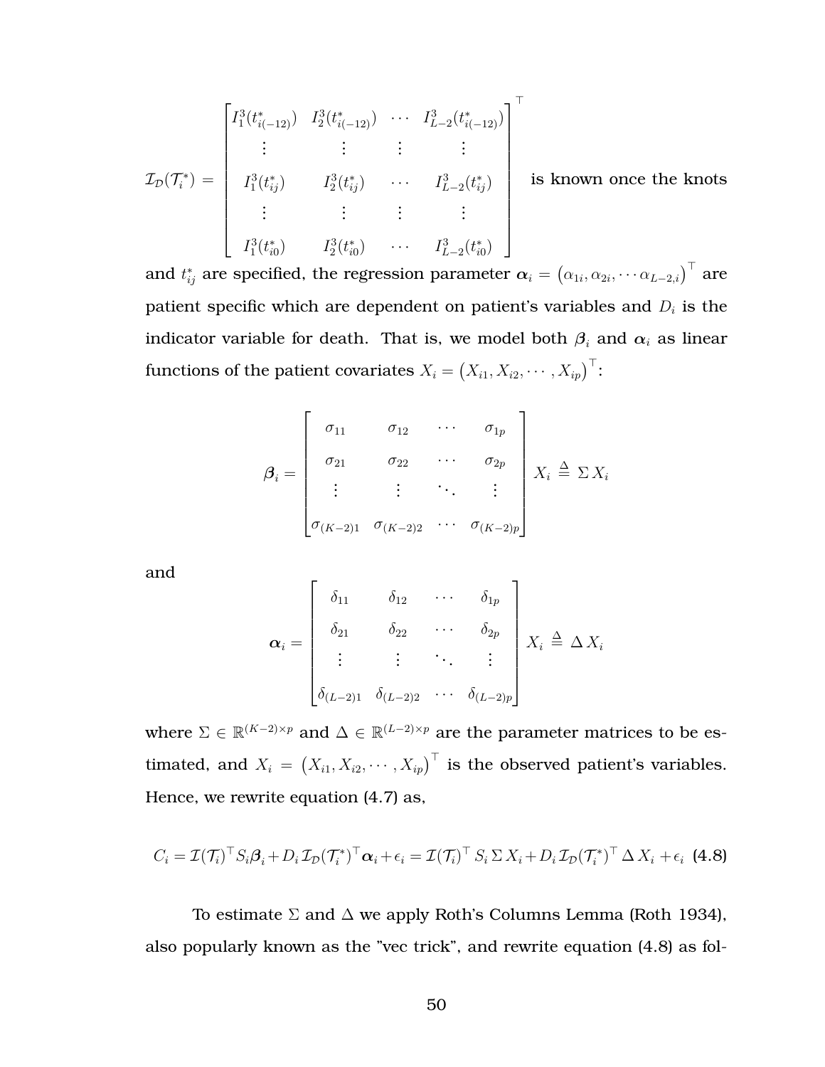$$\mathcal{I}_{\mathcal{D}}(\mathcal{T}_i^*) = \begin{bmatrix} I_1^3(t^*_{i(-12)}) & I_2^3(t^*_{i(-12)}) & \cdots & I_{L-2}^3(t^*_{i(-12)}) \\ \vdots & \vdots & \vdots & \vdots \\ I_1^3(t^*_{ij}) & I_2^3(t^*_{ij}) & \cdots & I_{L-2}^3(t^*_{ij}) \\ \vdots & \vdots & \vdots & \vdots \\ I_1^3(t^*_{i0}) & I_2^3(t^*_{i0}) & \cdots & I_{L-2}^3(t^*_{i0}) \end{bmatrix}^\top$$

is known once the knots and $t^*_{ij}$ are specified, the regression parameter $\boldsymbol{\alpha}_i = \left(\alpha_{1i}, \alpha_{2i}, \cdots \alpha_{L-2,i}\right)^\top$ are patient specific which are dependent on patient's variables and $D_i$ is the indicator variable for death. That is, we model both $\boldsymbol{\beta}_i$ and $\boldsymbol{\alpha}_i$ as linear functions of the patient covariates $X_i = \left(X_{i1}, X_{i2}, \cdots, X_{ip}\right)^\top$:

$$\boldsymbol{\beta}_i = \begin{bmatrix} \sigma_{11} & \sigma_{12} & \cdots & \sigma_{1p} \\ \sigma_{21} & \sigma_{22} & \cdots & \sigma_{2p} \\ \vdots & \vdots & \ddots & \vdots \\ \sigma_{(K-2)1} & \sigma_{(K-2)2} & \cdots & \sigma_{(K-2)p} \end{bmatrix} X_i \triangleq \Sigma\, X_i$$

and

$$\boldsymbol{\alpha}_i = \begin{bmatrix} \delta_{11} & \delta_{12} & \cdots & \delta_{1p} \\ \delta_{21} & \delta_{22} & \cdots & \delta_{2p} \\ \vdots & \vdots & \ddots & \vdots \\ \delta_{(L-2)1} & \delta_{(L-2)2} & \cdots & \delta_{(L-2)p} \end{bmatrix} X_i \triangleq \Delta\, X_i$$

where $\Sigma \in \mathbb{R}^{(K-2)\times p}$ and $\Delta \in \mathbb{R}^{(L-2)\times p}$ are the parameter matrices to be estimated, and $X_i = \left(X_{i1}, X_{i2}, \cdots, X_{ip}\right)^\top$ is the observed patient's variables. Hence, we rewrite equation (4.7) as,

$$C_i = \mathcal{I}(\mathcal{T}_i)^\top S_i \boldsymbol{\beta}_i + D_i\, \mathcal{I}_{\mathcal{D}}(\mathcal{T}_i^*)^\top \boldsymbol{\alpha}_i + \epsilon_i = \mathcal{I}(\mathcal{T}_i)^\top\, S_i\, \Sigma\, X_i + D_i\, \mathcal{I}_{\mathcal{D}}(\mathcal{T}_i^*)^\top\, \Delta\, X_i + \epsilon_i \quad \textbf{(4.8)}$$

To estimate $\Sigma$ and $\Delta$ we apply Roth's Columns Lemma (Roth 1934), also popularly known as the "vec trick", and rewrite equation (4.8) as fol-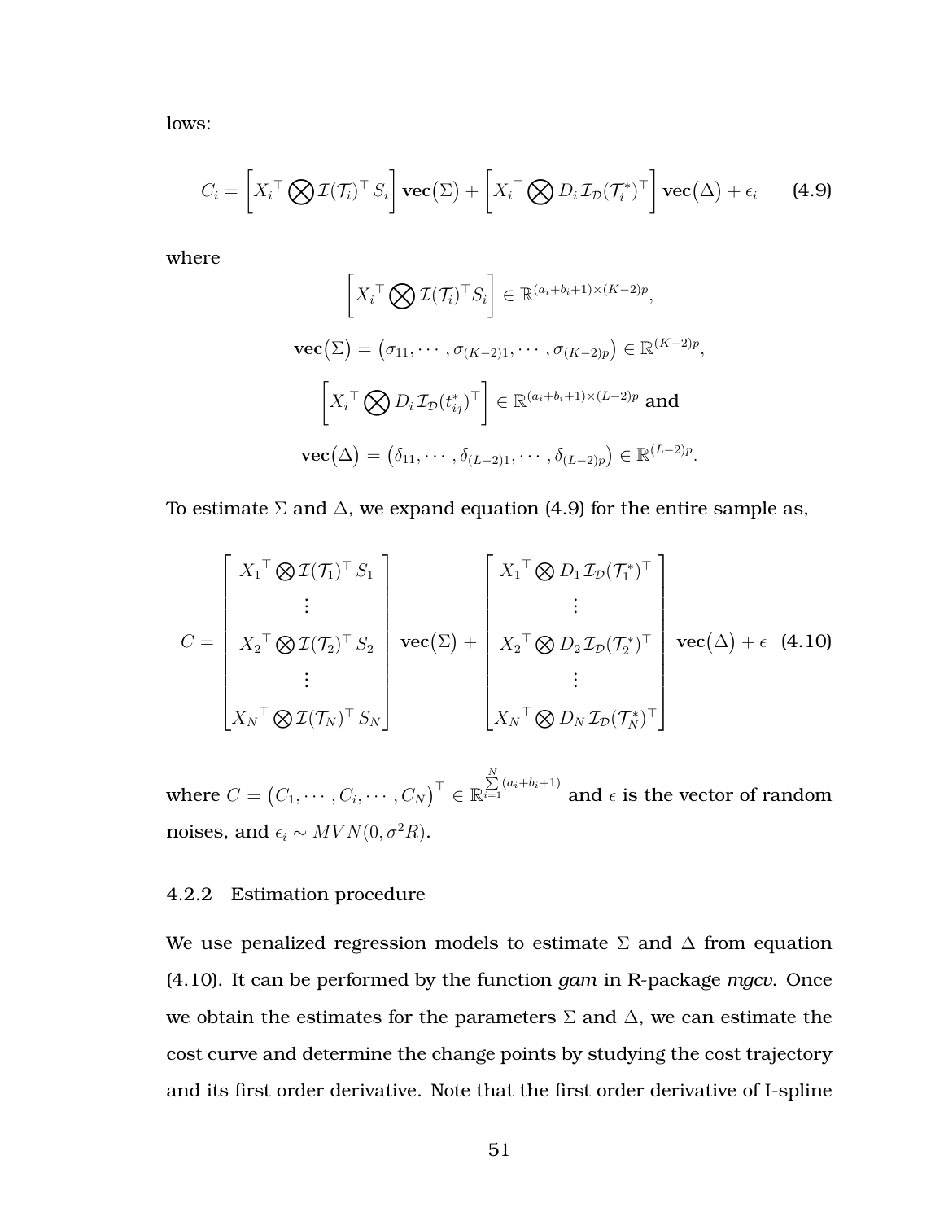lows:

$$C_i = \left[{X_i}^\top \bigotimes \mathcal{I}(\mathcal{T}_i)^\top S_i\right] \mathbf{vec}\big(\Sigma\big) + \left[{X_i}^\top \bigotimes D_i \, \mathcal{I}_\mathcal{D}(\mathcal{T}_i^*)^\top\right] \mathbf{vec}\big(\Delta\big) + \epsilon_i \qquad \textbf{(4.9)}$$

where

$$\left[{X_i}^\top \bigotimes \mathcal{I}(\mathcal{T}_i)^\top S_i\right] \in \mathbb{R}^{(a_i+b_i+1)\times(K-2)p},$$

$$\mathbf{vec}\big(\Sigma\big) = \big(\sigma_{11}, \cdots, \sigma_{(K-2)1}, \cdots, \sigma_{(K-2)p}\big) \in \mathbb{R}^{(K-2)p},$$

$$\left[{X_i}^\top \bigotimes D_i \, \mathcal{I}_\mathcal{D}(t_{ij}^*)^\top\right] \in \mathbb{R}^{(a_i+b_i+1)\times(L-2)p} \text{ and}$$

$$\mathbf{vec}\big(\Delta\big) = \big(\delta_{11}, \cdots, \delta_{(L-2)1}, \cdots, \delta_{(L-2)p}\big) \in \mathbb{R}^{(L-2)p}.$$

To estimate $\Sigma$ and $\Delta$, we expand equation (4.9) for the entire sample as,

$$C = \begin{bmatrix} {X_1}^\top \bigotimes \mathcal{I}(\mathcal{T}_1)^\top S_1 \\ \vdots \\ {X_2}^\top \bigotimes \mathcal{I}(\mathcal{T}_2)^\top S_2 \\ \vdots \\ {X_N}^\top \bigotimes \mathcal{I}(\mathcal{T}_N)^\top S_N \end{bmatrix} \mathbf{vec}\big(\Sigma\big) + \begin{bmatrix} {X_1}^\top \bigotimes D_1 \, \mathcal{I}_\mathcal{D}(\mathcal{T}_1^*)^\top \\ \vdots \\ {X_2}^\top \bigotimes D_2 \, \mathcal{I}_\mathcal{D}(\mathcal{T}_2^*)^\top \\ \vdots \\ {X_N}^\top \bigotimes D_N \, \mathcal{I}_\mathcal{D}(\mathcal{T}_N^*)^\top \end{bmatrix} \mathbf{vec}\big(\Delta\big) + \epsilon \quad \textbf{(4.10)}$$

where $C = \big(C_1, \cdots, C_i, \cdots, C_N\big)^\top \in \mathbb{R}^{\sum_{i=1}^{N}(a_i+b_i+1)}$ and $\epsilon$ is the vector of random noises, and $\epsilon_i \sim MVN(0, \sigma^2 R)$.

### 4.2.2 Estimation procedure

We use penalized regression models to estimate $\Sigma$ and $\Delta$ from equation (4.10). It can be performed by the function *gam* in R-package *mgcv*. Once we obtain the estimates for the parameters $\Sigma$ and $\Delta$, we can estimate the cost curve and determine the change points by studying the cost trajectory and its first order derivative. Note that the first order derivative of I-spline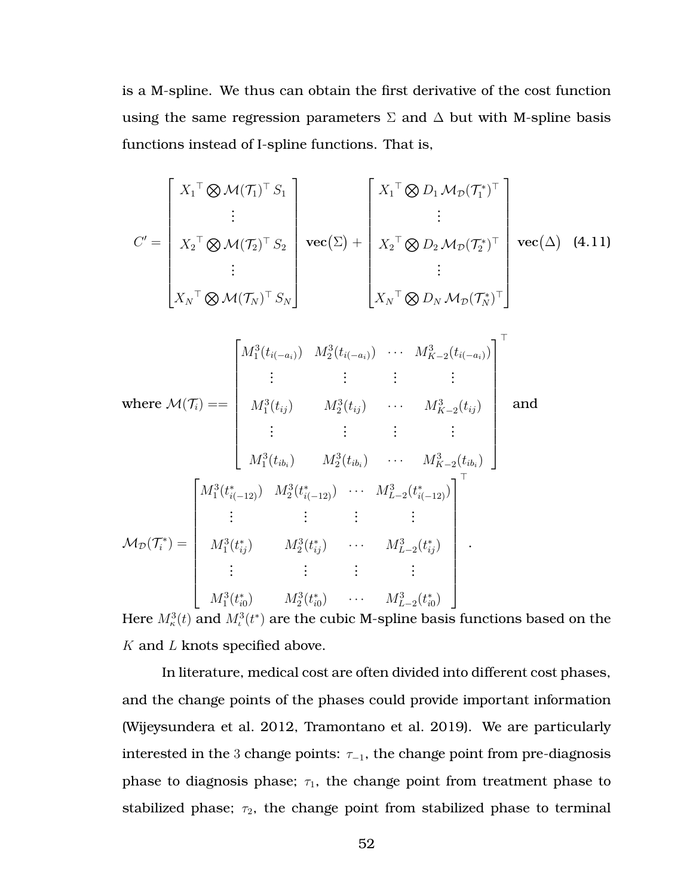is a M-spline. We thus can obtain the first derivative of the cost function using the same regression parameters $\Sigma$ and $\Delta$ but with M-spline basis functions instead of I-spline functions. That is,

$$
C' = \begin{bmatrix} {X_1}^\top \bigotimes \mathcal{M}(\mathcal{T}_1)^\top S_1 \\ \vdots \\ {X_2}^\top \bigotimes \mathcal{M}(\mathcal{T}_2)^\top S_2 \\ \vdots \\ {X_N}^\top \bigotimes \mathcal{M}(\mathcal{T}_N)^\top S_N \end{bmatrix} \mathbf{vec}(\Sigma) + \begin{bmatrix} {X_1}^\top \bigotimes D_1 \, \mathcal{M}_{\mathcal{D}}(\mathcal{T}_1^*)^\top \\ \vdots \\ {X_2}^\top \bigotimes D_2 \, \mathcal{M}_{\mathcal{D}}(\mathcal{T}_2^*)^\top \\ \vdots \\ {X_N}^\top \bigotimes D_N \, \mathcal{M}_{\mathcal{D}}(\mathcal{T}_N^*)^\top \end{bmatrix} \mathbf{vec}(\Delta) \quad (4.11)
$$

where $\mathcal{M}(\mathcal{T}_i) == \begin{bmatrix} M_1^3(t_{i(-a_i)}) & M_2^3(t_{i(-a_i)}) & \cdots & M_{K-2}^3(t_{i(-a_i)}) \\ \vdots & \vdots & \vdots & \vdots \\ M_1^3(t_{ij}) & M_2^3(t_{ij}) & \cdots & M_{K-2}^3(t_{ij}) \\ \vdots & \vdots & \vdots & \vdots \\ M_1^3(t_{ib_i}) & M_2^3(t_{ib_i}) & \cdots & M_{K-2}^3(t_{ib_i}) \end{bmatrix}^\top$ and

$$
\mathcal{M}_{\mathcal{D}}(\mathcal{T}_i^*) = \begin{bmatrix} M_1^3(t^*_{i(-12)}) & M_2^3(t^*_{i(-12)}) & \cdots & M_{L-2}^3(t^*_{i(-12)}) \\ \vdots & \vdots & \vdots & \vdots \\ M_1^3(t^*_{ij}) & M_2^3(t^*_{ij}) & \cdots & M_{L-2}^3(t^*_{ij}) \\ \vdots & \vdots & \vdots & \vdots \\ M_1^3(t^*_{i0}) & M_2^3(t^*_{i0}) & \cdots & M_{L-2}^3(t^*_{i0}) \end{bmatrix}^\top .
$$

Here $M_\kappa^3(t)$ and $M_\iota^3(t^*)$ are the cubic M-spline basis functions based on the $K$ and $L$ knots specified above.

In literature, medical cost are often divided into different cost phases, and the change points of the phases could provide important information (Wijeysundera et al. 2012, Tramontano et al. 2019). We are particularly interested in the 3 change points: $\tau_{-1}$, the change point from pre-diagnosis phase to diagnosis phase; $\tau_1$, the change point from treatment phase to stabilized phase; $\tau_2$, the change point from stabilized phase to terminal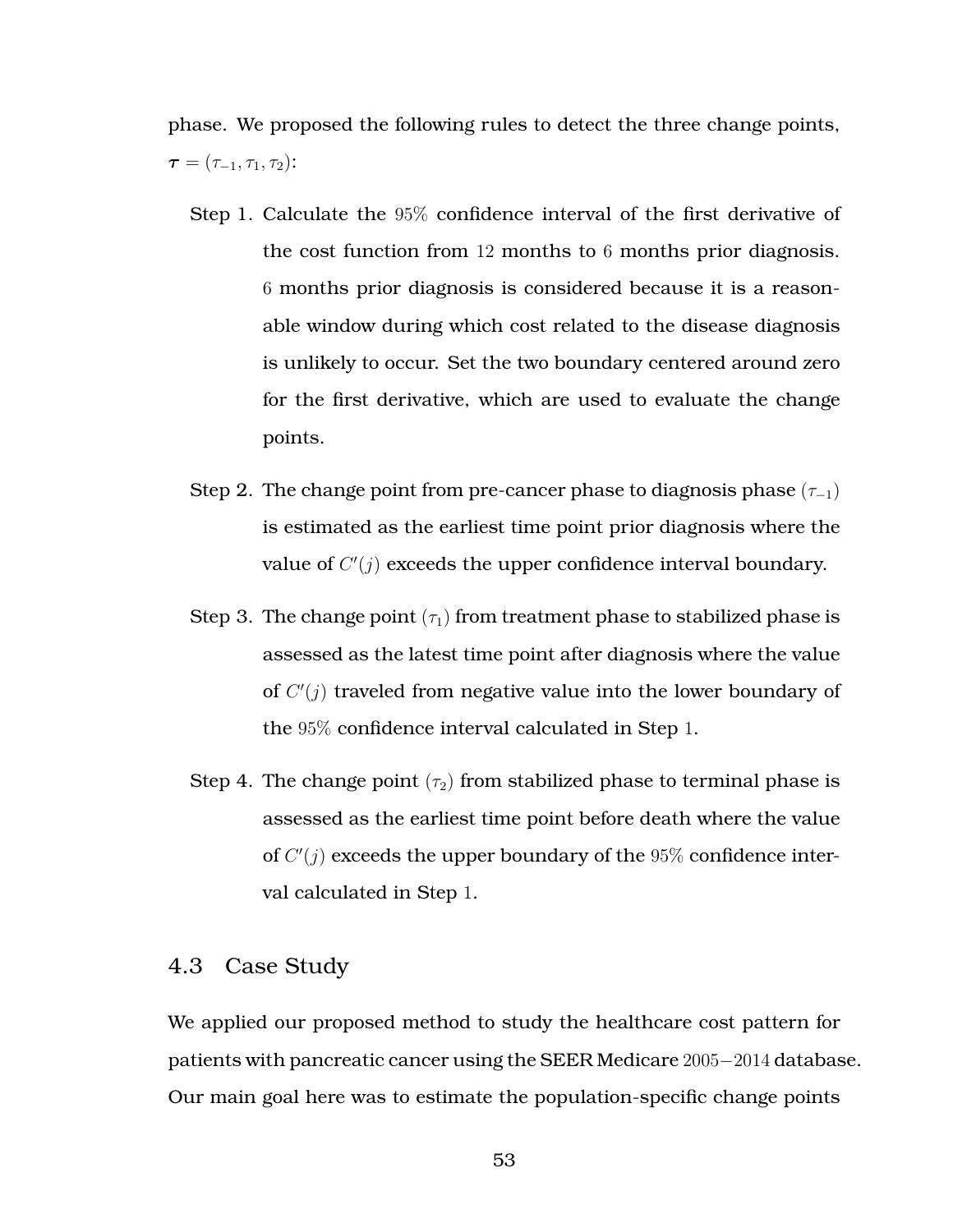phase. We proposed the following rules to detect the three change points, $\boldsymbol{\tau} = (\tau_{-1}, \tau_1, \tau_2)$:

Step 1. Calculate the $95\%$ confidence interval of the first derivative of the cost function from $12$ months to $6$ months prior diagnosis. $6$ months prior diagnosis is considered because it is a reasonable window during which cost related to the disease diagnosis is unlikely to occur. Set the two boundary centered around zero for the first derivative, which are used to evaluate the change points.

Step 2. The change point from pre-cancer phase to diagnosis phase ($\tau_{-1}$) is estimated as the earliest time point prior diagnosis where the value of $C'(j)$ exceeds the upper confidence interval boundary.

Step 3. The change point ($\tau_1$) from treatment phase to stabilized phase is assessed as the latest time point after diagnosis where the value of $C'(j)$ traveled from negative value into the lower boundary of the $95\%$ confidence interval calculated in Step $1$.

Step 4. The change point ($\tau_2$) from stabilized phase to terminal phase is assessed as the earliest time point before death where the value of $C'(j)$ exceeds the upper boundary of the $95\%$ confidence interval calculated in Step $1$.

## 4.3 Case Study

We applied our proposed method to study the healthcare cost pattern for patients with pancreatic cancer using the SEER Medicare $2005-2014$ database. Our main goal here was to estimate the population-specific change points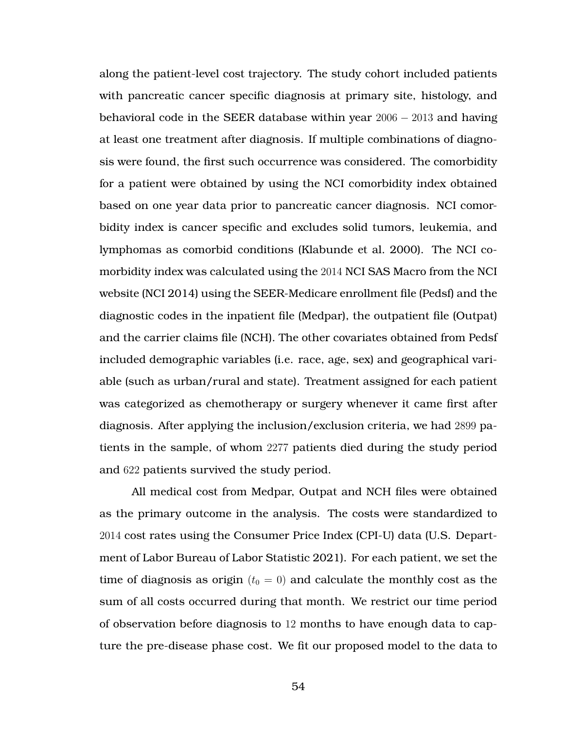along the patient-level cost trajectory. The study cohort included patients with pancreatic cancer specific diagnosis at primary site, histology, and behavioral code in the SEER database within year $2006-2013$ and having at least one treatment after diagnosis. If multiple combinations of diagnosis were found, the first such occurrence was considered. The comorbidity for a patient were obtained by using the NCI comorbidity index obtained based on one year data prior to pancreatic cancer diagnosis. NCI comorbidity index is cancer specific and excludes solid tumors, leukemia, and lymphomas as comorbid conditions (Klabunde et al. 2000). The NCI comorbidity index was calculated using the 2014 NCI SAS Macro from the NCI website (NCI 2014) using the SEER-Medicare enrollment file (Pedsf) and the diagnostic codes in the inpatient file (Medpar), the outpatient file (Outpat) and the carrier claims file (NCH). The other covariates obtained from Pedsf included demographic variables (i.e. race, age, sex) and geographical variable (such as urban/rural and state). Treatment assigned for each patient was categorized as chemotherapy or surgery whenever it came first after diagnosis. After applying the inclusion/exclusion criteria, we had 2899 patients in the sample, of whom 2277 patients died during the study period and 622 patients survived the study period.

All medical cost from Medpar, Outpat and NCH files were obtained as the primary outcome in the analysis. The costs were standardized to 2014 cost rates using the Consumer Price Index (CPI-U) data (U.S. Department of Labor Bureau of Labor Statistic 2021). For each patient, we set the time of diagnosis as origin ($t_0 = 0$) and calculate the monthly cost as the sum of all costs occurred during that month. We restrict our time period of observation before diagnosis to 12 months to have enough data to capture the pre-disease phase cost. We fit our proposed model to the data to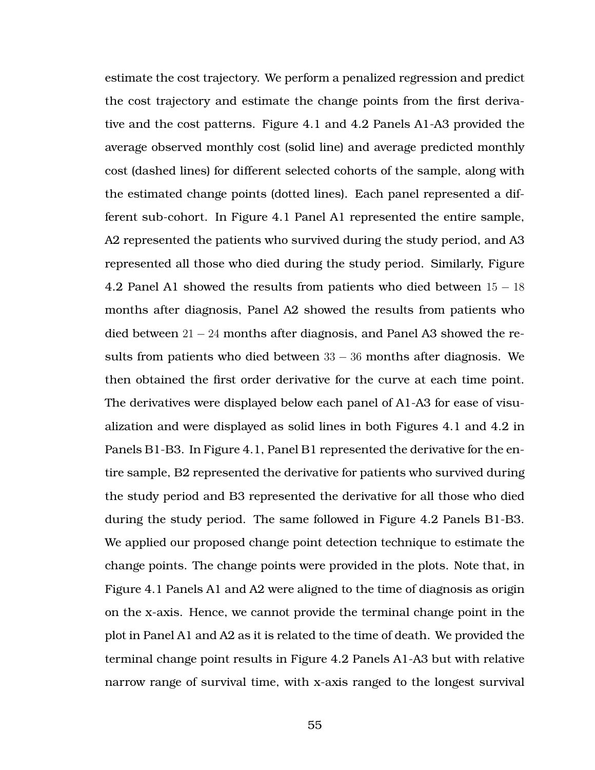estimate the cost trajectory. We perform a penalized regression and predict the cost trajectory and estimate the change points from the first derivative and the cost patterns. Figure 4.1 and 4.2 Panels A1-A3 provided the average observed monthly cost (solid line) and average predicted monthly cost (dashed lines) for different selected cohorts of the sample, along with the estimated change points (dotted lines). Each panel represented a different sub-cohort. In Figure 4.1 Panel A1 represented the entire sample, A2 represented the patients who survived during the study period, and A3 represented all those who died during the study period. Similarly, Figure 4.2 Panel A1 showed the results from patients who died between $15-18$ months after diagnosis, Panel A2 showed the results from patients who died between $21-24$ months after diagnosis, and Panel A3 showed the results from patients who died between $33-36$ months after diagnosis. We then obtained the first order derivative for the curve at each time point. The derivatives were displayed below each panel of A1-A3 for ease of visualization and were displayed as solid lines in both Figures 4.1 and 4.2 in Panels B1-B3. In Figure 4.1, Panel B1 represented the derivative for the entire sample, B2 represented the derivative for patients who survived during the study period and B3 represented the derivative for all those who died during the study period. The same followed in Figure 4.2 Panels B1-B3. We applied our proposed change point detection technique to estimate the change points. The change points were provided in the plots. Note that, in Figure 4.1 Panels A1 and A2 were aligned to the time of diagnosis as origin on the x-axis. Hence, we cannot provide the terminal change point in the plot in Panel A1 and A2 as it is related to the time of death. We provided the terminal change point results in Figure 4.2 Panels A1-A3 but with relative narrow range of survival time, with x-axis ranged to the longest survival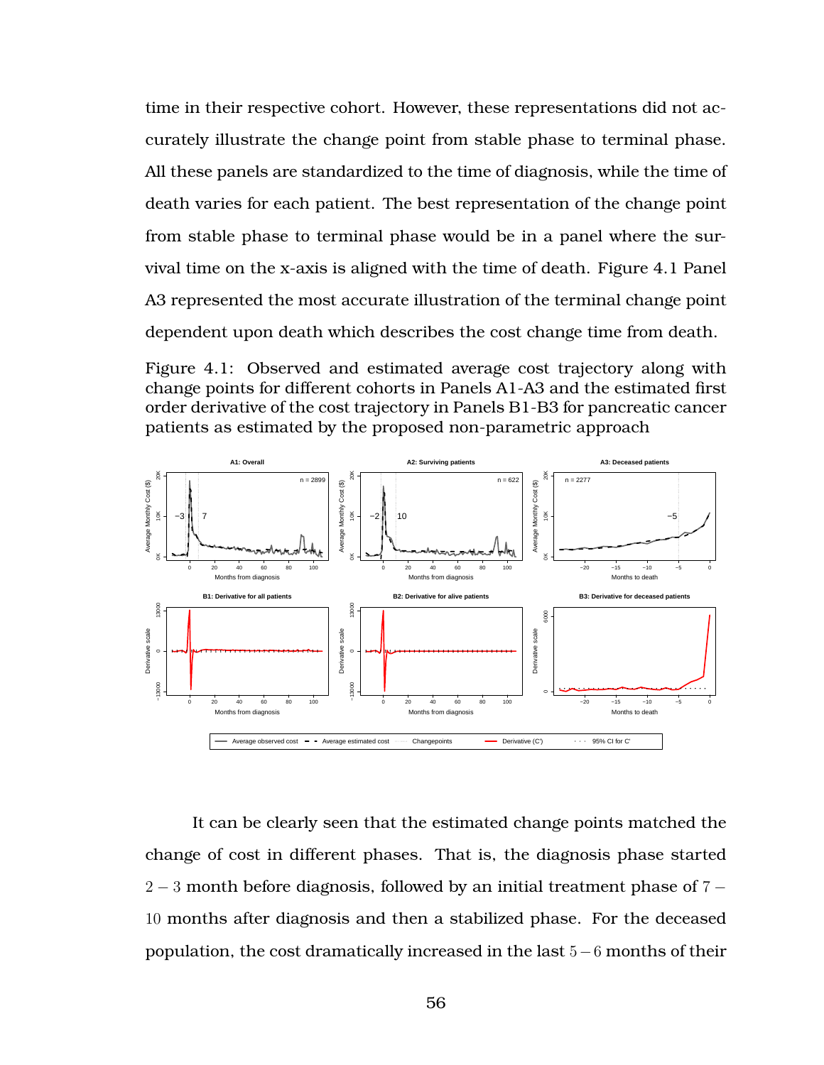time in their respective cohort. However, these representations did not accurately illustrate the change point from stable phase to terminal phase. All these panels are standardized to the time of diagnosis, while the time of death varies for each patient. The best representation of the change point from stable phase to terminal phase would be in a panel where the survival time on the x-axis is aligned with the time of death. Figure 4.1 Panel A3 represented the most accurate illustration of the terminal change point dependent upon death which describes the cost change time from death.

Figure 4.1: Observed and estimated average cost trajectory along with change points for different cohorts in Panels A1-A3 and the estimated first order derivative of the cost trajectory in Panels B1-B3 for pancreatic cancer patients as estimated by the proposed non-parametric approach

It can be clearly seen that the estimated change points matched the change of cost in different phases. That is, the diagnosis phase started $2-3$ month before diagnosis, followed by an initial treatment phase of $7-10$ months after diagnosis and then a stabilized phase. For the deceased population, the cost dramatically increased in the last $5-6$ months of their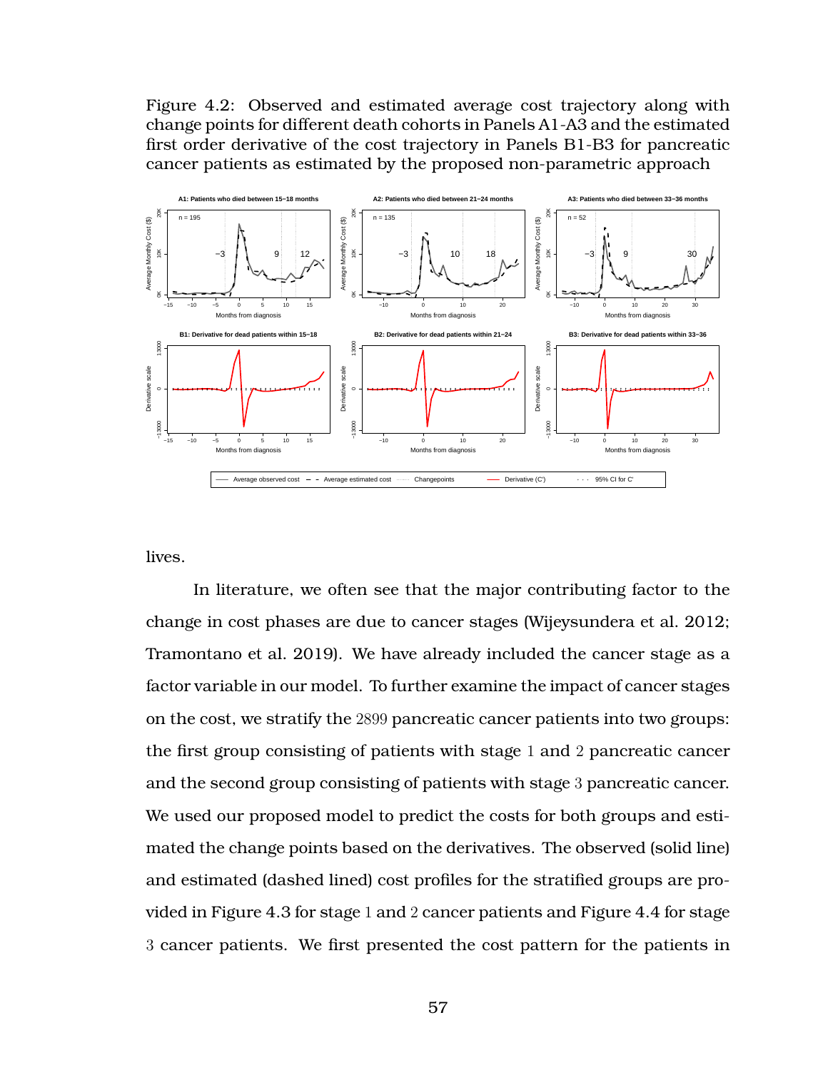Figure 4.2: Observed and estimated average cost trajectory along with change points for different death cohorts in Panels A1-A3 and the estimated first order derivative of the cost trajectory in Panels B1-B3 for pancreatic cancer patients as estimated by the proposed non-parametric approach

lives.

In literature, we often see that the major contributing factor to the change in cost phases are due to cancer stages (Wijeysundera et al. 2012; Tramontano et al. 2019). We have already included the cancer stage as a factor variable in our model. To further examine the impact of cancer stages on the cost, we stratify the 2899 pancreatic cancer patients into two groups: the first group consisting of patients with stage 1 and 2 pancreatic cancer and the second group consisting of patients with stage 3 pancreatic cancer. We used our proposed model to predict the costs for both groups and estimated the change points based on the derivatives. The observed (solid line) and estimated (dashed lined) cost profiles for the stratified groups are provided in Figure 4.3 for stage 1 and 2 cancer patients and Figure 4.4 for stage 3 cancer patients. We first presented the cost pattern for the patients in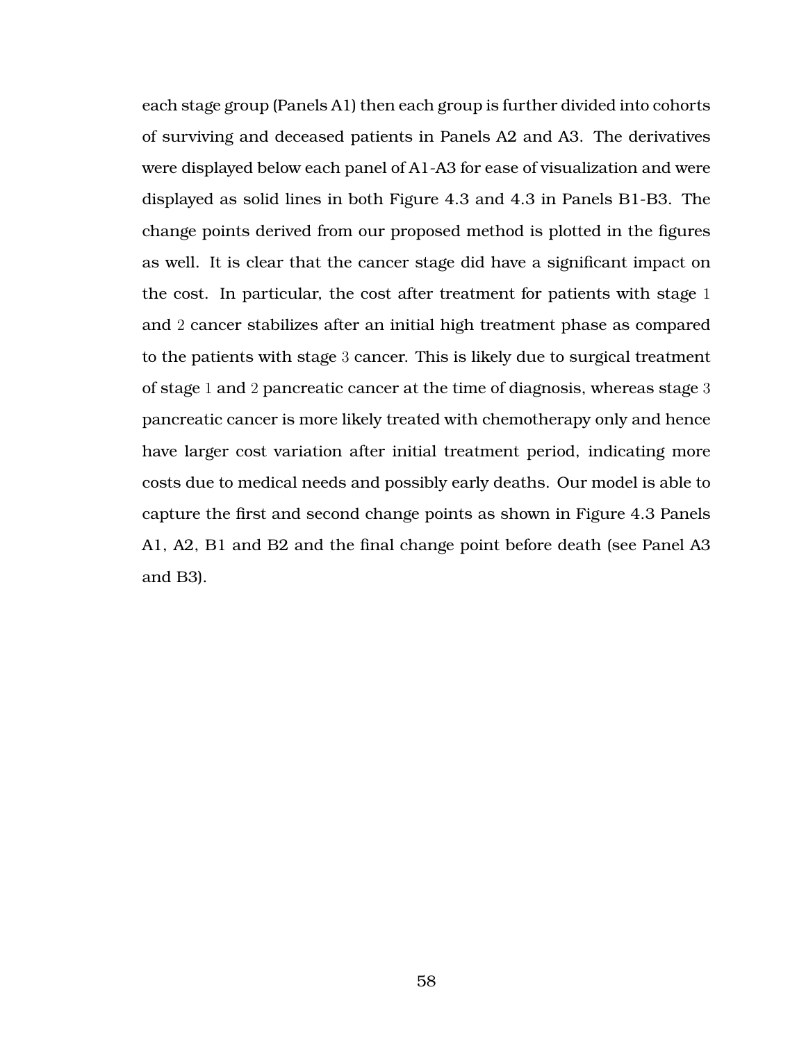each stage group (Panels A1) then each group is further divided into cohorts of surviving and deceased patients in Panels A2 and A3. The derivatives were displayed below each panel of A1-A3 for ease of visualization and were displayed as solid lines in both Figure 4.3 and 4.3 in Panels B1-B3. The change points derived from our proposed method is plotted in the figures as well. It is clear that the cancer stage did have a significant impact on the cost. In particular, the cost after treatment for patients with stage 1 and 2 cancer stabilizes after an initial high treatment phase as compared to the patients with stage 3 cancer. This is likely due to surgical treatment of stage 1 and 2 pancreatic cancer at the time of diagnosis, whereas stage 3 pancreatic cancer is more likely treated with chemotherapy only and hence have larger cost variation after initial treatment period, indicating more costs due to medical needs and possibly early deaths. Our model is able to capture the first and second change points as shown in Figure 4.3 Panels A1, A2, B1 and B2 and the final change point before death (see Panel A3 and B3).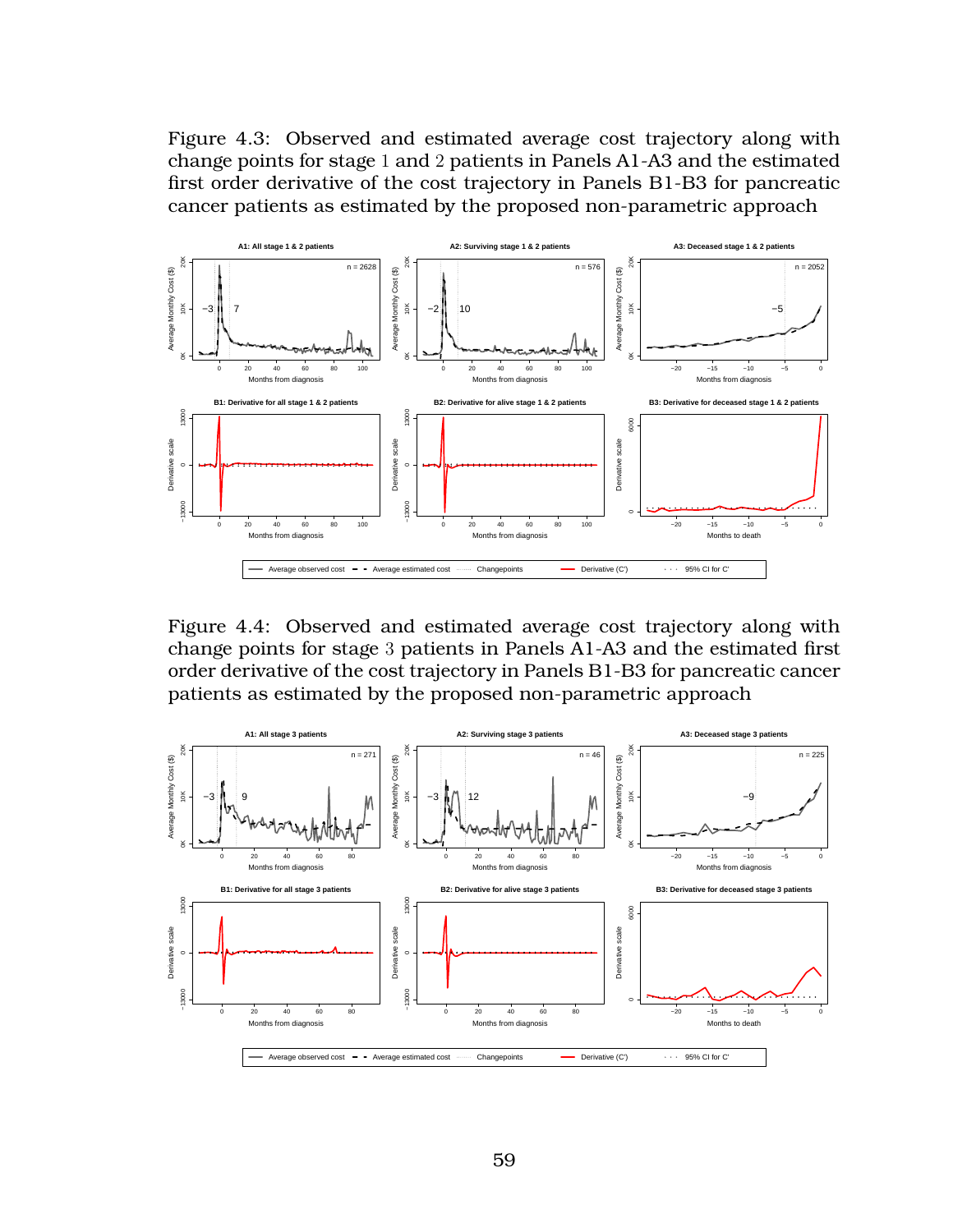Figure 4.3: Observed and estimated average cost trajectory along with change points for stage 1 and 2 patients in Panels A1-A3 and the estimated first order derivative of the cost trajectory in Panels B1-B3 for pancreatic cancer patients as estimated by the proposed non-parametric approach

Figure 4.4: Observed and estimated average cost trajectory along with change points for stage 3 patients in Panels A1-A3 and the estimated first order derivative of the cost trajectory in Panels B1-B3 for pancreatic cancer patients as estimated by the proposed non-parametric approach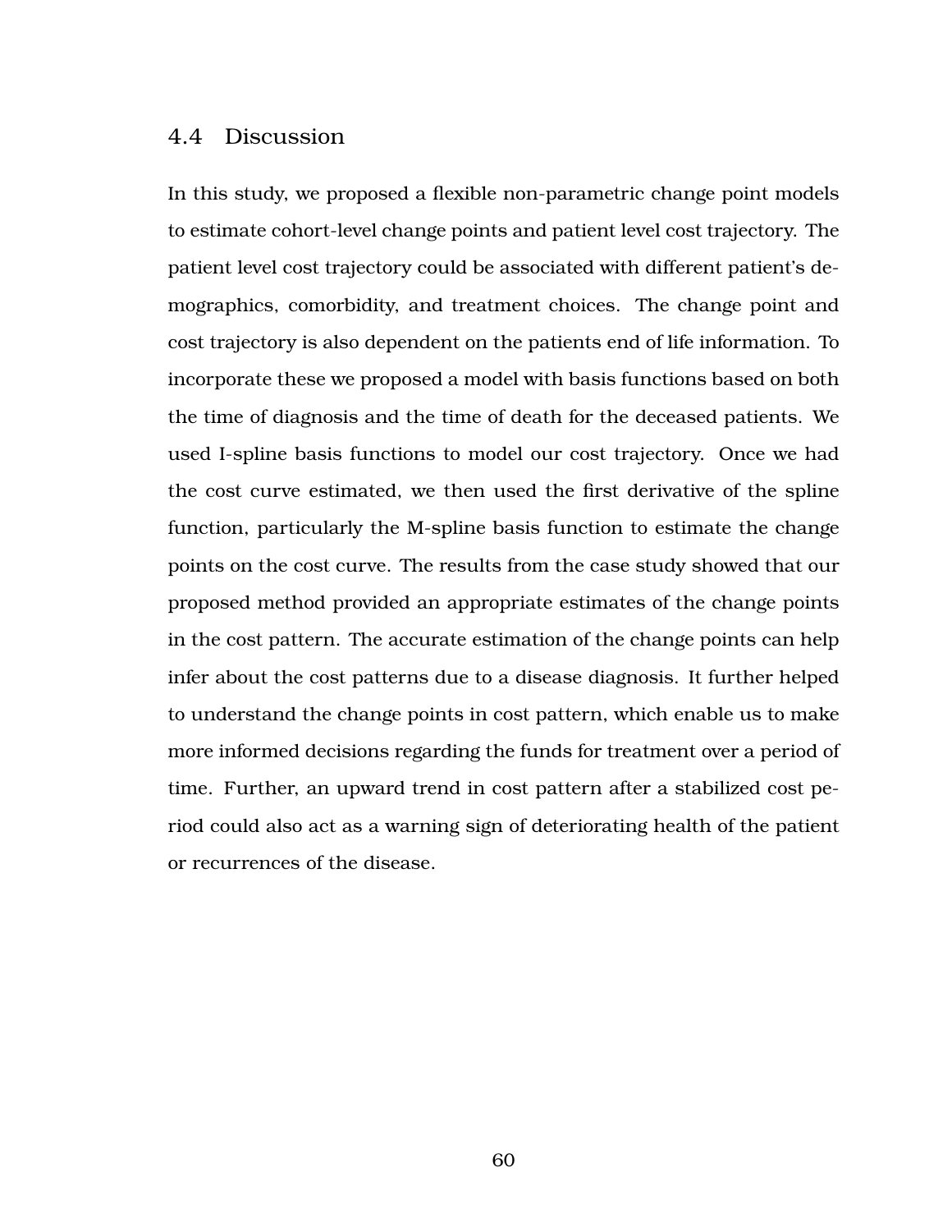## 4.4 Discussion

In this study, we proposed a flexible non-parametric change point models to estimate cohort-level change points and patient level cost trajectory. The patient level cost trajectory could be associated with different patient's demographics, comorbidity, and treatment choices. The change point and cost trajectory is also dependent on the patients end of life information. To incorporate these we proposed a model with basis functions based on both the time of diagnosis and the time of death for the deceased patients. We used I-spline basis functions to model our cost trajectory. Once we had the cost curve estimated, we then used the first derivative of the spline function, particularly the M-spline basis function to estimate the change points on the cost curve. The results from the case study showed that our proposed method provided an appropriate estimates of the change points in the cost pattern. The accurate estimation of the change points can help infer about the cost patterns due to a disease diagnosis. It further helped to understand the change points in cost pattern, which enable us to make more informed decisions regarding the funds for treatment over a period of time. Further, an upward trend in cost pattern after a stabilized cost period could also act as a warning sign of deteriorating health of the patient or recurrences of the disease.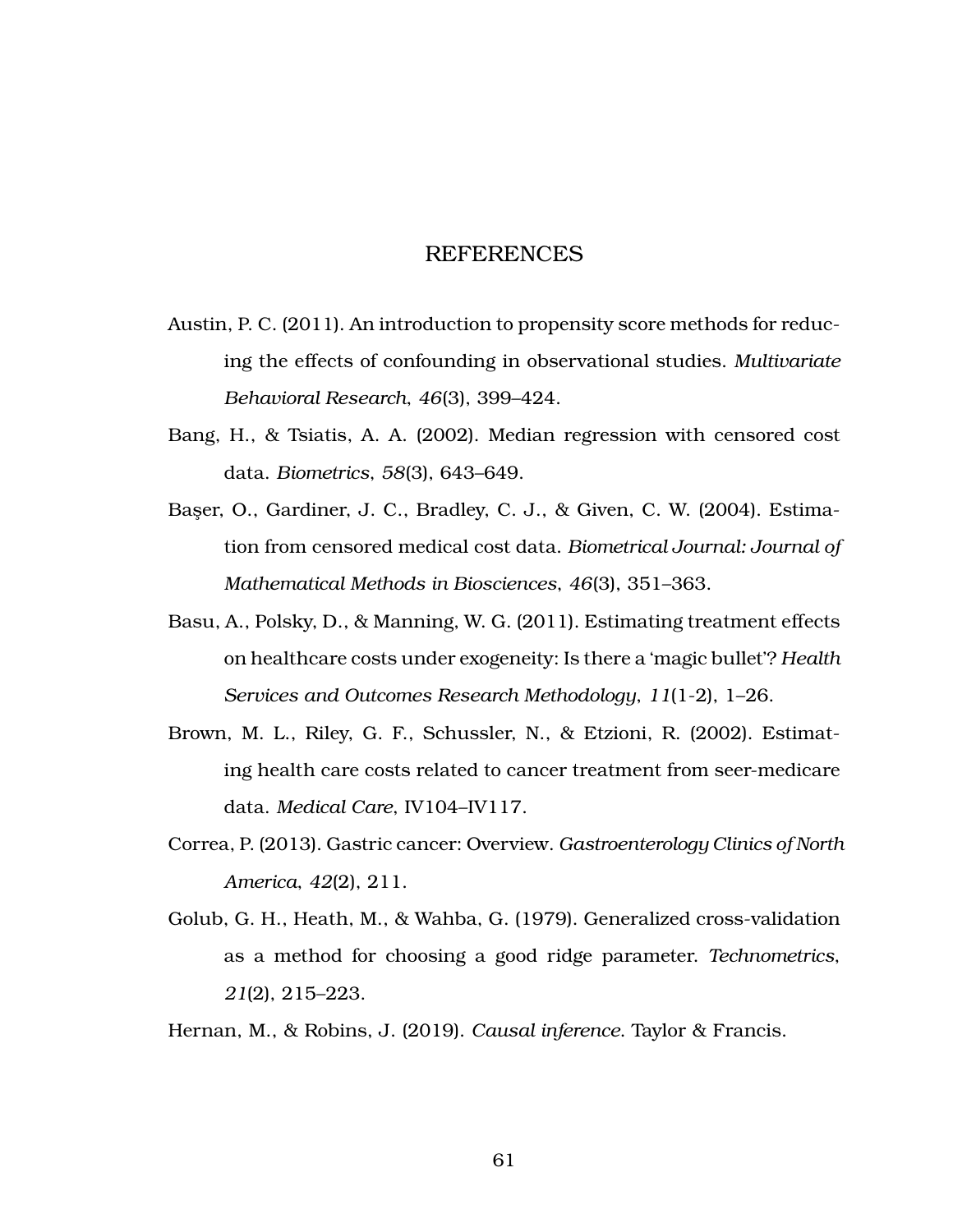# REFERENCES

Austin, P. C. (2011). An introduction to propensity score methods for reducing the effects of confounding in observational studies. *Multivariate Behavioral Research*, *46*(3), 399–424.

Bang, H., & Tsiatis, A. A. (2002). Median regression with censored cost data. *Biometrics*, *58*(3), 643–649.

Başer, O., Gardiner, J. C., Bradley, C. J., & Given, C. W. (2004). Estimation from censored medical cost data. *Biometrical Journal: Journal of Mathematical Methods in Biosciences*, *46*(3), 351–363.

Basu, A., Polsky, D., & Manning, W. G. (2011). Estimating treatment effects on healthcare costs under exogeneity: Is there a 'magic bullet'? *Health Services and Outcomes Research Methodology*, *11*(1-2), 1–26.

Brown, M. L., Riley, G. F., Schussler, N., & Etzioni, R. (2002). Estimating health care costs related to cancer treatment from seer-medicare data. *Medical Care*, IV104–IV117.

Correa, P. (2013). Gastric cancer: Overview. *Gastroenterology Clinics of North America*, *42*(2), 211.

Golub, G. H., Heath, M., & Wahba, G. (1979). Generalized cross-validation as a method for choosing a good ridge parameter. *Technometrics*, *21*(2), 215–223.

Hernan, M., & Robins, J. (2019). *Causal inference*. Taylor & Francis.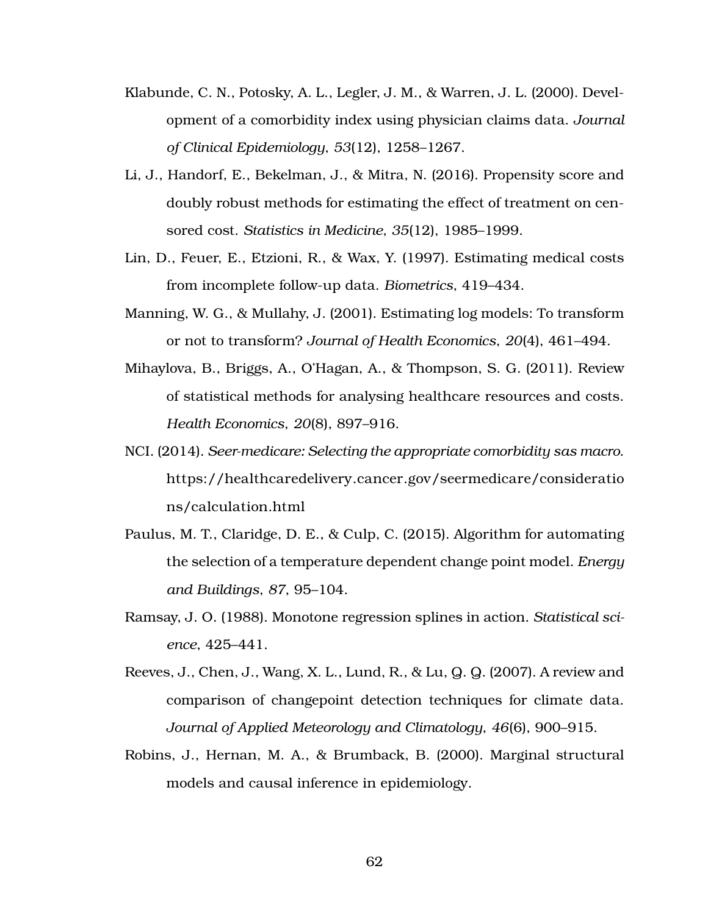Klabunde, C. N., Potosky, A. L., Legler, J. M., & Warren, J. L. (2000). Development of a comorbidity index using physician claims data. *Journal of Clinical Epidemiology*, *53*(12), 1258–1267.

Li, J., Handorf, E., Bekelman, J., & Mitra, N. (2016). Propensity score and doubly robust methods for estimating the effect of treatment on censored cost. *Statistics in Medicine*, *35*(12), 1985–1999.

Lin, D., Feuer, E., Etzioni, R., & Wax, Y. (1997). Estimating medical costs from incomplete follow-up data. *Biometrics*, 419–434.

Manning, W. G., & Mullahy, J. (2001). Estimating log models: To transform or not to transform? *Journal of Health Economics*, *20*(4), 461–494.

Mihaylova, B., Briggs, A., O'Hagan, A., & Thompson, S. G. (2011). Review of statistical methods for analysing healthcare resources and costs. *Health Economics*, *20*(8), 897–916.

NCI. (2014). *Seer-medicare: Selecting the appropriate comorbidity sas macro*. https://healthcaredelivery.cancer.gov/seermedicare/considerations/calculation.html

Paulus, M. T., Claridge, D. E., & Culp, C. (2015). Algorithm for automating the selection of a temperature dependent change point model. *Energy and Buildings*, *87*, 95–104.

Ramsay, J. O. (1988). Monotone regression splines in action. *Statistical science*, 425–441.

Reeves, J., Chen, J., Wang, X. L., Lund, R., & Lu, Q. Q. (2007). A review and comparison of changepoint detection techniques for climate data. *Journal of Applied Meteorology and Climatology*, *46*(6), 900–915.

Robins, J., Hernan, M. A., & Brumback, B. (2000). Marginal structural models and causal inference in epidemiology.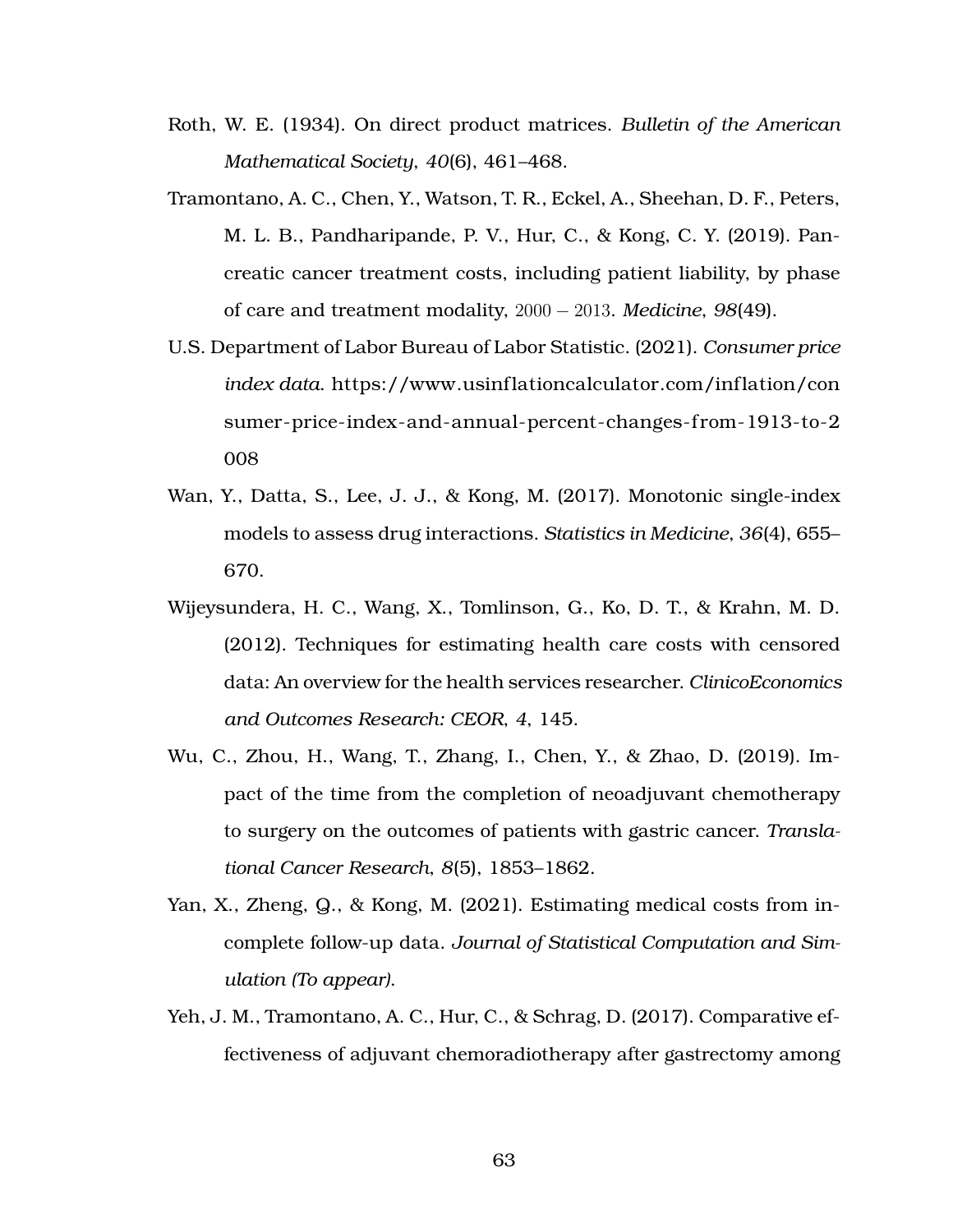Roth, W. E. (1934). On direct product matrices. *Bulletin of the American Mathematical Society*, *40*(6), 461–468.

Tramontano, A. C., Chen, Y., Watson, T. R., Eckel, A., Sheehan, D. F., Peters, M. L. B., Pandharipande, P. V., Hur, C., & Kong, C. Y. (2019). Pancreatic cancer treatment costs, including patient liability, by phase of care and treatment modality, $2000-2013$. *Medicine*, *98*(49).

U.S. Department of Labor Bureau of Labor Statistic. (2021). *Consumer price index data*. https://www.usinflationcalculator.com/inflation/consumer-price-index-and-annual-percent-changes-from-1913-to-2008

Wan, Y., Datta, S., Lee, J. J., & Kong, M. (2017). Monotonic single-index models to assess drug interactions. *Statistics in Medicine*, *36*(4), 655–670.

Wijeysundera, H. C., Wang, X., Tomlinson, G., Ko, D. T., & Krahn, M. D. (2012). Techniques for estimating health care costs with censored data: An overview for the health services researcher. *ClinicoEconomics and Outcomes Research: CEOR*, *4*, 145.

Wu, C., Zhou, H., Wang, T., Zhang, I., Chen, Y., & Zhao, D. (2019). Impact of the time from the completion of neoadjuvant chemotherapy to surgery on the outcomes of patients with gastric cancer. *Translational Cancer Research*, *8*(5), 1853–1862.

Yan, X., Zheng, Q., & Kong, M. (2021). Estimating medical costs from incomplete follow-up data. *Journal of Statistical Computation and Simulation (To appear)*.

Yeh, J. M., Tramontano, A. C., Hur, C., & Schrag, D. (2017). Comparative effectiveness of adjuvant chemoradiotherapy after gastrectomy among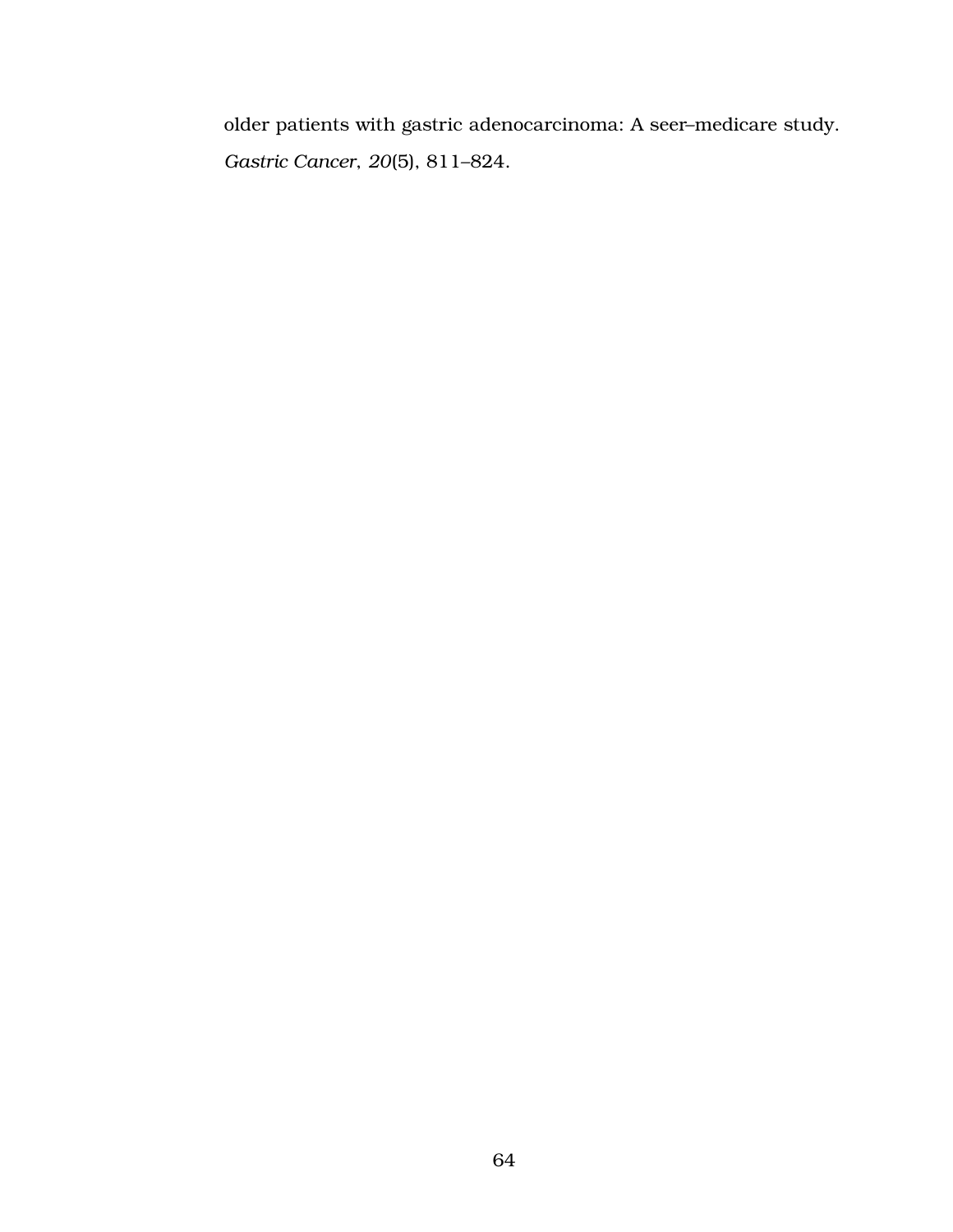older patients with gastric adenocarcinoma: A seer–medicare study. *Gastric Cancer*, *20*(5), 811–824.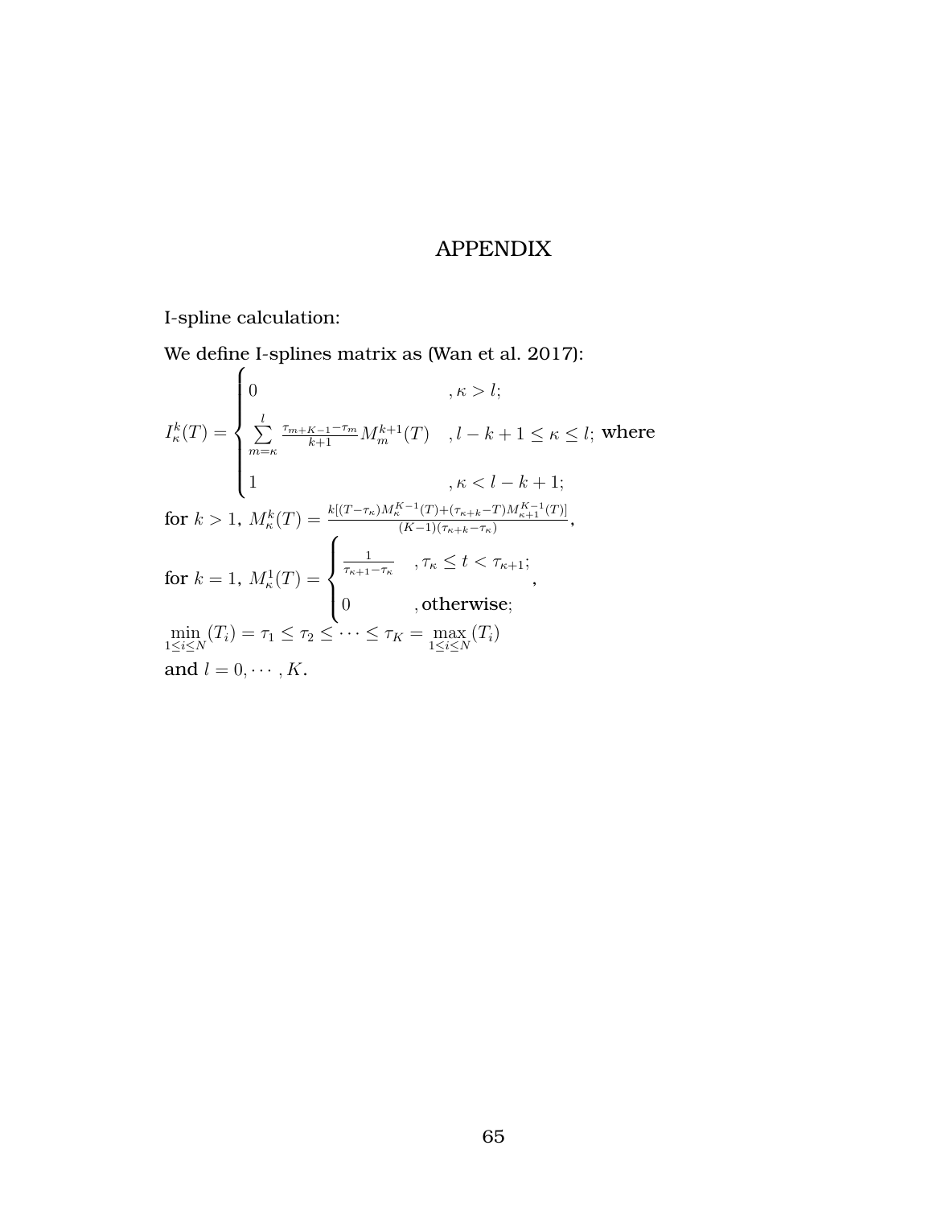# APPENDIX

I-spline calculation:

We define I-splines matrix as (Wan et al. 2017):

$$I_\kappa^k(T) = \begin{cases} 0 & ,\kappa > l; \\ \sum\limits_{m=\kappa}^{l} \frac{\tau_{m+K-1}-\tau_m}{k+1} M_m^{k+1}(T) & ,l-k+1 \leq \kappa \leq l; \\ 1 & ,\kappa < l-k+1; \end{cases}$$ where

for $k > 1$, $M_\kappa^k(T) = \frac{k[(T-\tau_\kappa)M_\kappa^{K-1}(T)+(\tau_{\kappa+k}-T)M_{\kappa+1}^{K-1}(T)]}{(K-1)(\tau_{\kappa+k}-\tau_\kappa)}$,

for $k = 1$, $M_\kappa^1(T) = \begin{cases} \frac{1}{\tau_{\kappa+1}-\tau_\kappa} & ,\tau_\kappa \leq t < \tau_{\kappa+1}; \\ 0 & ,\text{otherwise}; \end{cases}$,

$\min\limits_{1\leq i\leq N}(T_i) = \tau_1 \leq \tau_2 \leq \cdots \leq \tau_K = \max\limits_{1\leq i\leq N}(T_i)$

and $l = 0, \cdots, K$.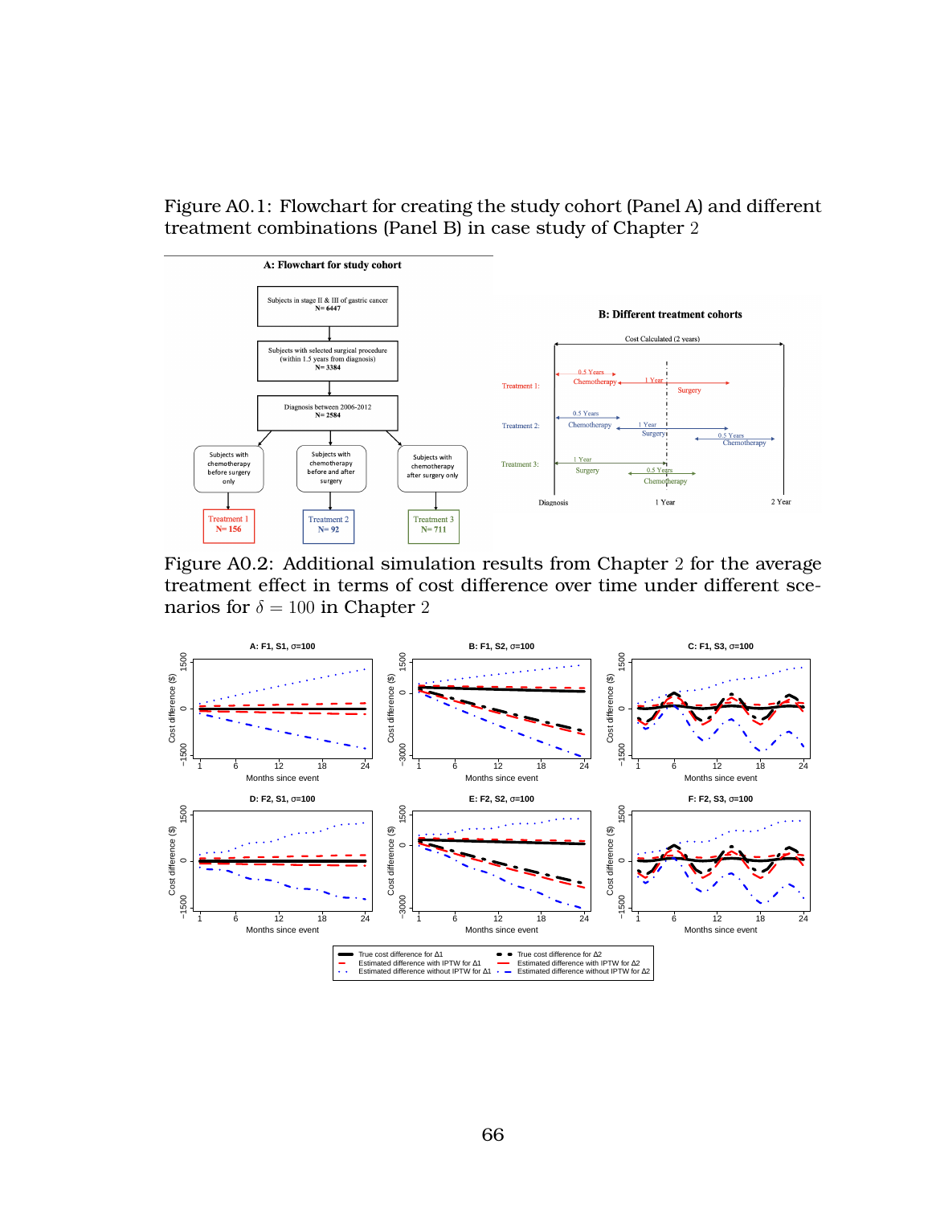Figure A0.1: Flowchart for creating the study cohort (Panel A) and different treatment combinations (Panel B) in case study of Chapter 2

Figure A0.2: Additional simulation results from Chapter 2 for the average treatment effect in terms of cost difference over time under different scenarios for $\delta = 100$ in Chapter 2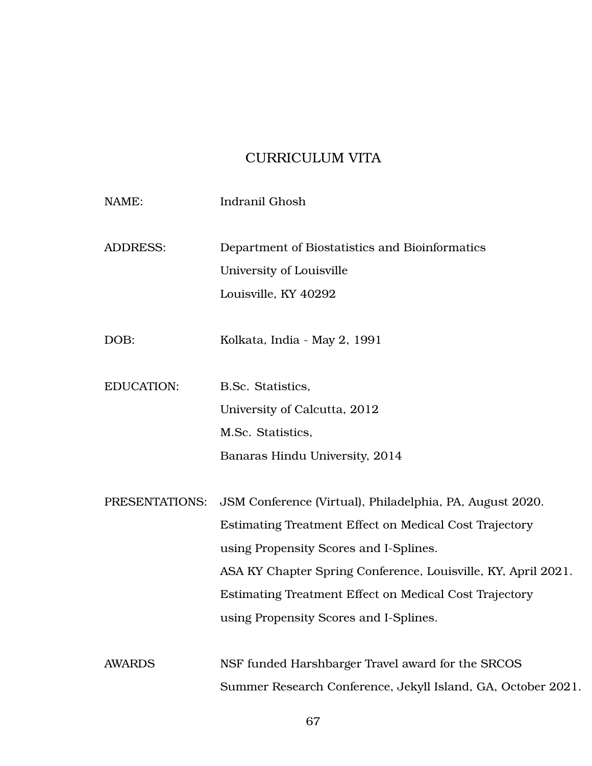# CURRICULUM VITA

| | |
|---|---|
| NAME: | Indranil Ghosh |
| ADDRESS: | Department of Biostatistics and Bioinformatics<br>University of Louisville<br>Louisville, KY 40292 |
| DOB: | Kolkata, India - May 2, 1991 |
| EDUCATION: | B.Sc. Statistics,<br>University of Calcutta, 2012<br>M.Sc. Statistics,<br>Banaras Hindu University, 2014 |
| PRESENTATIONS: | JSM Conference (Virtual), Philadelphia, PA, August 2020.<br>Estimating Treatment Effect on Medical Cost Trajectory<br>using Propensity Scores and I-Splines.<br>ASA KY Chapter Spring Conference, Louisville, KY, April 2021.<br>Estimating Treatment Effect on Medical Cost Trajectory<br>using Propensity Scores and I-Splines. |
| AWARDS | NSF funded Harshbarger Travel award for the SRCOS<br>Summer Research Conference, Jekyll Island, GA, October 2021. |